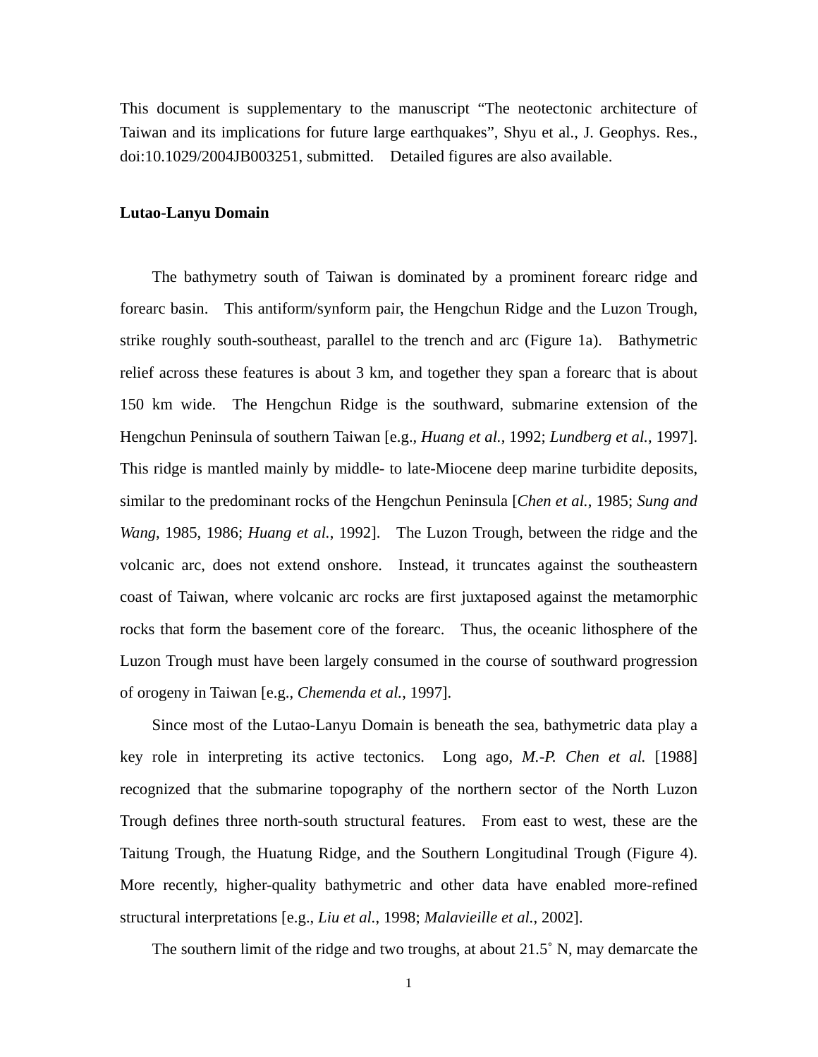This document is supplementary to the manuscript "The neotectonic architecture of Taiwan and its implications for future large earthquakes", Shyu et al., J. Geophys. Res., doi:10.1029/2004JB003251, submitted. Detailed figures are also available.

**Lutao-Lanyu Domain**

The bathymetry south of Taiwan is dominated by a prominent forearc ridge and forearc basin. This antiform/synform pair, the Hengchun Ridge and the Luzon Trough, strike roughly south-southeast, parallel to the trench and arc (Figure 1a). Bathymetric relief across these features is about 3 km, and together they span a forearc that is about 150 km wide. The Hengchun Ridge is the southward, submarine extension of the Hengchun Peninsula of southern Taiwan [e.g., *Huang et al.*, 1992; *Lundberg et al.*, 1997]. This ridge is mantled mainly by middle- to late-Miocene deep marine turbidite deposits, similar to the predominant rocks of the Hengchun Peninsula [*Chen et al.*, 1985; *Sung and Wang*, 1985, 1986; *Huang et al.*, 1992]. The Luzon Trough, between the ridge and the volcanic arc, does not extend onshore. Instead, it truncates against the southeastern coast of Taiwan, where volcanic arc rocks are first juxtaposed against the metamorphic rocks that form the basement core of the forearc. Thus, the oceanic lithosphere of the Luzon Trough must have been largely consumed in the course of southward progression of orogeny in Taiwan [e.g., *Chemenda et al.*, 1997].

Since most of the Lutao-Lanyu Domain is beneath the sea, bathymetric data play a key role in interpreting its active tectonics. Long ago, *M.-P. Chen et al.* [1988] recognized that the submarine topography of the northern sector of the North Luzon Trough defines three north-south structural features. From east to west, these are the Taitung Trough, the Huatung Ridge, and the Southern Longitudinal Trough (Figure 4). More recently, higher-quality bathymetric and other data have enabled more-refined structural interpretations [e.g., *Liu et al.*, 1998; *Malavieille et al.*, 2002].

The southern limit of the ridge and two troughs, at about 21.5˚ N, may demarcate the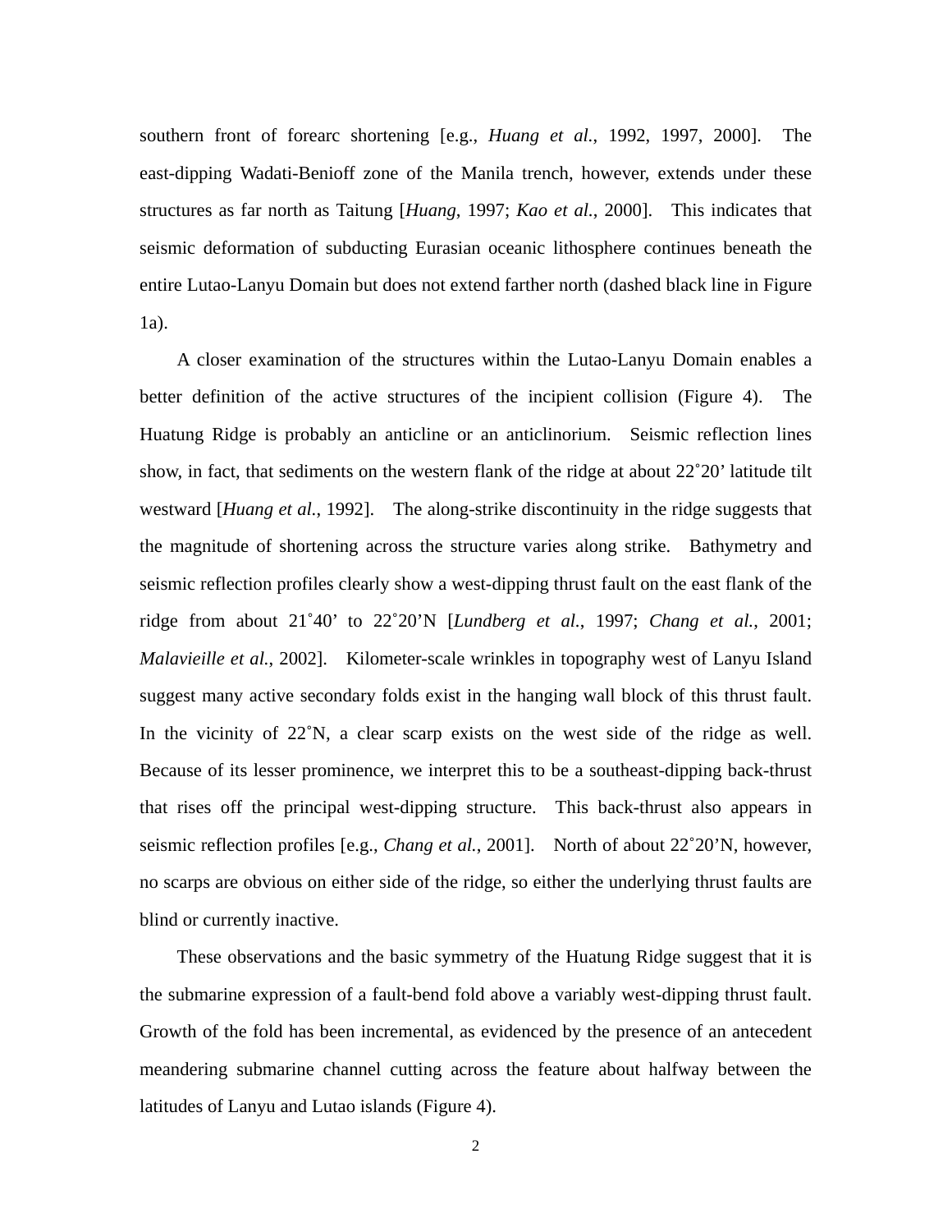southern front of forearc shortening [e.g., *Huang et al.*, 1992, 1997, 2000]. The east-dipping Wadati-Benioff zone of the Manila trench, however, extends under these structures as far north as Taitung [*Huang*, 1997; *Kao et al.*, 2000]. This indicates that seismic deformation of subducting Eurasian oceanic lithosphere continues beneath the entire Lutao-Lanyu Domain but does not extend farther north (dashed black line in Figure 1a).

A closer examination of the structures within the Lutao-Lanyu Domain enables a better definition of the active structures of the incipient collision (Figure 4). The Huatung Ridge is probably an anticline or an anticlinorium. Seismic reflection lines show, in fact, that sediments on the western flank of the ridge at about 22˚20' latitude tilt westward [*Huang et al.*, 1992]. The along-strike discontinuity in the ridge suggests that the magnitude of shortening across the structure varies along strike. Bathymetry and seismic reflection profiles clearly show a west-dipping thrust fault on the east flank of the ridge from about 21˚40' to 22˚20'N [*Lundberg et al.*, 1997; *Chang et al.*, 2001; *Malavieille et al.*, 2002]. Kilometer-scale wrinkles in topography west of Lanyu Island suggest many active secondary folds exist in the hanging wall block of this thrust fault. In the vicinity of 22˚N, a clear scarp exists on the west side of the ridge as well. Because of its lesser prominence, we interpret this to be a southeast-dipping back-thrust that rises off the principal west-dipping structure. This back-thrust also appears in seismic reflection profiles [e.g., *Chang et al.*, 2001]. North of about 22˚20'N, however, no scarps are obvious on either side of the ridge, so either the underlying thrust faults are blind or currently inactive.

These observations and the basic symmetry of the Huatung Ridge suggest that it is the submarine expression of a fault-bend fold above a variably west-dipping thrust fault. Growth of the fold has been incremental, as evidenced by the presence of an antecedent meandering submarine channel cutting across the feature about halfway between the latitudes of Lanyu and Lutao islands (Figure 4).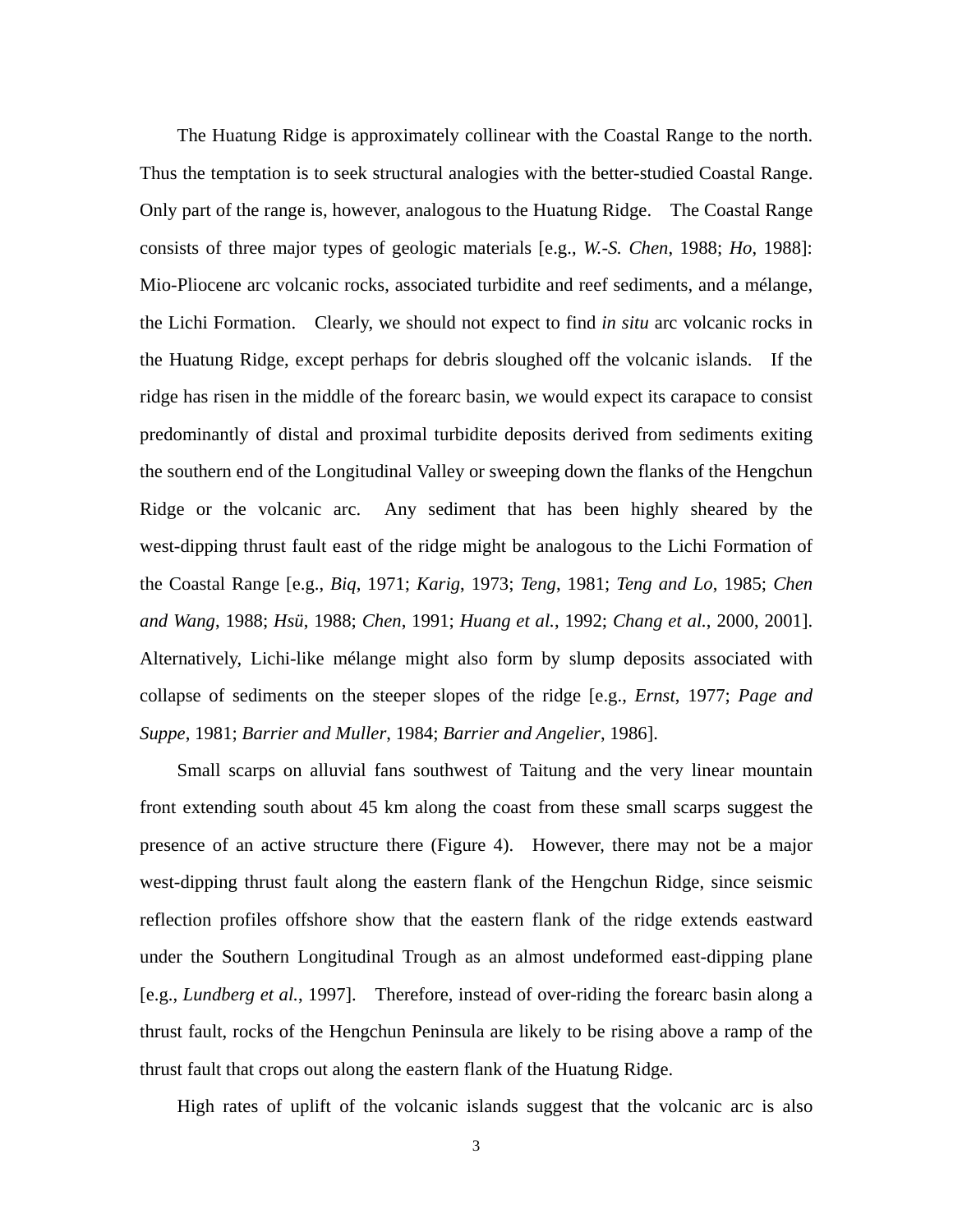The Huatung Ridge is approximately collinear with the Coastal Range to the north. Thus the temptation is to seek structural analogies with the better-studied Coastal Range. Only part of the range is, however, analogous to the Huatung Ridge. The Coastal Range consists of three major types of geologic materials [e.g., *W.-S. Chen*, 1988; *Ho*, 1988]: Mio-Pliocene arc volcanic rocks, associated turbidite and reef sediments, and a mélange, the Lichi Formation. Clearly, we should not expect to find *in situ* arc volcanic rocks in the Huatung Ridge, except perhaps for debris sloughed off the volcanic islands. If the ridge has risen in the middle of the forearc basin, we would expect its carapace to consist predominantly of distal and proximal turbidite deposits derived from sediments exiting the southern end of the Longitudinal Valley or sweeping down the flanks of the Hengchun Ridge or the volcanic arc. Any sediment that has been highly sheared by the west-dipping thrust fault east of the ridge might be analogous to the Lichi Formation of the Coastal Range [e.g., *Biq*, 1971; *Karig*, 1973; *Teng*, 1981; *Teng and Lo*, 1985; *Chen and Wang*, 1988; *Hsü*, 1988; *Chen*, 1991; *Huang et al.*, 1992; *Chang et al.*, 2000, 2001]. Alternatively, Lichi-like mélange might also form by slump deposits associated with collapse of sediments on the steeper slopes of the ridge [e.g., *Ernst*, 1977; *Page and Suppe*, 1981; *Barrier and Muller*, 1984; *Barrier and Angelier*, 1986].

Small scarps on alluvial fans southwest of Taitung and the very linear mountain front extending south about 45 km along the coast from these small scarps suggest the presence of an active structure there (Figure 4). However, there may not be a major west-dipping thrust fault along the eastern flank of the Hengchun Ridge, since seismic reflection profiles offshore show that the eastern flank of the ridge extends eastward under the Southern Longitudinal Trough as an almost undeformed east-dipping plane [e.g., *Lundberg et al.*, 1997]. Therefore, instead of over-riding the forearc basin along a thrust fault, rocks of the Hengchun Peninsula are likely to be rising above a ramp of the thrust fault that crops out along the eastern flank of the Huatung Ridge.

High rates of uplift of the volcanic islands suggest that the volcanic arc is also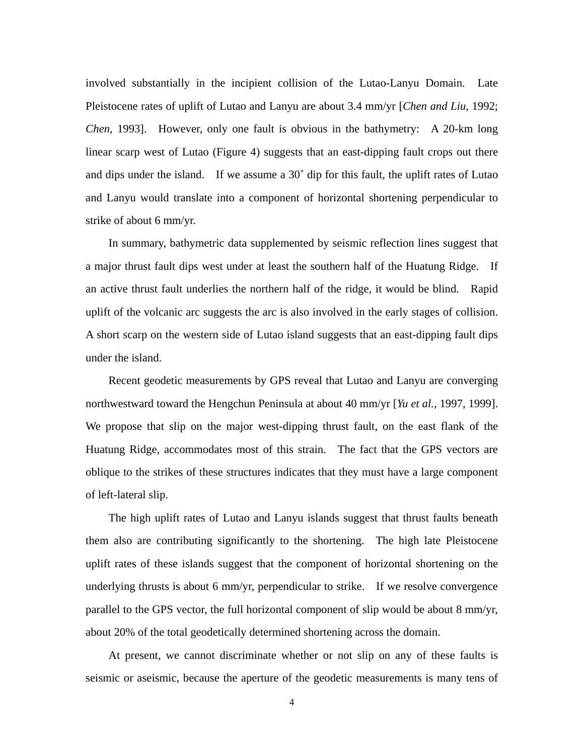involved substantially in the incipient collision of the Lutao-Lanyu Domain. Late Pleistocene rates of uplift of Lutao and Lanyu are about 3.4 mm/yr [*Chen and Liu*, 1992; *Chen*, 1993]. However, only one fault is obvious in the bathymetry: A 20-km long linear scarp west of Lutao (Figure 4) suggests that an east-dipping fault crops out there and dips under the island. If we assume a 30˚ dip for this fault, the uplift rates of Lutao and Lanyu would translate into a component of horizontal shortening perpendicular to strike of about 6 mm/yr.

In summary, bathymetric data supplemented by seismic reflection lines suggest that a major thrust fault dips west under at least the southern half of the Huatung Ridge. If an active thrust fault underlies the northern half of the ridge, it would be blind. Rapid uplift of the volcanic arc suggests the arc is also involved in the early stages of collision. A short scarp on the western side of Lutao island suggests that an east-dipping fault dips under the island.

Recent geodetic measurements by GPS reveal that Lutao and Lanyu are converging northwestward toward the Hengchun Peninsula at about 40 mm/yr [*Yu et al.*, 1997, 1999]. We propose that slip on the major west-dipping thrust fault, on the east flank of the Huatung Ridge, accommodates most of this strain. The fact that the GPS vectors are oblique to the strikes of these structures indicates that they must have a large component of left-lateral slip.

The high uplift rates of Lutao and Lanyu islands suggest that thrust faults beneath them also are contributing significantly to the shortening. The high late Pleistocene uplift rates of these islands suggest that the component of horizontal shortening on the underlying thrusts is about 6 mm/yr, perpendicular to strike. If we resolve convergence parallel to the GPS vector, the full horizontal component of slip would be about 8 mm/yr, about 20% of the total geodetically determined shortening across the domain.

At present, we cannot discriminate whether or not slip on any of these faults is seismic or aseismic, because the aperture of the geodetic measurements is many tens of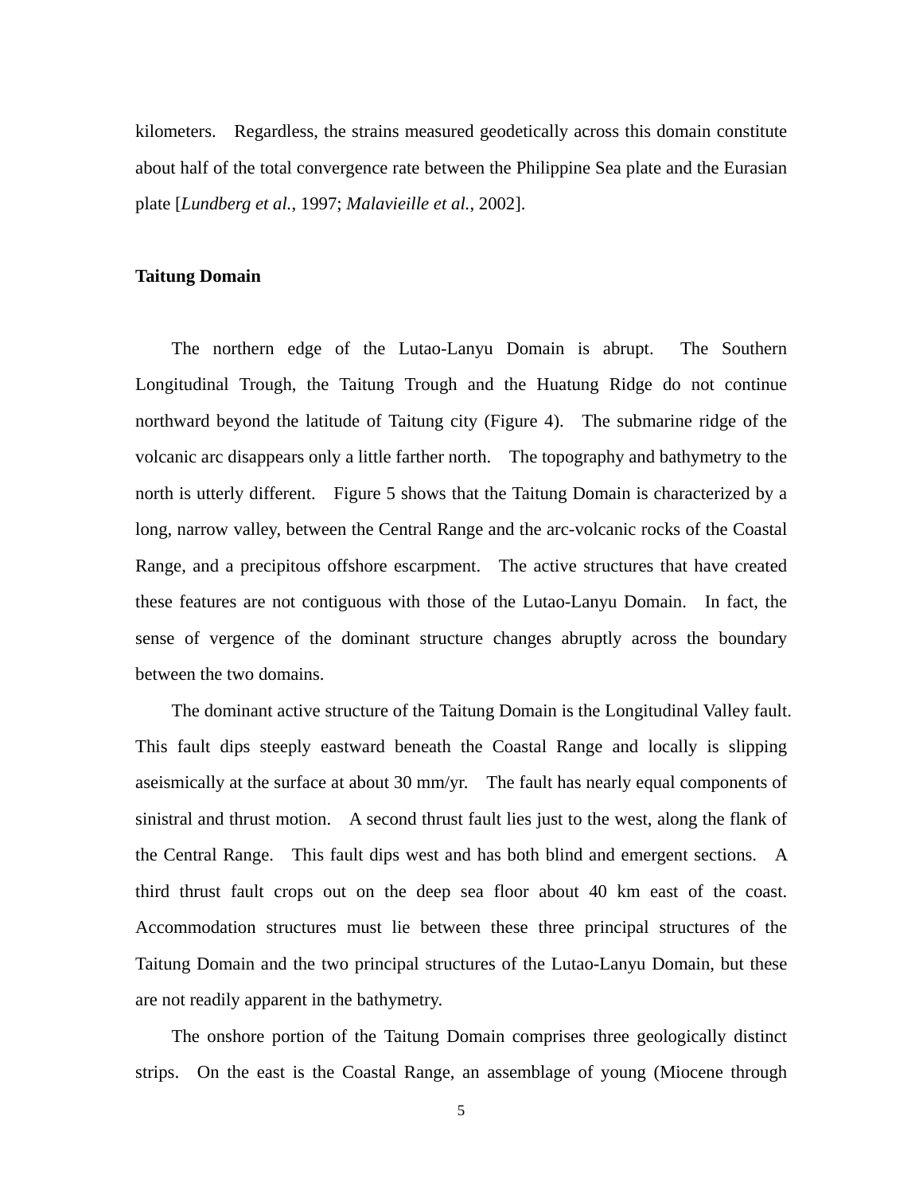kilometers. Regardless, the strains measured geodetically across this domain constitute about half of the total convergence rate between the Philippine Sea plate and the Eurasian plate [*Lundberg et al.*, 1997; *Malavieille et al.*, 2002].

**Taitung Domain**

The northern edge of the Lutao-Lanyu Domain is abrupt. The Southern Longitudinal Trough, the Taitung Trough and the Huatung Ridge do not continue northward beyond the latitude of Taitung city (Figure 4). The submarine ridge of the volcanic arc disappears only a little farther north. The topography and bathymetry to the north is utterly different. Figure 5 shows that the Taitung Domain is characterized by a long, narrow valley, between the Central Range and the arc-volcanic rocks of the Coastal Range, and a precipitous offshore escarpment. The active structures that have created these features are not contiguous with those of the Lutao-Lanyu Domain. In fact, the sense of vergence of the dominant structure changes abruptly across the boundary between the two domains.

The dominant active structure of the Taitung Domain is the Longitudinal Valley fault. This fault dips steeply eastward beneath the Coastal Range and locally is slipping aseismically at the surface at about 30 mm/yr. The fault has nearly equal components of sinistral and thrust motion. A second thrust fault lies just to the west, along the flank of the Central Range. This fault dips west and has both blind and emergent sections. A third thrust fault crops out on the deep sea floor about 40 km east of the coast. Accommodation structures must lie between these three principal structures of the Taitung Domain and the two principal structures of the Lutao-Lanyu Domain, but these are not readily apparent in the bathymetry.

The onshore portion of the Taitung Domain comprises three geologically distinct strips. On the east is the Coastal Range, an assemblage of young (Miocene through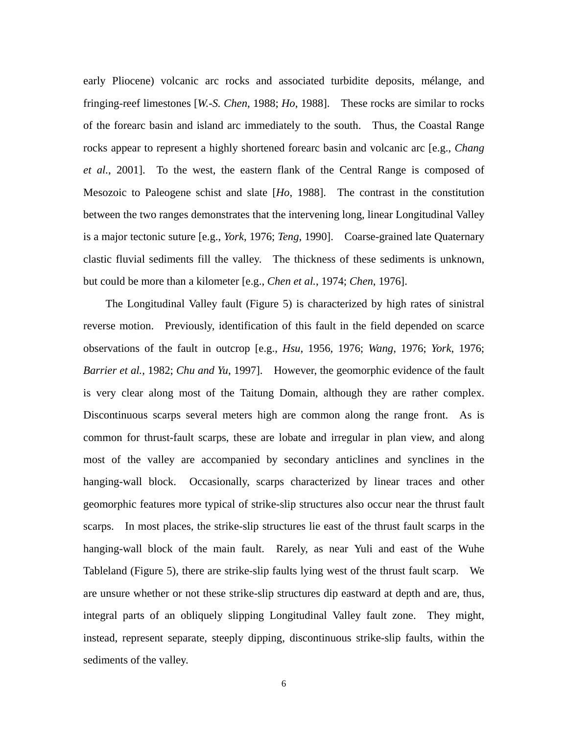early Pliocene) volcanic arc rocks and associated turbidite deposits, mélange, and fringing-reef limestones [*W.-S. Chen*, 1988; *Ho*, 1988]. These rocks are similar to rocks of the forearc basin and island arc immediately to the south. Thus, the Coastal Range rocks appear to represent a highly shortened forearc basin and volcanic arc [e.g., *Chang et al.*, 2001]. To the west, the eastern flank of the Central Range is composed of Mesozoic to Paleogene schist and slate [*Ho*, 1988]. The contrast in the constitution between the two ranges demonstrates that the intervening long, linear Longitudinal Valley is a major tectonic suture [e.g., *York*, 1976; *Teng*, 1990]. Coarse-grained late Quaternary clastic fluvial sediments fill the valley. The thickness of these sediments is unknown, but could be more than a kilometer [e.g., *Chen et al.*, 1974; *Chen*, 1976].

The Longitudinal Valley fault (Figure 5) is characterized by high rates of sinistral reverse motion. Previously, identification of this fault in the field depended on scarce observations of the fault in outcrop [e.g., *Hsu*, 1956, 1976; *Wang*, 1976; *York*, 1976; *Barrier et al.*, 1982; *Chu and Yu*, 1997]. However, the geomorphic evidence of the fault is very clear along most of the Taitung Domain, although they are rather complex. Discontinuous scarps several meters high are common along the range front. As is common for thrust-fault scarps, these are lobate and irregular in plan view, and along most of the valley are accompanied by secondary anticlines and synclines in the hanging-wall block. Occasionally, scarps characterized by linear traces and other geomorphic features more typical of strike-slip structures also occur near the thrust fault scarps. In most places, the strike-slip structures lie east of the thrust fault scarps in the hanging-wall block of the main fault. Rarely, as near Yuli and east of the Wuhe Tableland (Figure 5), there are strike-slip faults lying west of the thrust fault scarp. We are unsure whether or not these strike-slip structures dip eastward at depth and are, thus, integral parts of an obliquely slipping Longitudinal Valley fault zone. They might, instead, represent separate, steeply dipping, discontinuous strike-slip faults, within the sediments of the valley.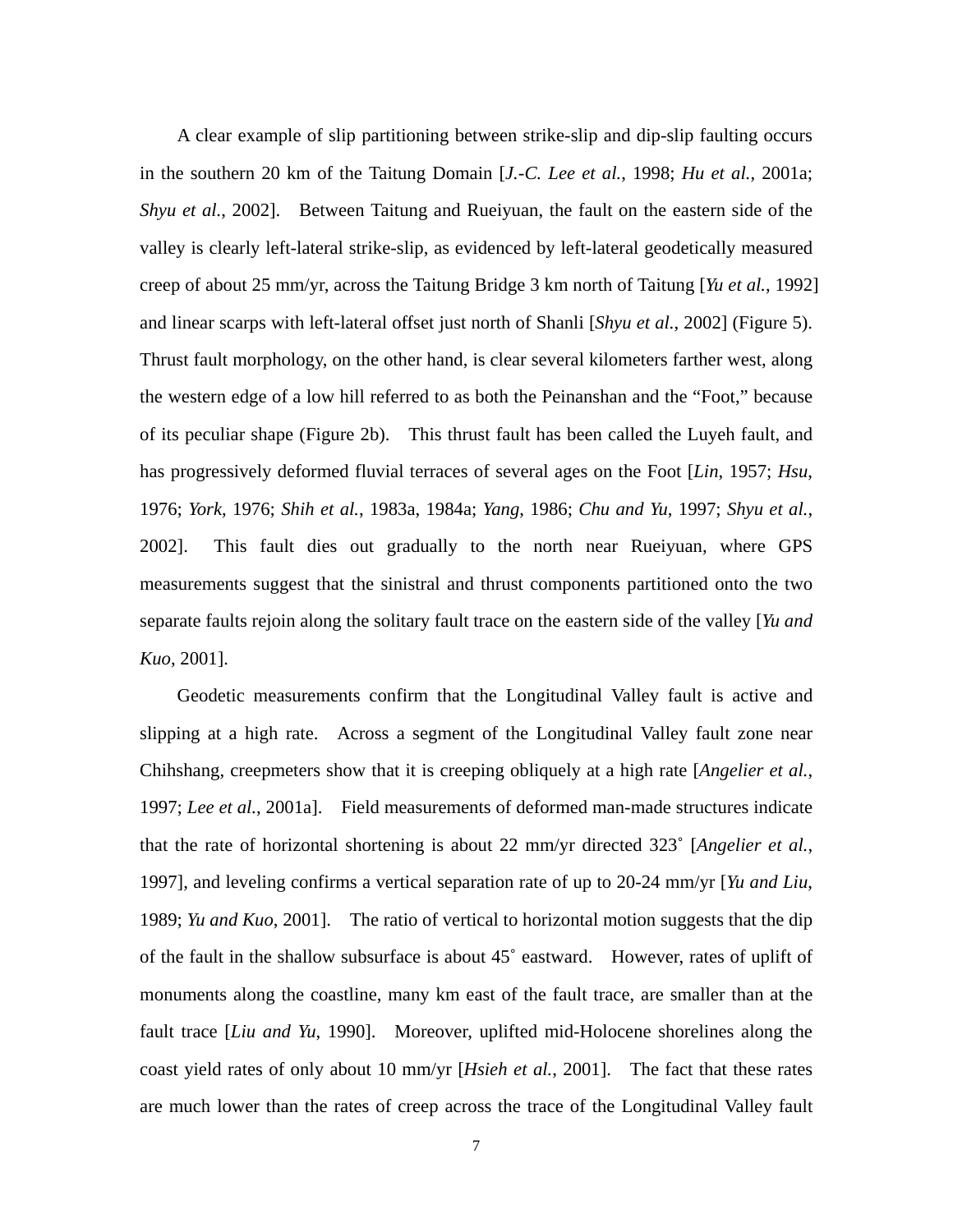A clear example of slip partitioning between strike-slip and dip-slip faulting occurs in the southern 20 km of the Taitung Domain [*J.-C. Lee et al.*, 1998; *Hu et al.*, 2001a; *Shyu et al.*, 2002]. Between Taitung and Rueiyuan, the fault on the eastern side of the valley is clearly left-lateral strike-slip, as evidenced by left-lateral geodetically measured creep of about 25 mm/yr, across the Taitung Bridge 3 km north of Taitung [*Yu et al.*, 1992] and linear scarps with left-lateral offset just north of Shanli [*Shyu et al.*, 2002] (Figure 5). Thrust fault morphology, on the other hand, is clear several kilometers farther west, along the western edge of a low hill referred to as both the Peinanshan and the "Foot," because of its peculiar shape (Figure 2b). This thrust fault has been called the Luyeh fault, and has progressively deformed fluvial terraces of several ages on the Foot [*Lin*, 1957; *Hsu*, 1976; *York*, 1976; *Shih et al.*, 1983a, 1984a; *Yang*, 1986; *Chu and Yu*, 1997; *Shyu et al.*, 2002]. This fault dies out gradually to the north near Rueiyuan, where GPS measurements suggest that the sinistral and thrust components partitioned onto the two separate faults rejoin along the solitary fault trace on the eastern side of the valley [*Yu and Kuo*, 2001].

Geodetic measurements confirm that the Longitudinal Valley fault is active and slipping at a high rate. Across a segment of the Longitudinal Valley fault zone near Chihshang, creepmeters show that it is creeping obliquely at a high rate [*Angelier et al.*, 1997; *Lee et al.*, 2001a]. Field measurements of deformed man-made structures indicate that the rate of horizontal shortening is about 22 mm/yr directed 323˚ [*Angelier et al.*, 1997], and leveling confirms a vertical separation rate of up to 20-24 mm/yr [*Yu and Liu*, 1989; *Yu and Kuo*, 2001]. The ratio of vertical to horizontal motion suggests that the dip of the fault in the shallow subsurface is about 45˚ eastward. However, rates of uplift of monuments along the coastline, many km east of the fault trace, are smaller than at the fault trace [*Liu and Yu*, 1990]. Moreover, uplifted mid-Holocene shorelines along the coast yield rates of only about 10 mm/yr [*Hsieh et al.*, 2001]. The fact that these rates are much lower than the rates of creep across the trace of the Longitudinal Valley fault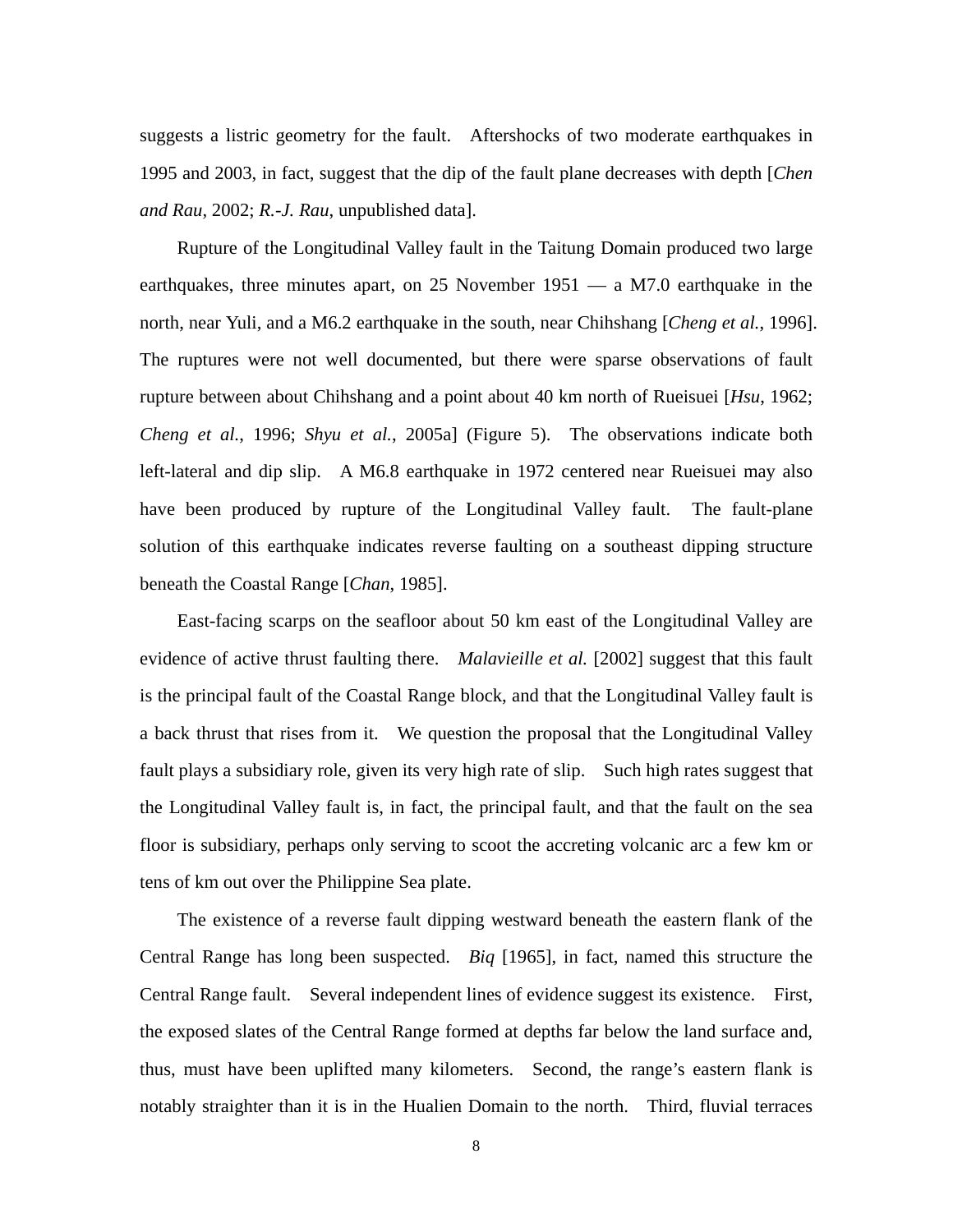suggests a listric geometry for the fault. Aftershocks of two moderate earthquakes in 1995 and 2003, in fact, suggest that the dip of the fault plane decreases with depth [*Chen and Rau*, 2002; *R.-J. Rau*, unpublished data].

Rupture of the Longitudinal Valley fault in the Taitung Domain produced two large earthquakes, three minutes apart, on 25 November 1951 — a M7.0 earthquake in the north, near Yuli, and a M6.2 earthquake in the south, near Chihshang [*Cheng et al.*, 1996]. The ruptures were not well documented, but there were sparse observations of fault rupture between about Chihshang and a point about 40 km north of Rueisuei [*Hsu*, 1962; *Cheng et al.*, 1996; *Shyu et al.*, 2005a] (Figure 5). The observations indicate both left-lateral and dip slip. A M6.8 earthquake in 1972 centered near Rueisuei may also have been produced by rupture of the Longitudinal Valley fault. The fault-plane solution of this earthquake indicates reverse faulting on a southeast dipping structure beneath the Coastal Range [*Chan*, 1985].

East-facing scarps on the seafloor about 50 km east of the Longitudinal Valley are evidence of active thrust faulting there. *Malavieille et al.* [2002] suggest that this fault is the principal fault of the Coastal Range block, and that the Longitudinal Valley fault is a back thrust that rises from it. We question the proposal that the Longitudinal Valley fault plays a subsidiary role, given its very high rate of slip. Such high rates suggest that the Longitudinal Valley fault is, in fact, the principal fault, and that the fault on the sea floor is subsidiary, perhaps only serving to scoot the accreting volcanic arc a few km or tens of km out over the Philippine Sea plate.

The existence of a reverse fault dipping westward beneath the eastern flank of the Central Range has long been suspected. *Biq* [1965], in fact, named this structure the Central Range fault. Several independent lines of evidence suggest its existence. First, the exposed slates of the Central Range formed at depths far below the land surface and, thus, must have been uplifted many kilometers. Second, the range's eastern flank is notably straighter than it is in the Hualien Domain to the north. Third, fluvial terraces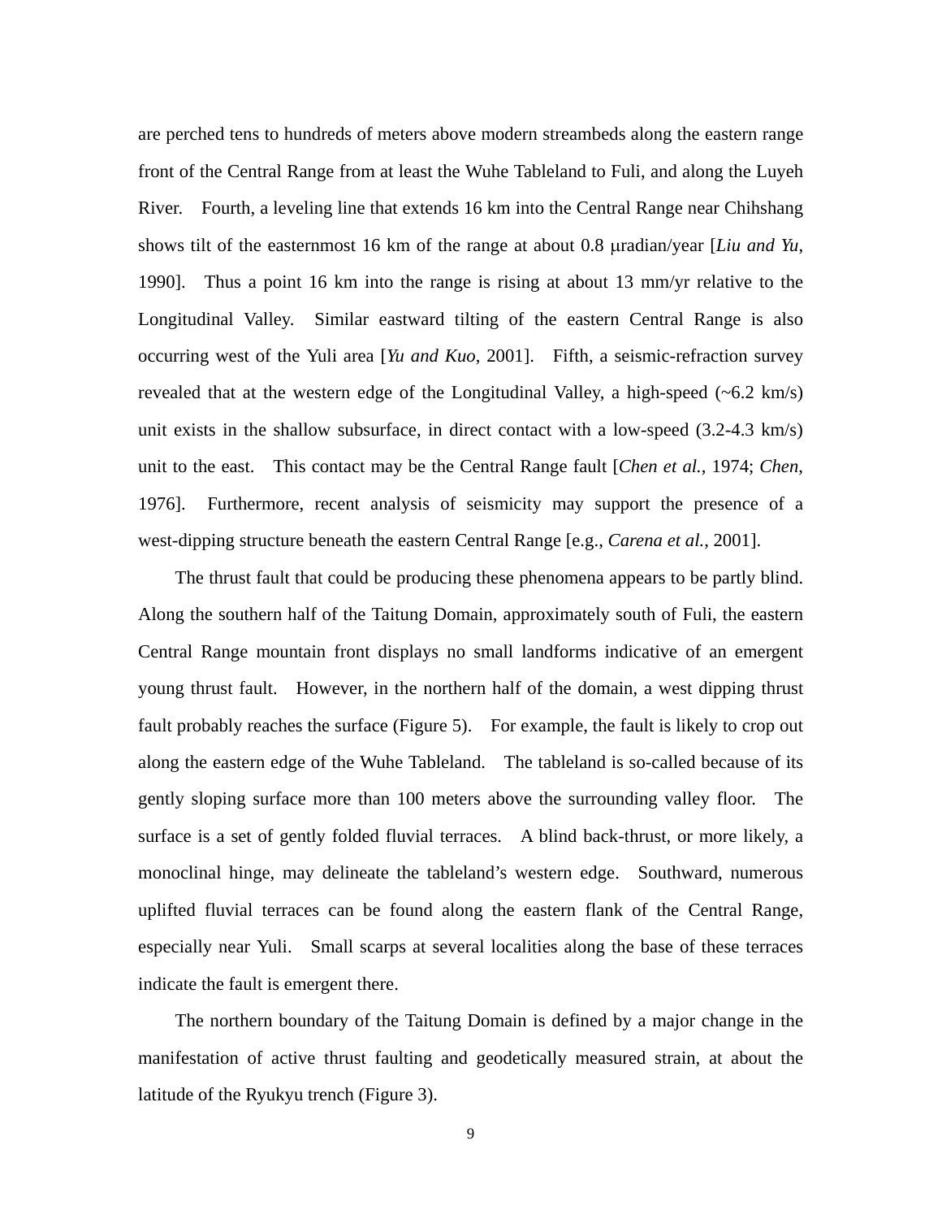are perched tens to hundreds of meters above modern streambeds along the eastern range front of the Central Range from at least the Wuhe Tableland to Fuli, and along the Luyeh River. Fourth, a leveling line that extends 16 km into the Central Range near Chihshang shows tilt of the easternmost 16 km of the range at about 0.8 μradian/year [*Liu and Yu*, 1990]. Thus a point 16 km into the range is rising at about 13 mm/yr relative to the Longitudinal Valley. Similar eastward tilting of the eastern Central Range is also occurring west of the Yuli area [*Yu and Kuo*, 2001]. Fifth, a seismic-refraction survey revealed that at the western edge of the Longitudinal Valley, a high-speed (~6.2 km/s) unit exists in the shallow subsurface, in direct contact with a low-speed (3.2-4.3 km/s) unit to the east. This contact may be the Central Range fault [*Chen et al.*, 1974; *Chen*, 1976]. Furthermore, recent analysis of seismicity may support the presence of a west-dipping structure beneath the eastern Central Range [e.g., *Carena et al.*, 2001].

The thrust fault that could be producing these phenomena appears to be partly blind. Along the southern half of the Taitung Domain, approximately south of Fuli, the eastern Central Range mountain front displays no small landforms indicative of an emergent young thrust fault. However, in the northern half of the domain, a west dipping thrust fault probably reaches the surface (Figure 5). For example, the fault is likely to crop out along the eastern edge of the Wuhe Tableland. The tableland is so-called because of its gently sloping surface more than 100 meters above the surrounding valley floor. The surface is a set of gently folded fluvial terraces. A blind back-thrust, or more likely, a monoclinal hinge, may delineate the tableland's western edge. Southward, numerous uplifted fluvial terraces can be found along the eastern flank of the Central Range, especially near Yuli. Small scarps at several localities along the base of these terraces indicate the fault is emergent there.

The northern boundary of the Taitung Domain is defined by a major change in the manifestation of active thrust faulting and geodetically measured strain, at about the latitude of the Ryukyu trench (Figure 3).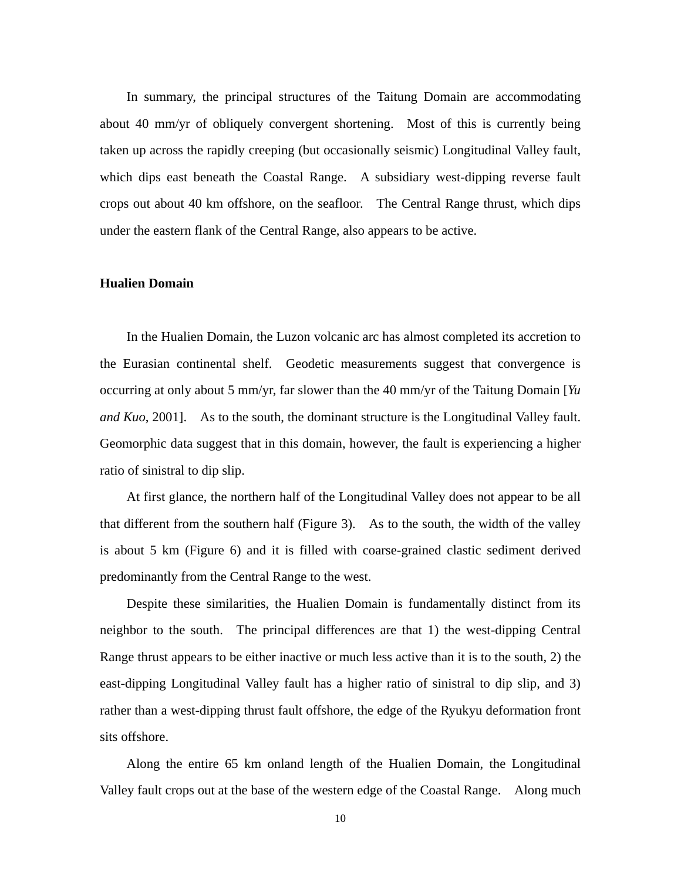In summary, the principal structures of the Taitung Domain are accommodating about 40 mm/yr of obliquely convergent shortening. Most of this is currently being taken up across the rapidly creeping (but occasionally seismic) Longitudinal Valley fault, which dips east beneath the Coastal Range. A subsidiary west-dipping reverse fault crops out about 40 km offshore, on the seafloor. The Central Range thrust, which dips under the eastern flank of the Central Range, also appears to be active.

**Hualien Domain**

In the Hualien Domain, the Luzon volcanic arc has almost completed its accretion to the Eurasian continental shelf. Geodetic measurements suggest that convergence is occurring at only about 5 mm/yr, far slower than the 40 mm/yr of the Taitung Domain [*Yu and Kuo*, 2001]. As to the south, the dominant structure is the Longitudinal Valley fault. Geomorphic data suggest that in this domain, however, the fault is experiencing a higher ratio of sinistral to dip slip.

At first glance, the northern half of the Longitudinal Valley does not appear to be all that different from the southern half (Figure 3). As to the south, the width of the valley is about 5 km (Figure 6) and it is filled with coarse-grained clastic sediment derived predominantly from the Central Range to the west.

Despite these similarities, the Hualien Domain is fundamentally distinct from its neighbor to the south. The principal differences are that 1) the west-dipping Central Range thrust appears to be either inactive or much less active than it is to the south, 2) the east-dipping Longitudinal Valley fault has a higher ratio of sinistral to dip slip, and 3) rather than a west-dipping thrust fault offshore, the edge of the Ryukyu deformation front sits offshore.

Along the entire 65 km onland length of the Hualien Domain, the Longitudinal Valley fault crops out at the base of the western edge of the Coastal Range. Along much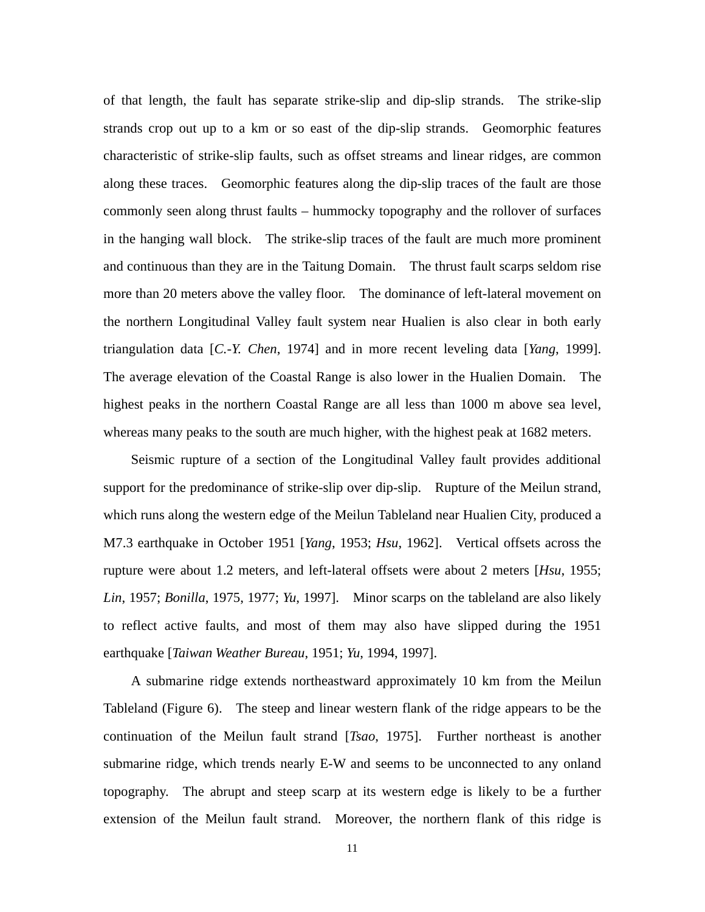of that length, the fault has separate strike-slip and dip-slip strands. The strike-slip strands crop out up to a km or so east of the dip-slip strands. Geomorphic features characteristic of strike-slip faults, such as offset streams and linear ridges, are common along these traces. Geomorphic features along the dip-slip traces of the fault are those commonly seen along thrust faults – hummocky topography and the rollover of surfaces in the hanging wall block. The strike-slip traces of the fault are much more prominent and continuous than they are in the Taitung Domain. The thrust fault scarps seldom rise more than 20 meters above the valley floor. The dominance of left-lateral movement on the northern Longitudinal Valley fault system near Hualien is also clear in both early triangulation data [*C.-Y. Chen*, 1974] and in more recent leveling data [*Yang*, 1999]. The average elevation of the Coastal Range is also lower in the Hualien Domain. The highest peaks in the northern Coastal Range are all less than 1000 m above sea level, whereas many peaks to the south are much higher, with the highest peak at 1682 meters.

Seismic rupture of a section of the Longitudinal Valley fault provides additional support for the predominance of strike-slip over dip-slip. Rupture of the Meilun strand, which runs along the western edge of the Meilun Tableland near Hualien City, produced a M7.3 earthquake in October 1951 [*Yang*, 1953; *Hsu*, 1962]. Vertical offsets across the rupture were about 1.2 meters, and left-lateral offsets were about 2 meters [*Hsu*, 1955; *Lin*, 1957; *Bonilla*, 1975, 1977; *Yu*, 1997]. Minor scarps on the tableland are also likely to reflect active faults, and most of them may also have slipped during the 1951 earthquake [*Taiwan Weather Bureau*, 1951; *Yu*, 1994, 1997].

A submarine ridge extends northeastward approximately 10 km from the Meilun Tableland (Figure 6). The steep and linear western flank of the ridge appears to be the continuation of the Meilun fault strand [*Tsao*, 1975]. Further northeast is another submarine ridge, which trends nearly E-W and seems to be unconnected to any onland topography. The abrupt and steep scarp at its western edge is likely to be a further extension of the Meilun fault strand. Moreover, the northern flank of this ridge is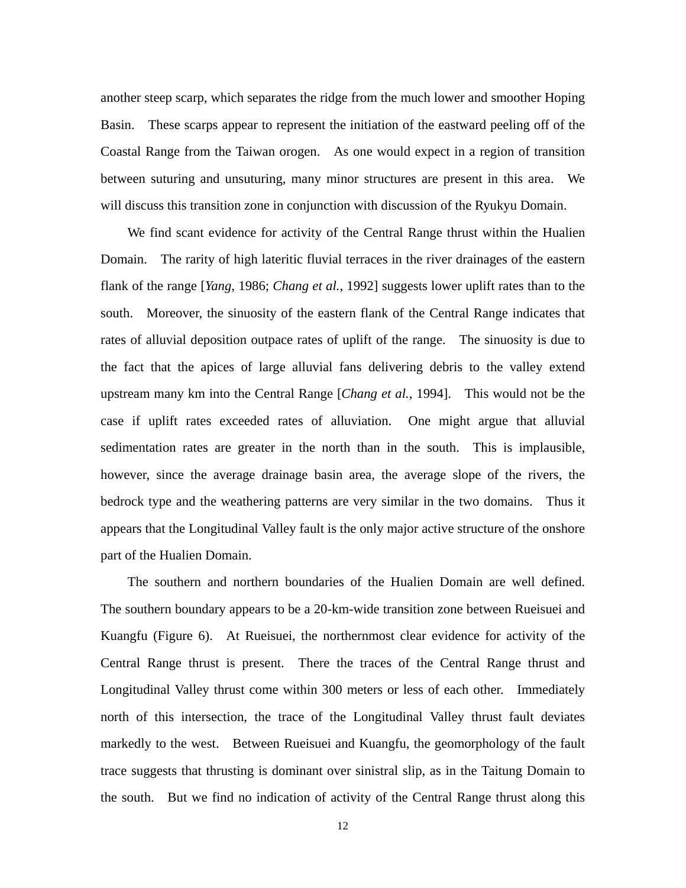another steep scarp, which separates the ridge from the much lower and smoother Hoping Basin. These scarps appear to represent the initiation of the eastward peeling off of the Coastal Range from the Taiwan orogen. As one would expect in a region of transition between suturing and unsuturing, many minor structures are present in this area. We will discuss this transition zone in conjunction with discussion of the Ryukyu Domain.

We find scant evidence for activity of the Central Range thrust within the Hualien Domain. The rarity of high lateritic fluvial terraces in the river drainages of the eastern flank of the range [*Yang*, 1986; *Chang et al.*, 1992] suggests lower uplift rates than to the south. Moreover, the sinuosity of the eastern flank of the Central Range indicates that rates of alluvial deposition outpace rates of uplift of the range. The sinuosity is due to the fact that the apices of large alluvial fans delivering debris to the valley extend upstream many km into the Central Range [*Chang et al.*, 1994]. This would not be the case if uplift rates exceeded rates of alluviation. One might argue that alluvial sedimentation rates are greater in the north than in the south. This is implausible, however, since the average drainage basin area, the average slope of the rivers, the bedrock type and the weathering patterns are very similar in the two domains. Thus it appears that the Longitudinal Valley fault is the only major active structure of the onshore part of the Hualien Domain.

The southern and northern boundaries of the Hualien Domain are well defined. The southern boundary appears to be a 20-km-wide transition zone between Rueisuei and Kuangfu (Figure 6). At Rueisuei, the northernmost clear evidence for activity of the Central Range thrust is present. There the traces of the Central Range thrust and Longitudinal Valley thrust come within 300 meters or less of each other. Immediately north of this intersection, the trace of the Longitudinal Valley thrust fault deviates markedly to the west. Between Rueisuei and Kuangfu, the geomorphology of the fault trace suggests that thrusting is dominant over sinistral slip, as in the Taitung Domain to the south. But we find no indication of activity of the Central Range thrust along this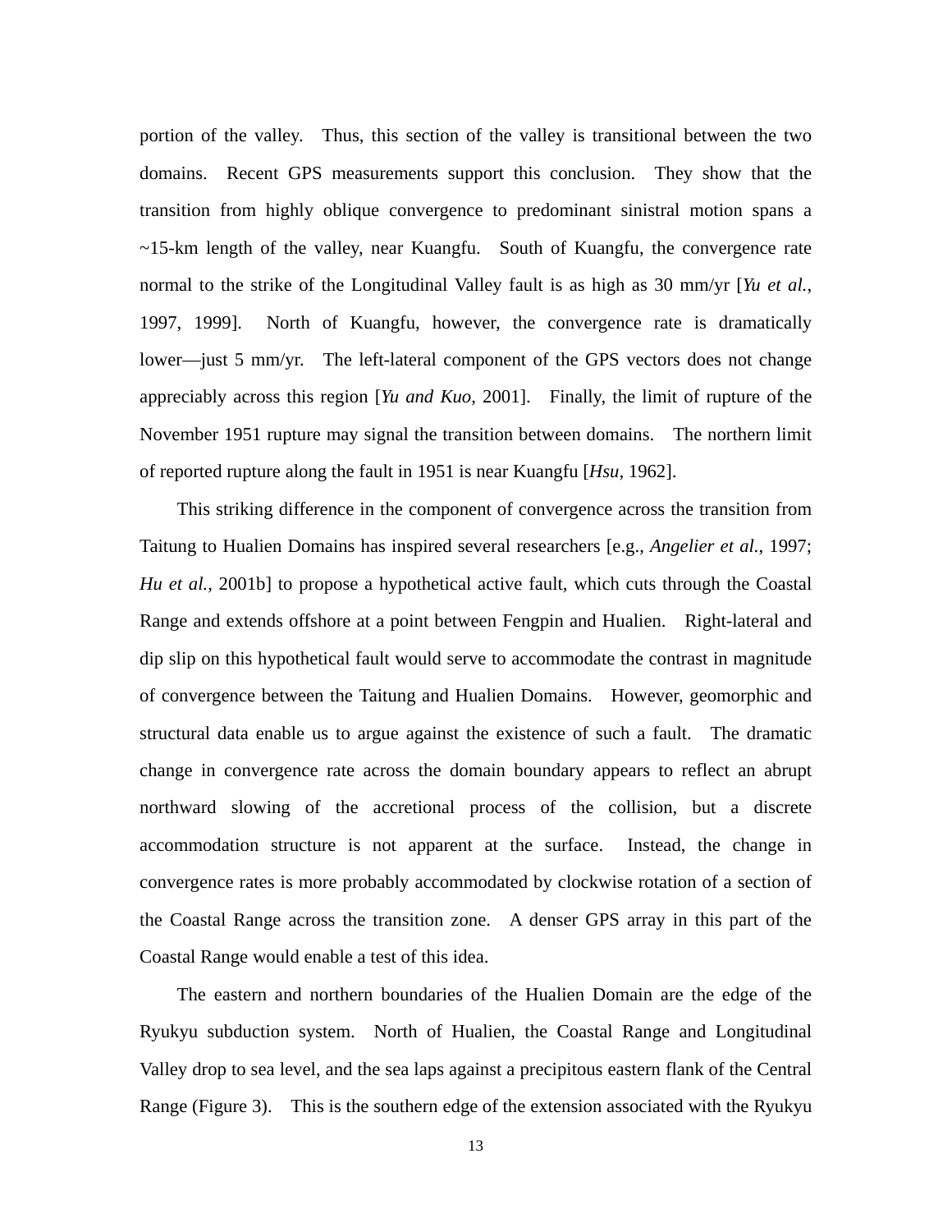portion of the valley. Thus, this section of the valley is transitional between the two domains. Recent GPS measurements support this conclusion. They show that the transition from highly oblique convergence to predominant sinistral motion spans a ~15-km length of the valley, near Kuangfu. South of Kuangfu, the convergence rate normal to the strike of the Longitudinal Valley fault is as high as 30 mm/yr [*Yu et al.*, 1997, 1999]. North of Kuangfu, however, the convergence rate is dramatically lower—just 5 mm/yr. The left-lateral component of the GPS vectors does not change appreciably across this region [*Yu and Kuo*, 2001]. Finally, the limit of rupture of the November 1951 rupture may signal the transition between domains. The northern limit of reported rupture along the fault in 1951 is near Kuangfu [*Hsu*, 1962].

This striking difference in the component of convergence across the transition from Taitung to Hualien Domains has inspired several researchers [e.g., *Angelier et al.*, 1997; *Hu et al.*, 2001b] to propose a hypothetical active fault, which cuts through the Coastal Range and extends offshore at a point between Fengpin and Hualien. Right-lateral and dip slip on this hypothetical fault would serve to accommodate the contrast in magnitude of convergence between the Taitung and Hualien Domains. However, geomorphic and structural data enable us to argue against the existence of such a fault. The dramatic change in convergence rate across the domain boundary appears to reflect an abrupt northward slowing of the accretional process of the collision, but a discrete accommodation structure is not apparent at the surface. Instead, the change in convergence rates is more probably accommodated by clockwise rotation of a section of the Coastal Range across the transition zone. A denser GPS array in this part of the Coastal Range would enable a test of this idea.

The eastern and northern boundaries of the Hualien Domain are the edge of the Ryukyu subduction system. North of Hualien, the Coastal Range and Longitudinal Valley drop to sea level, and the sea laps against a precipitous eastern flank of the Central Range (Figure 3). This is the southern edge of the extension associated with the Ryukyu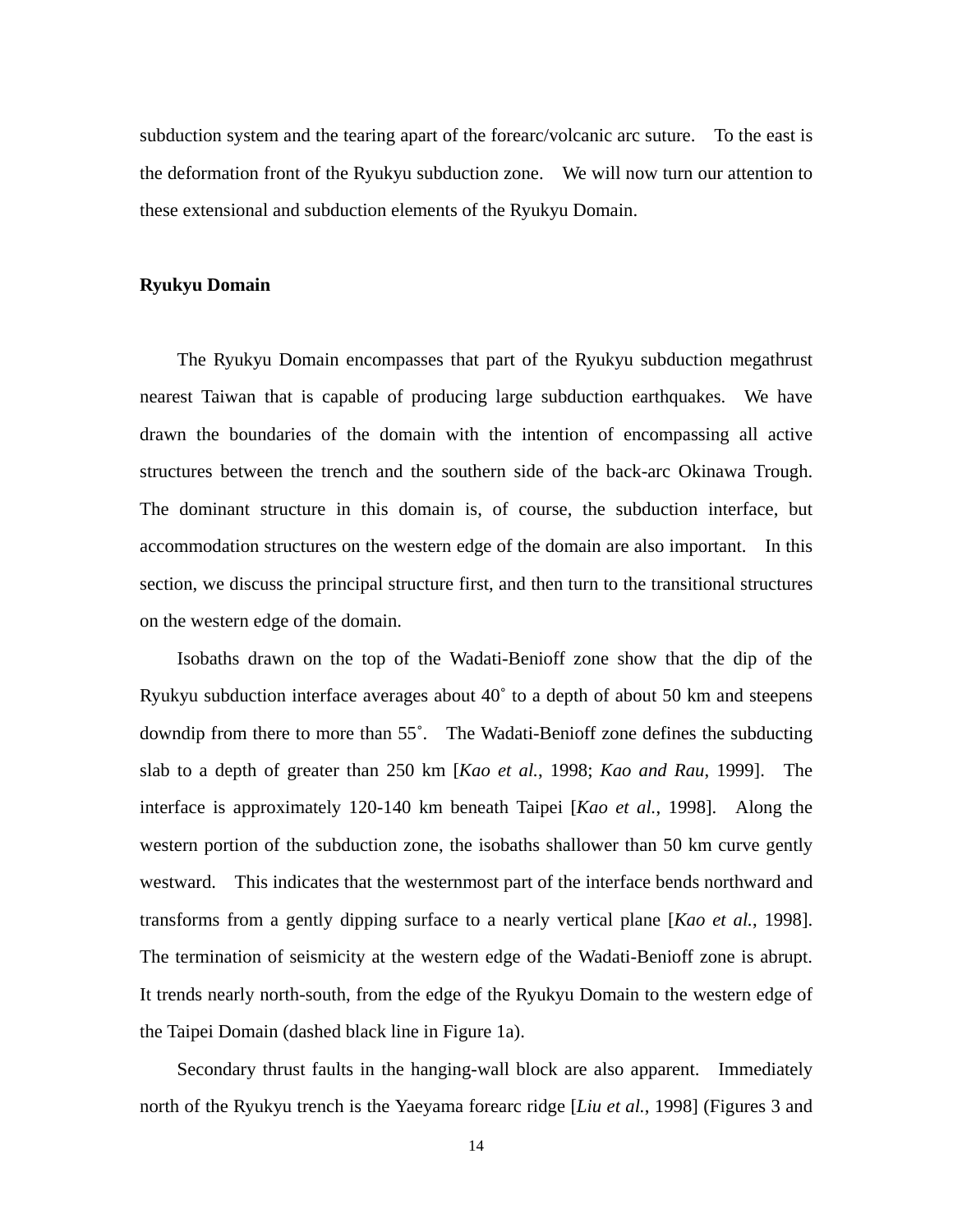subduction system and the tearing apart of the forearc/volcanic arc suture. To the east is the deformation front of the Ryukyu subduction zone. We will now turn our attention to these extensional and subduction elements of the Ryukyu Domain.

**Ryukyu Domain**

The Ryukyu Domain encompasses that part of the Ryukyu subduction megathrust nearest Taiwan that is capable of producing large subduction earthquakes. We have drawn the boundaries of the domain with the intention of encompassing all active structures between the trench and the southern side of the back-arc Okinawa Trough. The dominant structure in this domain is, of course, the subduction interface, but accommodation structures on the western edge of the domain are also important. In this section, we discuss the principal structure first, and then turn to the transitional structures on the western edge of the domain.

Isobaths drawn on the top of the Wadati-Benioff zone show that the dip of the Ryukyu subduction interface averages about 40˚ to a depth of about 50 km and steepens downdip from there to more than 55˚. The Wadati-Benioff zone defines the subducting slab to a depth of greater than 250 km [*Kao et al.*, 1998; *Kao and Rau*, 1999]. The interface is approximately 120-140 km beneath Taipei [*Kao et al.*, 1998]. Along the western portion of the subduction zone, the isobaths shallower than 50 km curve gently westward. This indicates that the westernmost part of the interface bends northward and transforms from a gently dipping surface to a nearly vertical plane [*Kao et al.*, 1998]. The termination of seismicity at the western edge of the Wadati-Benioff zone is abrupt. It trends nearly north-south, from the edge of the Ryukyu Domain to the western edge of the Taipei Domain (dashed black line in Figure 1a).

Secondary thrust faults in the hanging-wall block are also apparent. Immediately north of the Ryukyu trench is the Yaeyama forearc ridge [*Liu et al.*, 1998] (Figures 3 and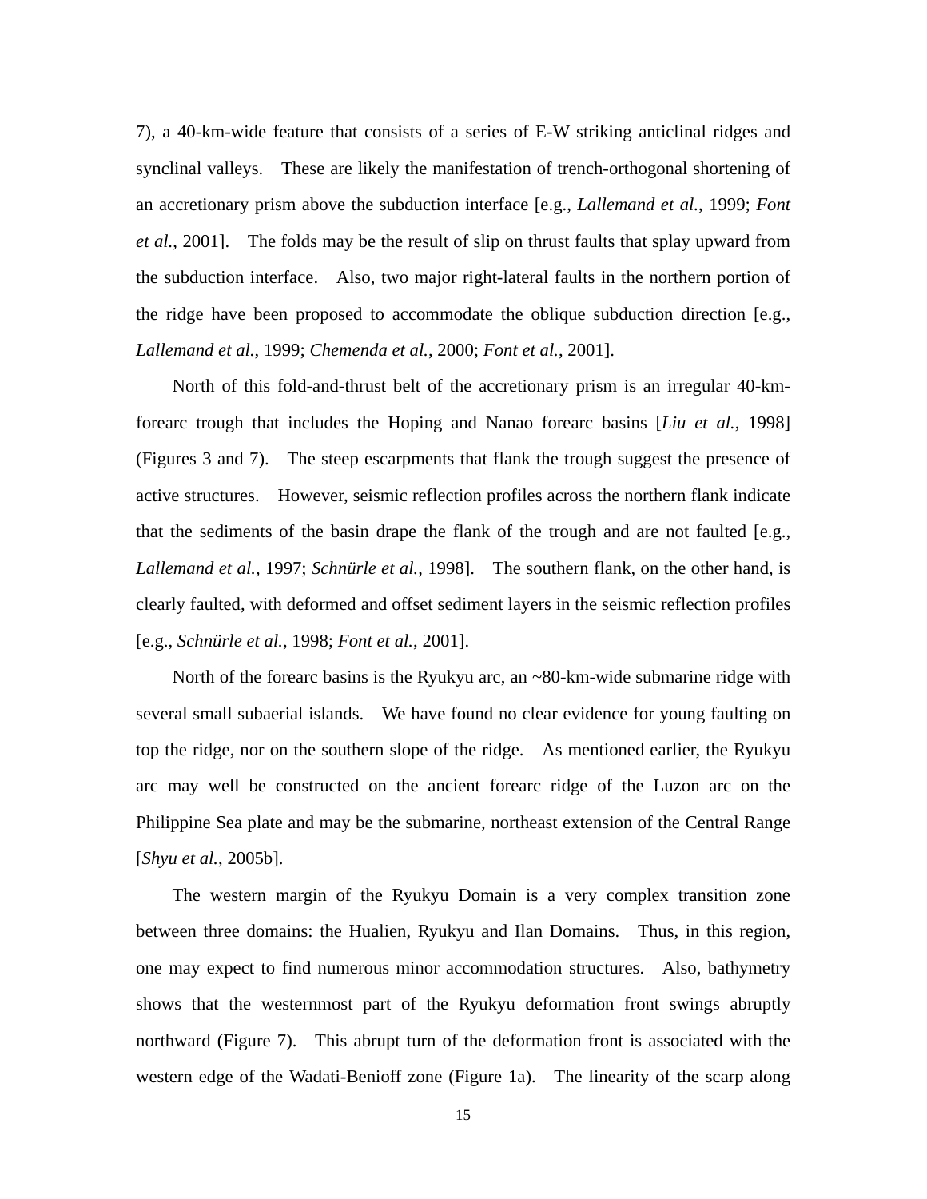7), a 40-km-wide feature that consists of a series of E-W striking anticlinal ridges and synclinal valleys. These are likely the manifestation of trench-orthogonal shortening of an accretionary prism above the subduction interface [e.g., *Lallemand et al.*, 1999; *Font et al.*, 2001]. The folds may be the result of slip on thrust faults that splay upward from the subduction interface. Also, two major right-lateral faults in the northern portion of the ridge have been proposed to accommodate the oblique subduction direction [e.g., *Lallemand et al.*, 1999; *Chemenda et al.*, 2000; *Font et al.*, 2001].

North of this fold-and-thrust belt of the accretionary prism is an irregular 40-km-forearc trough that includes the Hoping and Nanao forearc basins [*Liu et al.*, 1998] (Figures 3 and 7). The steep escarpments that flank the trough suggest the presence of active structures. However, seismic reflection profiles across the northern flank indicate that the sediments of the basin drape the flank of the trough and are not faulted [e.g., *Lallemand et al.*, 1997; *Schnürle et al.*, 1998]. The southern flank, on the other hand, is clearly faulted, with deformed and offset sediment layers in the seismic reflection profiles [e.g., *Schnürle et al.*, 1998; *Font et al.*, 2001].

North of the forearc basins is the Ryukyu arc, an ~80-km-wide submarine ridge with several small subaerial islands. We have found no clear evidence for young faulting on top the ridge, nor on the southern slope of the ridge. As mentioned earlier, the Ryukyu arc may well be constructed on the ancient forearc ridge of the Luzon arc on the Philippine Sea plate and may be the submarine, northeast extension of the Central Range [*Shyu et al.*, 2005b].

The western margin of the Ryukyu Domain is a very complex transition zone between three domains: the Hualien, Ryukyu and Ilan Domains. Thus, in this region, one may expect to find numerous minor accommodation structures. Also, bathymetry shows that the westernmost part of the Ryukyu deformation front swings abruptly northward (Figure 7). This abrupt turn of the deformation front is associated with the western edge of the Wadati-Benioff zone (Figure 1a). The linearity of the scarp along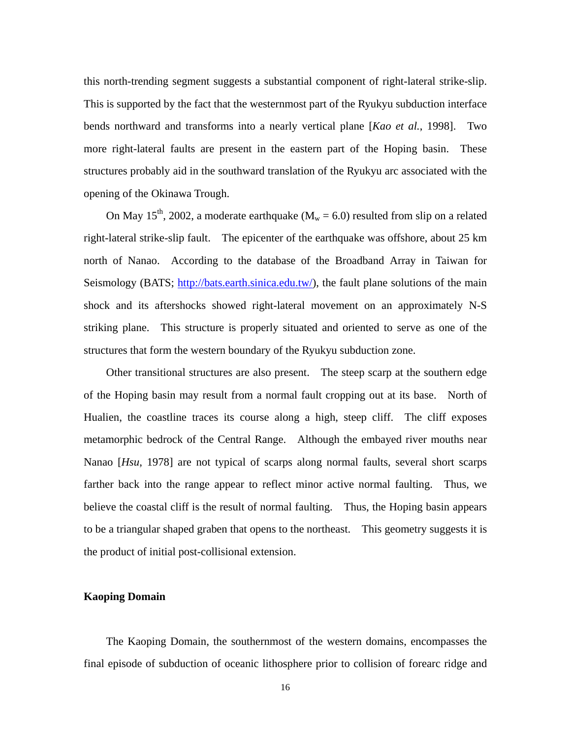this north-trending segment suggests a substantial component of right-lateral strike-slip. This is supported by the fact that the westernmost part of the Ryukyu subduction interface bends northward and transforms into a nearly vertical plane [*Kao et al.*, 1998]. Two more right-lateral faults are present in the eastern part of the Hoping basin. These structures probably aid in the southward translation of the Ryukyu arc associated with the opening of the Okinawa Trough.

On May 15th, 2002, a moderate earthquake ($M_w = 6.0$) resulted from slip on a related right-lateral strike-slip fault. The epicenter of the earthquake was offshore, about 25 km north of Nanao. According to the database of the Broadband Array in Taiwan for Seismology (BATS; http://bats.earth.sinica.edu.tw/), the fault plane solutions of the main shock and its aftershocks showed right-lateral movement on an approximately N-S striking plane. This structure is properly situated and oriented to serve as one of the structures that form the western boundary of the Ryukyu subduction zone.

Other transitional structures are also present. The steep scarp at the southern edge of the Hoping basin may result from a normal fault cropping out at its base. North of Hualien, the coastline traces its course along a high, steep cliff. The cliff exposes metamorphic bedrock of the Central Range. Although the embayed river mouths near Nanao [*Hsu*, 1978] are not typical of scarps along normal faults, several short scarps farther back into the range appear to reflect minor active normal faulting. Thus, we believe the coastal cliff is the result of normal faulting. Thus, the Hoping basin appears to be a triangular shaped graben that opens to the northeast. This geometry suggests it is the product of initial post-collisional extension.

**Kaoping Domain**

The Kaoping Domain, the southernmost of the western domains, encompasses the final episode of subduction of oceanic lithosphere prior to collision of forearc ridge and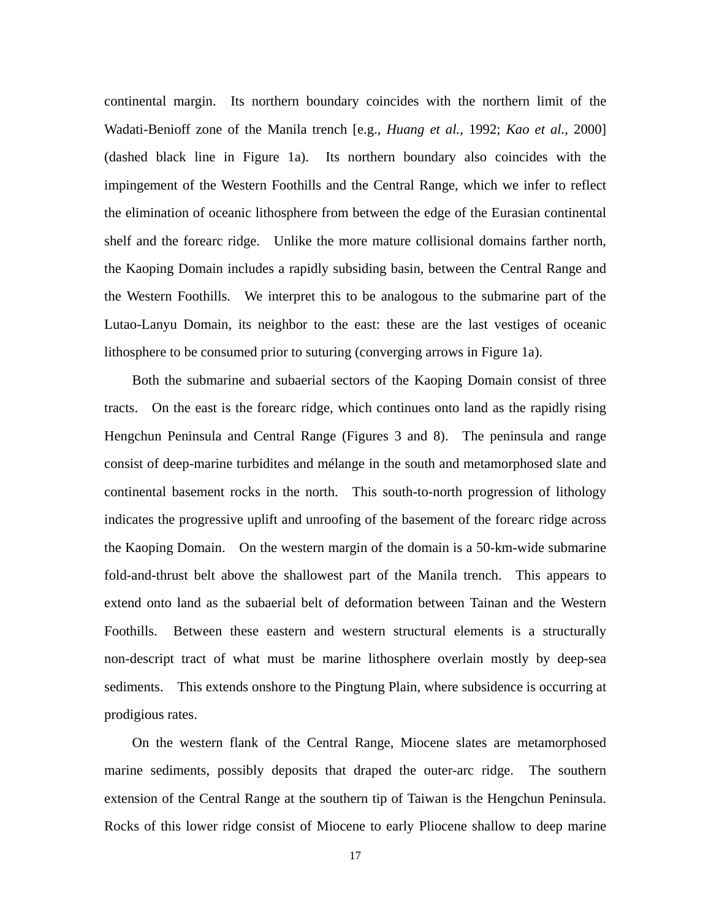continental margin. Its northern boundary coincides with the northern limit of the Wadati-Benioff zone of the Manila trench [e.g., *Huang et al.*, 1992; *Kao et al.*, 2000] (dashed black line in Figure 1a). Its northern boundary also coincides with the impingement of the Western Foothills and the Central Range, which we infer to reflect the elimination of oceanic lithosphere from between the edge of the Eurasian continental shelf and the forearc ridge. Unlike the more mature collisional domains farther north, the Kaoping Domain includes a rapidly subsiding basin, between the Central Range and the Western Foothills. We interpret this to be analogous to the submarine part of the Lutao-Lanyu Domain, its neighbor to the east: these are the last vestiges of oceanic lithosphere to be consumed prior to suturing (converging arrows in Figure 1a).

Both the submarine and subaerial sectors of the Kaoping Domain consist of three tracts. On the east is the forearc ridge, which continues onto land as the rapidly rising Hengchun Peninsula and Central Range (Figures 3 and 8). The peninsula and range consist of deep-marine turbidites and mélange in the south and metamorphosed slate and continental basement rocks in the north. This south-to-north progression of lithology indicates the progressive uplift and unroofing of the basement of the forearc ridge across the Kaoping Domain. On the western margin of the domain is a 50-km-wide submarine fold-and-thrust belt above the shallowest part of the Manila trench. This appears to extend onto land as the subaerial belt of deformation between Tainan and the Western Foothills. Between these eastern and western structural elements is a structurally non-descript tract of what must be marine lithosphere overlain mostly by deep-sea sediments. This extends onshore to the Pingtung Plain, where subsidence is occurring at prodigious rates.

On the western flank of the Central Range, Miocene slates are metamorphosed marine sediments, possibly deposits that draped the outer-arc ridge. The southern extension of the Central Range at the southern tip of Taiwan is the Hengchun Peninsula. Rocks of this lower ridge consist of Miocene to early Pliocene shallow to deep marine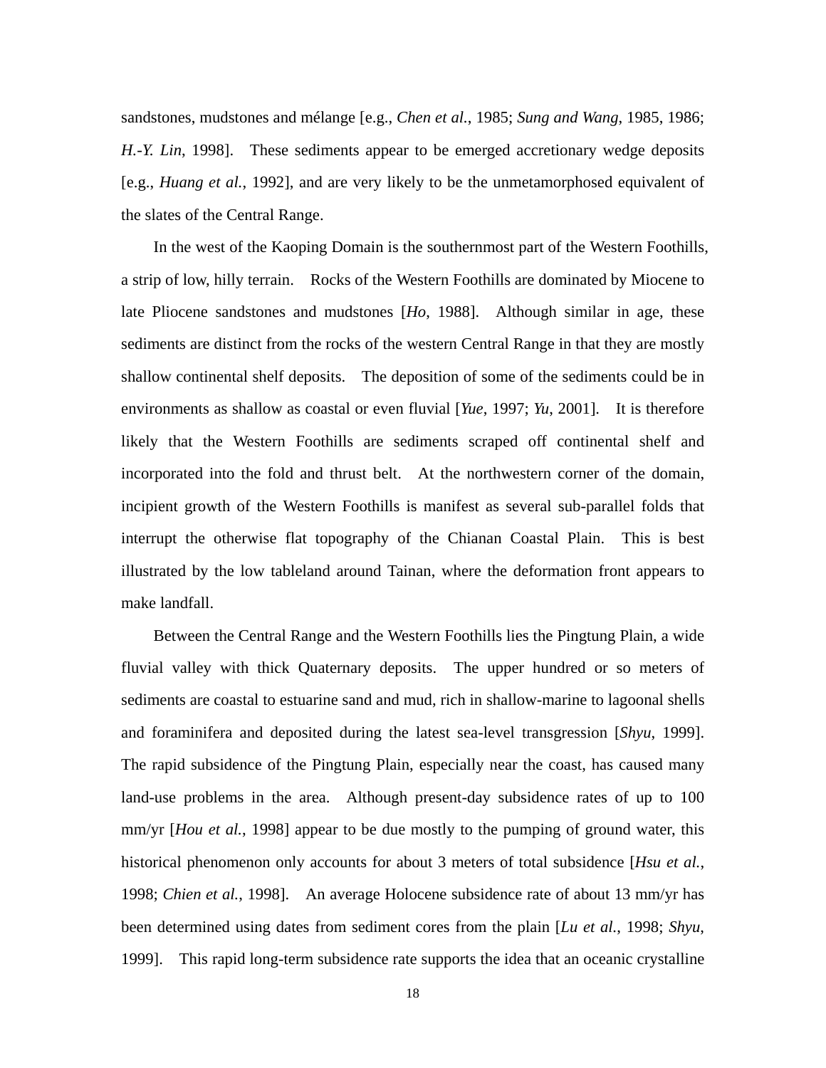sandstones, mudstones and mélange [e.g., *Chen et al.*, 1985; *Sung and Wang*, 1985, 1986; *H.-Y. Lin*, 1998]. These sediments appear to be emerged accretionary wedge deposits [e.g., *Huang et al.*, 1992], and are very likely to be the unmetamorphosed equivalent of the slates of the Central Range.

In the west of the Kaoping Domain is the southernmost part of the Western Foothills, a strip of low, hilly terrain. Rocks of the Western Foothills are dominated by Miocene to late Pliocene sandstones and mudstones [*Ho*, 1988]. Although similar in age, these sediments are distinct from the rocks of the western Central Range in that they are mostly shallow continental shelf deposits. The deposition of some of the sediments could be in environments as shallow as coastal or even fluvial [*Yue*, 1997; *Yu*, 2001]. It is therefore likely that the Western Foothills are sediments scraped off continental shelf and incorporated into the fold and thrust belt. At the northwestern corner of the domain, incipient growth of the Western Foothills is manifest as several sub-parallel folds that interrupt the otherwise flat topography of the Chianan Coastal Plain. This is best illustrated by the low tableland around Tainan, where the deformation front appears to make landfall.

Between the Central Range and the Western Foothills lies the Pingtung Plain, a wide fluvial valley with thick Quaternary deposits. The upper hundred or so meters of sediments are coastal to estuarine sand and mud, rich in shallow-marine to lagoonal shells and foraminifera and deposited during the latest sea-level transgression [*Shyu*, 1999]. The rapid subsidence of the Pingtung Plain, especially near the coast, has caused many land-use problems in the area. Although present-day subsidence rates of up to 100 mm/yr [*Hou et al.*, 1998] appear to be due mostly to the pumping of ground water, this historical phenomenon only accounts for about 3 meters of total subsidence [*Hsu et al.*, 1998; *Chien et al.*, 1998]. An average Holocene subsidence rate of about 13 mm/yr has been determined using dates from sediment cores from the plain [*Lu et al.*, 1998; *Shyu*, 1999]. This rapid long-term subsidence rate supports the idea that an oceanic crystalline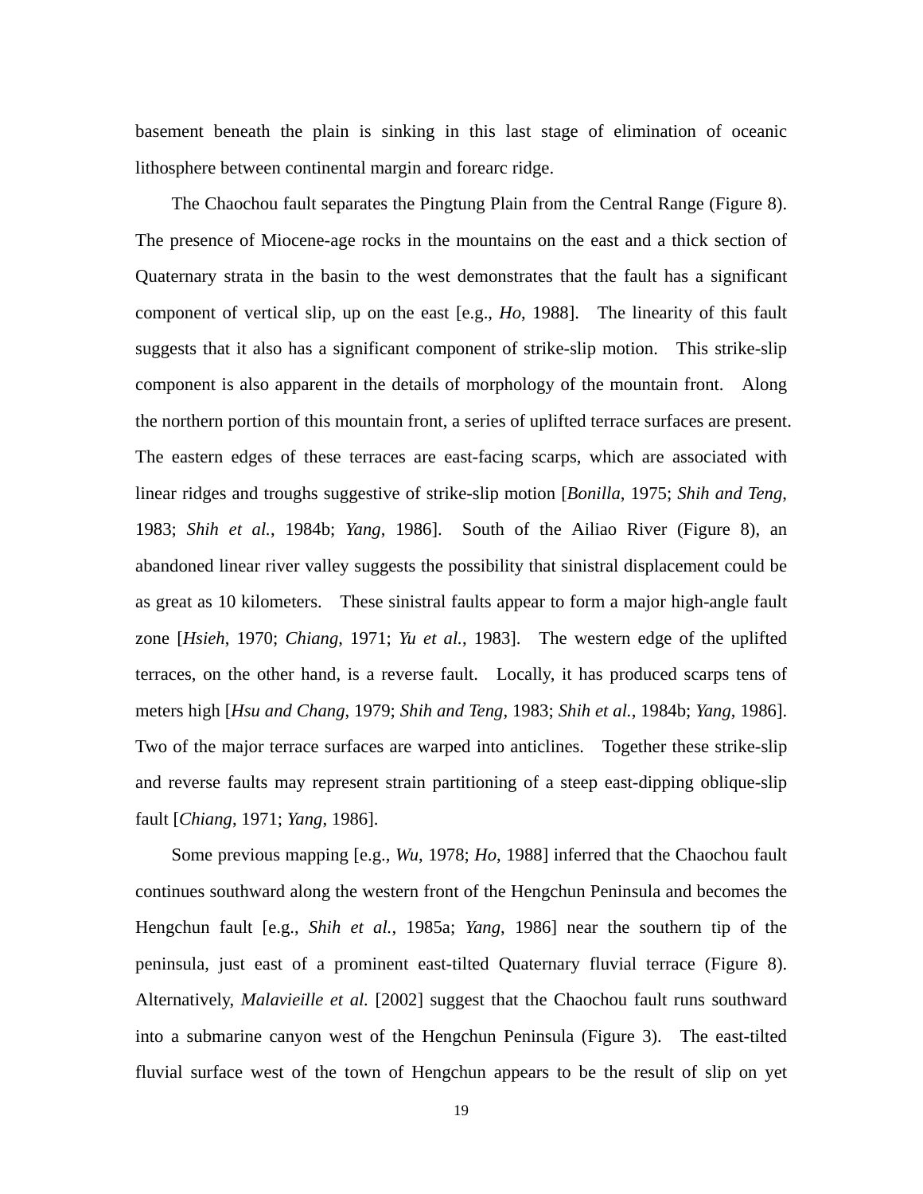basement beneath the plain is sinking in this last stage of elimination of oceanic lithosphere between continental margin and forearc ridge.

The Chaochou fault separates the Pingtung Plain from the Central Range (Figure 8). The presence of Miocene-age rocks in the mountains on the east and a thick section of Quaternary strata in the basin to the west demonstrates that the fault has a significant component of vertical slip, up on the east [e.g., *Ho*, 1988]. The linearity of this fault suggests that it also has a significant component of strike-slip motion. This strike-slip component is also apparent in the details of morphology of the mountain front. Along the northern portion of this mountain front, a series of uplifted terrace surfaces are present. The eastern edges of these terraces are east-facing scarps, which are associated with linear ridges and troughs suggestive of strike-slip motion [*Bonilla*, 1975; *Shih and Teng*, 1983; *Shih et al.*, 1984b; *Yang*, 1986]. South of the Ailiao River (Figure 8), an abandoned linear river valley suggests the possibility that sinistral displacement could be as great as 10 kilometers. These sinistral faults appear to form a major high-angle fault zone [*Hsieh*, 1970; *Chiang*, 1971; *Yu et al.*, 1983]. The western edge of the uplifted terraces, on the other hand, is a reverse fault. Locally, it has produced scarps tens of meters high [*Hsu and Chang*, 1979; *Shih and Teng*, 1983; *Shih et al.*, 1984b; *Yang*, 1986]. Two of the major terrace surfaces are warped into anticlines. Together these strike-slip and reverse faults may represent strain partitioning of a steep east-dipping oblique-slip fault [*Chiang*, 1971; *Yang*, 1986].

Some previous mapping [e.g., *Wu*, 1978; *Ho*, 1988] inferred that the Chaochou fault continues southward along the western front of the Hengchun Peninsula and becomes the Hengchun fault [e.g., *Shih et al.*, 1985a; *Yang*, 1986] near the southern tip of the peninsula, just east of a prominent east-tilted Quaternary fluvial terrace (Figure 8). Alternatively, *Malavieille et al.* [2002] suggest that the Chaochou fault runs southward into a submarine canyon west of the Hengchun Peninsula (Figure 3). The east-tilted fluvial surface west of the town of Hengchun appears to be the result of slip on yet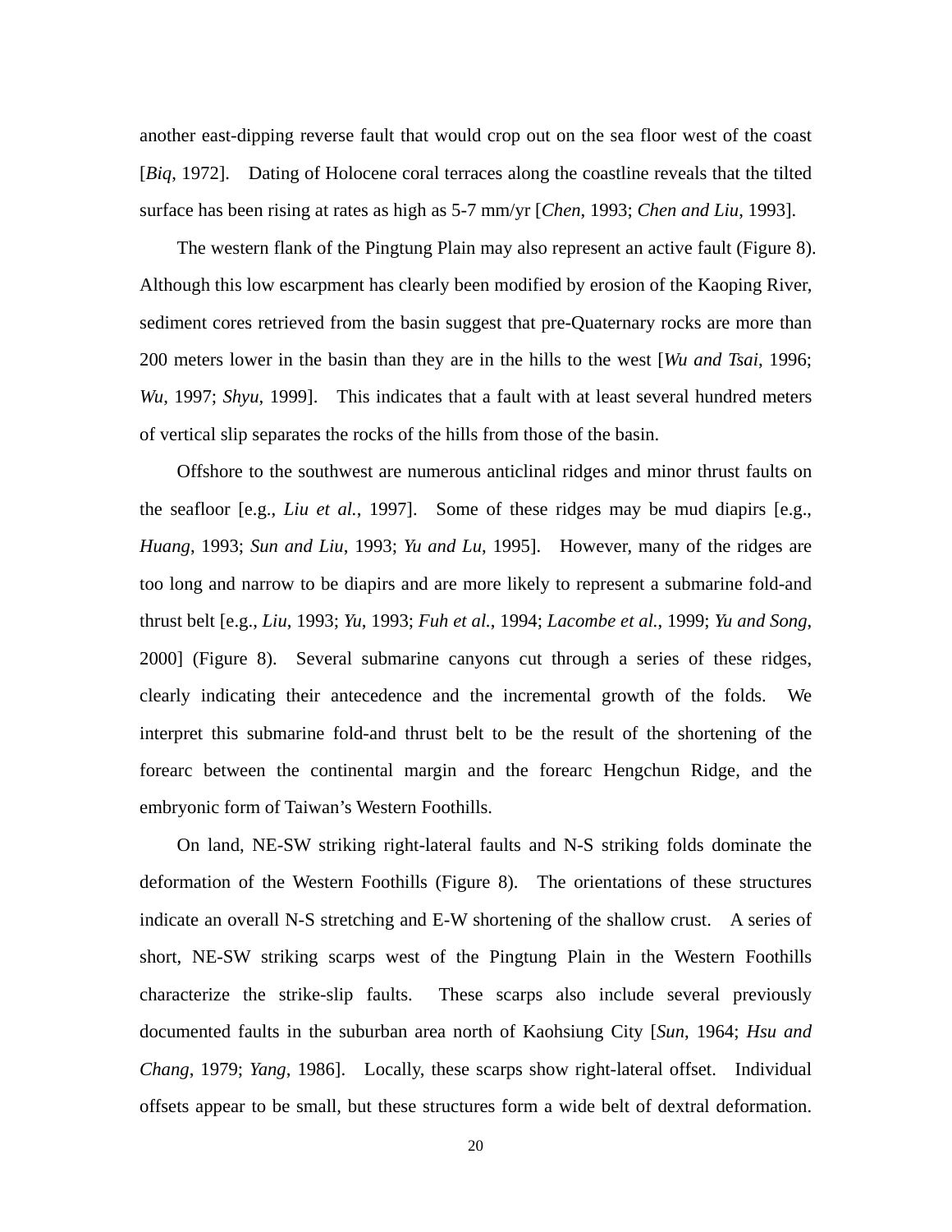another east-dipping reverse fault that would crop out on the sea floor west of the coast [*Biq*, 1972]. Dating of Holocene coral terraces along the coastline reveals that the tilted surface has been rising at rates as high as 5-7 mm/yr [*Chen*, 1993; *Chen and Liu*, 1993].

The western flank of the Pingtung Plain may also represent an active fault (Figure 8). Although this low escarpment has clearly been modified by erosion of the Kaoping River, sediment cores retrieved from the basin suggest that pre-Quaternary rocks are more than 200 meters lower in the basin than they are in the hills to the west [*Wu and Tsai*, 1996; *Wu*, 1997; *Shyu*, 1999]. This indicates that a fault with at least several hundred meters of vertical slip separates the rocks of the hills from those of the basin.

Offshore to the southwest are numerous anticlinal ridges and minor thrust faults on the seafloor [e.g., *Liu et al.*, 1997]. Some of these ridges may be mud diapirs [e.g., *Huang*, 1993; *Sun and Liu*, 1993; *Yu and Lu*, 1995]. However, many of the ridges are too long and narrow to be diapirs and are more likely to represent a submarine fold-and thrust belt [e.g., *Liu*, 1993; *Yu*, 1993; *Fuh et al.*, 1994; *Lacombe et al.*, 1999; *Yu and Song*, 2000] (Figure 8). Several submarine canyons cut through a series of these ridges, clearly indicating their antecedence and the incremental growth of the folds. We interpret this submarine fold-and thrust belt to be the result of the shortening of the forearc between the continental margin and the forearc Hengchun Ridge, and the embryonic form of Taiwan's Western Foothills.

On land, NE-SW striking right-lateral faults and N-S striking folds dominate the deformation of the Western Foothills (Figure 8). The orientations of these structures indicate an overall N-S stretching and E-W shortening of the shallow crust. A series of short, NE-SW striking scarps west of the Pingtung Plain in the Western Foothills characterize the strike-slip faults. These scarps also include several previously documented faults in the suburban area north of Kaohsiung City [*Sun*, 1964; *Hsu and Chang*, 1979; *Yang*, 1986]. Locally, these scarps show right-lateral offset. Individual offsets appear to be small, but these structures form a wide belt of dextral deformation.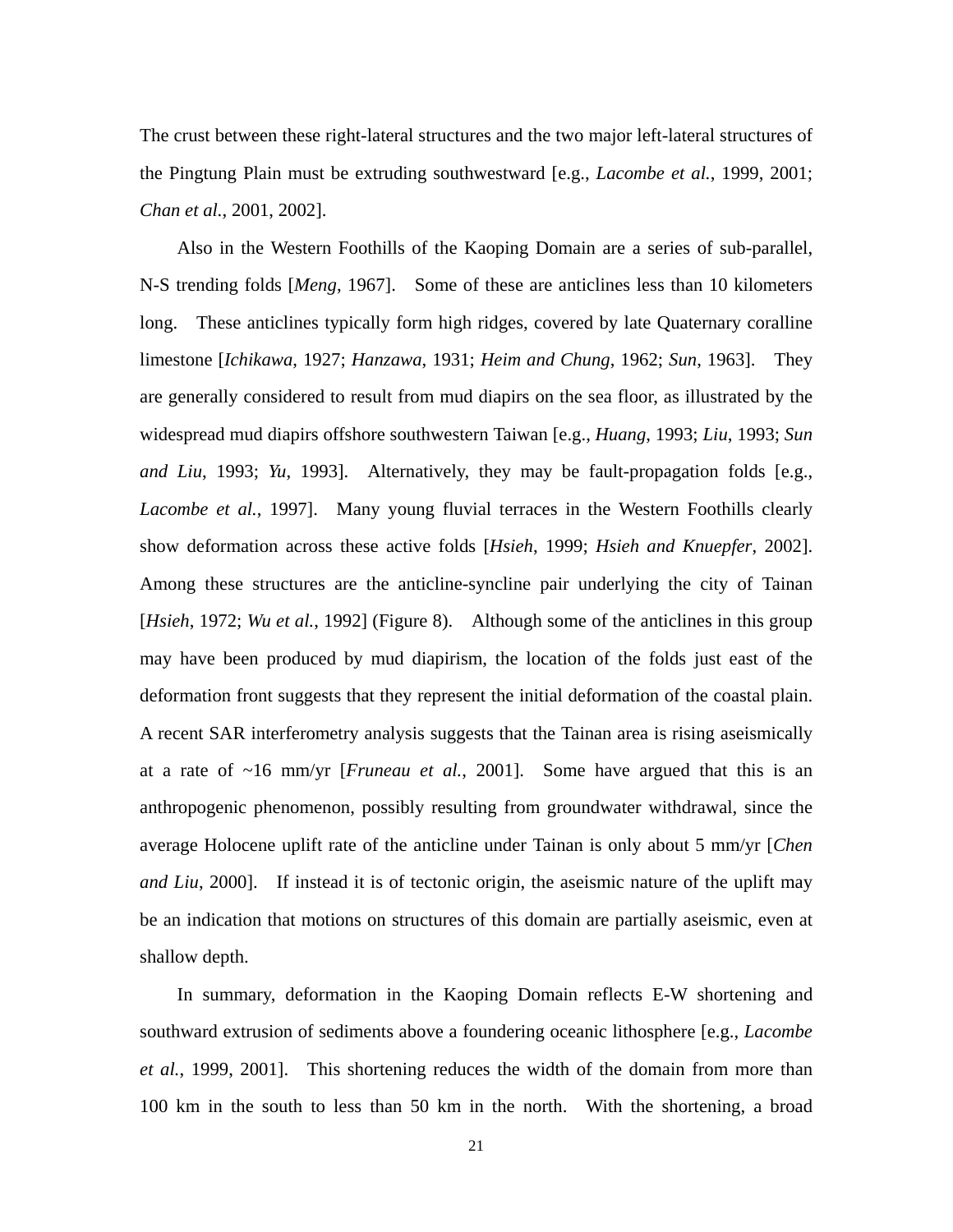The crust between these right-lateral structures and the two major left-lateral structures of the Pingtung Plain must be extruding southwestward [e.g., *Lacombe et al.*, 1999, 2001; *Chan et al.*, 2001, 2002].

Also in the Western Foothills of the Kaoping Domain are a series of sub-parallel, N-S trending folds [*Meng*, 1967]. Some of these are anticlines less than 10 kilometers long. These anticlines typically form high ridges, covered by late Quaternary coralline limestone [*Ichikawa*, 1927; *Hanzawa*, 1931; *Heim and Chung*, 1962; *Sun*, 1963]. They are generally considered to result from mud diapirs on the sea floor, as illustrated by the widespread mud diapirs offshore southwestern Taiwan [e.g., *Huang*, 1993; *Liu*, 1993; *Sun and Liu*, 1993; *Yu*, 1993]. Alternatively, they may be fault-propagation folds [e.g., *Lacombe et al.*, 1997]. Many young fluvial terraces in the Western Foothills clearly show deformation across these active folds [*Hsieh*, 1999; *Hsieh and Knuepfer*, 2002]. Among these structures are the anticline-syncline pair underlying the city of Tainan [*Hsieh*, 1972; *Wu et al.*, 1992] (Figure 8). Although some of the anticlines in this group may have been produced by mud diapirism, the location of the folds just east of the deformation front suggests that they represent the initial deformation of the coastal plain. A recent SAR interferometry analysis suggests that the Tainan area is rising aseismically at a rate of ~16 mm/yr [*Fruneau et al.*, 2001]. Some have argued that this is an anthropogenic phenomenon, possibly resulting from groundwater withdrawal, since the average Holocene uplift rate of the anticline under Tainan is only about 5 mm/yr [*Chen and Liu*, 2000]. If instead it is of tectonic origin, the aseismic nature of the uplift may be an indication that motions on structures of this domain are partially aseismic, even at shallow depth.

In summary, deformation in the Kaoping Domain reflects E-W shortening and southward extrusion of sediments above a foundering oceanic lithosphere [e.g., *Lacombe et al.*, 1999, 2001]. This shortening reduces the width of the domain from more than 100 km in the south to less than 50 km in the north. With the shortening, a broad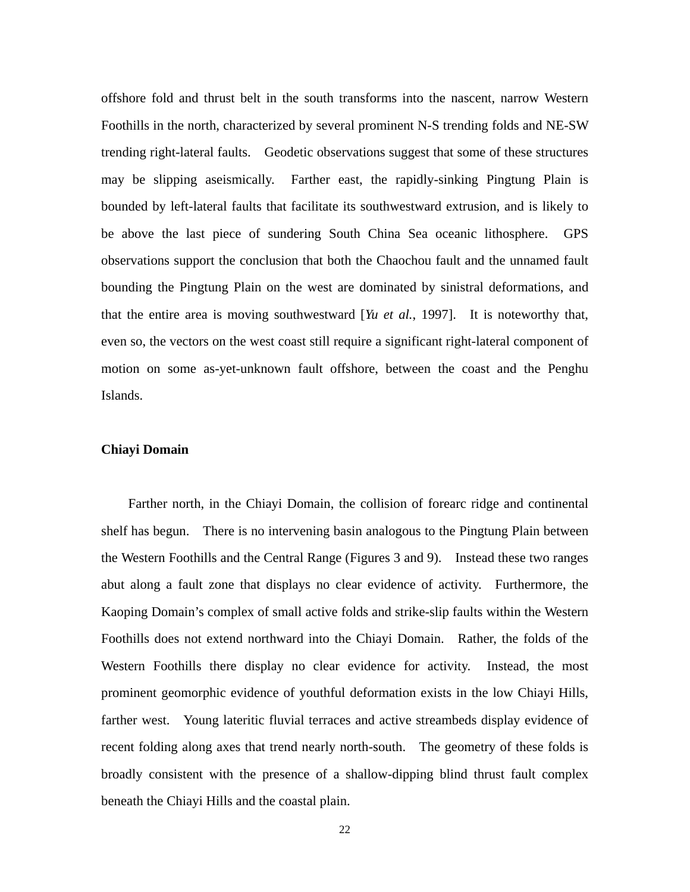offshore fold and thrust belt in the south transforms into the nascent, narrow Western Foothills in the north, characterized by several prominent N-S trending folds and NE-SW trending right-lateral faults. Geodetic observations suggest that some of these structures may be slipping aseismically. Farther east, the rapidly-sinking Pingtung Plain is bounded by left-lateral faults that facilitate its southwestward extrusion, and is likely to be above the last piece of sundering South China Sea oceanic lithosphere. GPS observations support the conclusion that both the Chaochou fault and the unnamed fault bounding the Pingtung Plain on the west are dominated by sinistral deformations, and that the entire area is moving southwestward [*Yu et al.*, 1997]. It is noteworthy that, even so, the vectors on the west coast still require a significant right-lateral component of motion on some as-yet-unknown fault offshore, between the coast and the Penghu Islands.

**Chiayi Domain**

Farther north, in the Chiayi Domain, the collision of forearc ridge and continental shelf has begun. There is no intervening basin analogous to the Pingtung Plain between the Western Foothills and the Central Range (Figures 3 and 9). Instead these two ranges abut along a fault zone that displays no clear evidence of activity. Furthermore, the Kaoping Domain's complex of small active folds and strike-slip faults within the Western Foothills does not extend northward into the Chiayi Domain. Rather, the folds of the Western Foothills there display no clear evidence for activity. Instead, the most prominent geomorphic evidence of youthful deformation exists in the low Chiayi Hills, farther west. Young lateritic fluvial terraces and active streambeds display evidence of recent folding along axes that trend nearly north-south. The geometry of these folds is broadly consistent with the presence of a shallow-dipping blind thrust fault complex beneath the Chiayi Hills and the coastal plain.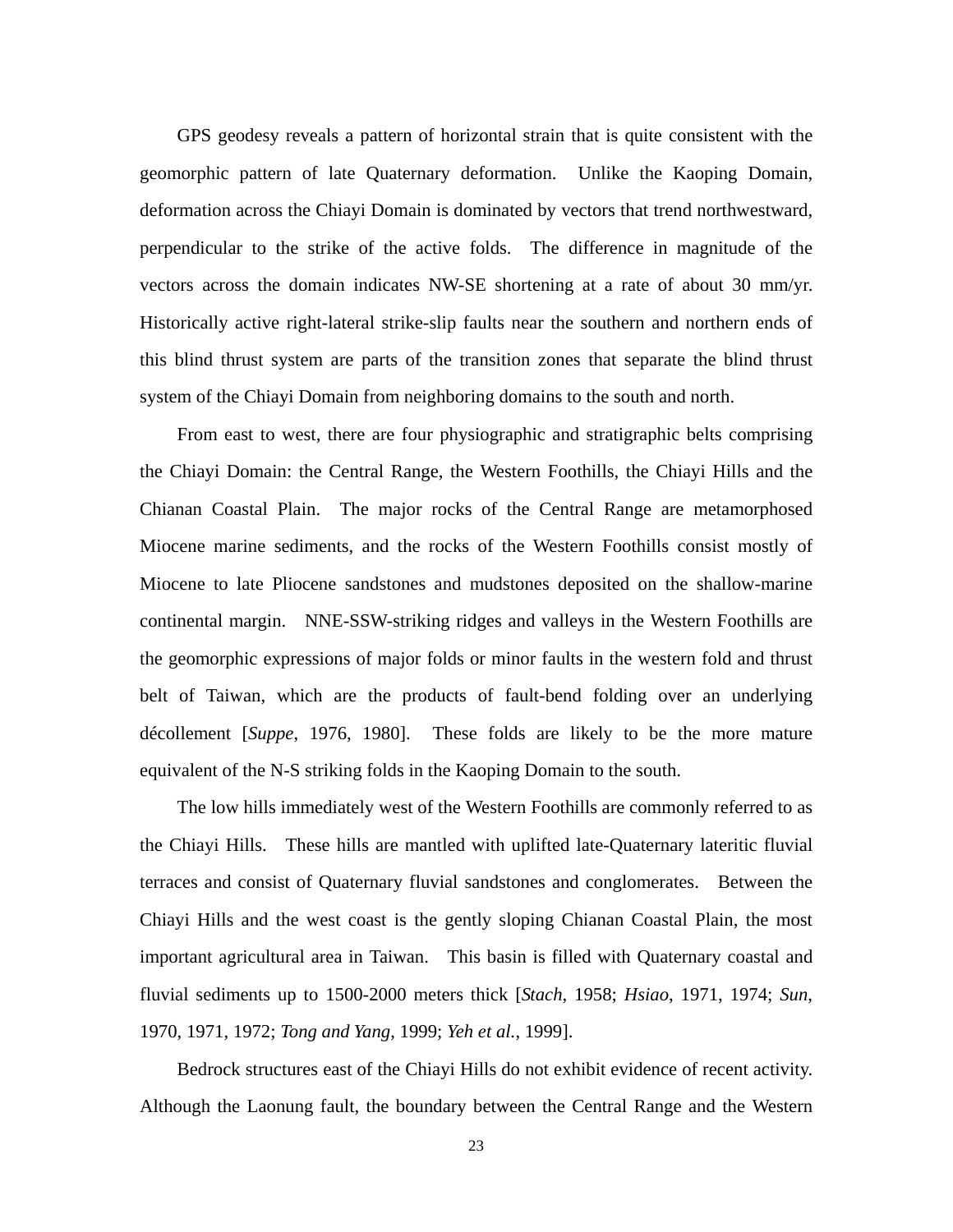GPS geodesy reveals a pattern of horizontal strain that is quite consistent with the geomorphic pattern of late Quaternary deformation. Unlike the Kaoping Domain, deformation across the Chiayi Domain is dominated by vectors that trend northwestward, perpendicular to the strike of the active folds. The difference in magnitude of the vectors across the domain indicates NW-SE shortening at a rate of about 30 mm/yr. Historically active right-lateral strike-slip faults near the southern and northern ends of this blind thrust system are parts of the transition zones that separate the blind thrust system of the Chiayi Domain from neighboring domains to the south and north.

From east to west, there are four physiographic and stratigraphic belts comprising the Chiayi Domain: the Central Range, the Western Foothills, the Chiayi Hills and the Chianan Coastal Plain. The major rocks of the Central Range are metamorphosed Miocene marine sediments, and the rocks of the Western Foothills consist mostly of Miocene to late Pliocene sandstones and mudstones deposited on the shallow-marine continental margin. NNE-SSW-striking ridges and valleys in the Western Foothills are the geomorphic expressions of major folds or minor faults in the western fold and thrust belt of Taiwan, which are the products of fault-bend folding over an underlying décollement [*Suppe*, 1976, 1980]. These folds are likely to be the more mature equivalent of the N-S striking folds in the Kaoping Domain to the south.

The low hills immediately west of the Western Foothills are commonly referred to as the Chiayi Hills. These hills are mantled with uplifted late-Quaternary lateritic fluvial terraces and consist of Quaternary fluvial sandstones and conglomerates. Between the Chiayi Hills and the west coast is the gently sloping Chianan Coastal Plain, the most important agricultural area in Taiwan. This basin is filled with Quaternary coastal and fluvial sediments up to 1500-2000 meters thick [*Stach*, 1958; *Hsiao*, 1971, 1974; *Sun*, 1970, 1971, 1972; *Tong and Yang*, 1999; *Yeh et al.*, 1999].

Bedrock structures east of the Chiayi Hills do not exhibit evidence of recent activity. Although the Laonung fault, the boundary between the Central Range and the Western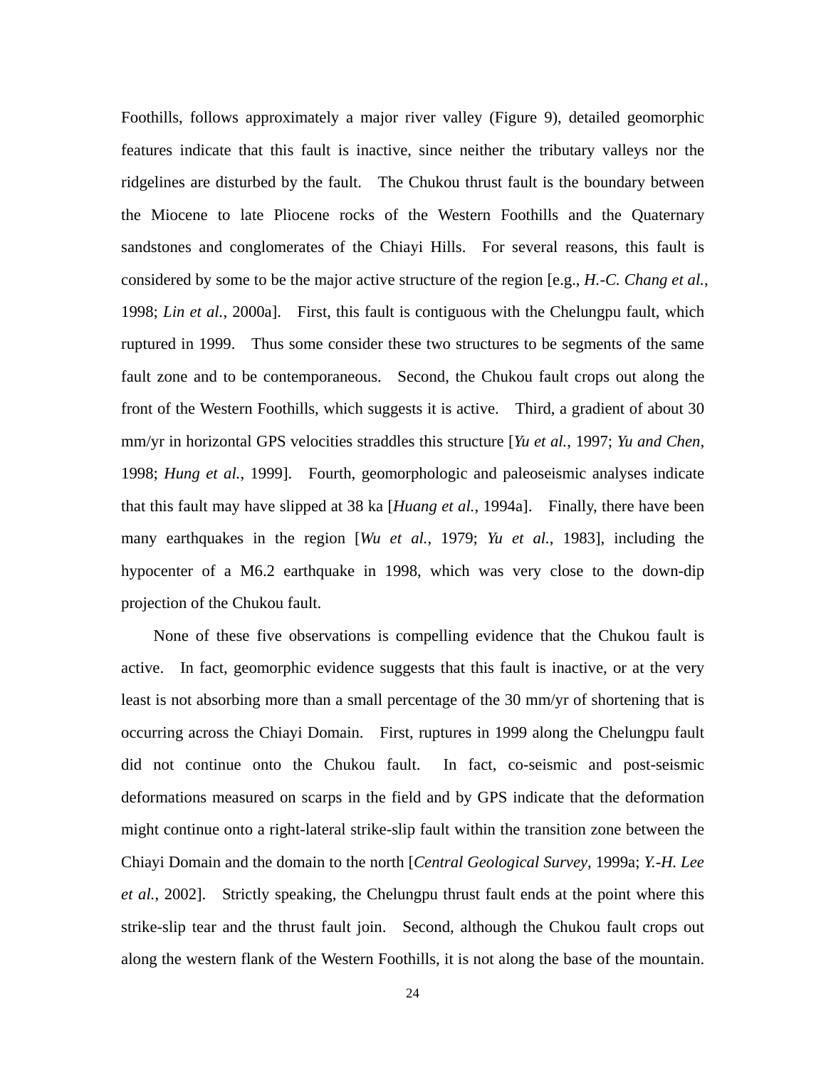Foothills, follows approximately a major river valley (Figure 9), detailed geomorphic features indicate that this fault is inactive, since neither the tributary valleys nor the ridgelines are disturbed by the fault. The Chukou thrust fault is the boundary between the Miocene to late Pliocene rocks of the Western Foothills and the Quaternary sandstones and conglomerates of the Chiayi Hills. For several reasons, this fault is considered by some to be the major active structure of the region [e.g., *H.-C. Chang et al.*, 1998; *Lin et al.*, 2000a]. First, this fault is contiguous with the Chelungpu fault, which ruptured in 1999. Thus some consider these two structures to be segments of the same fault zone and to be contemporaneous. Second, the Chukou fault crops out along the front of the Western Foothills, which suggests it is active. Third, a gradient of about 30 mm/yr in horizontal GPS velocities straddles this structure [*Yu et al.*, 1997; *Yu and Chen*, 1998; *Hung et al.*, 1999]. Fourth, geomorphologic and paleoseismic analyses indicate that this fault may have slipped at 38 ka [*Huang et al.*, 1994a]. Finally, there have been many earthquakes in the region [*Wu et al.*, 1979; *Yu et al.*, 1983], including the hypocenter of a M6.2 earthquake in 1998, which was very close to the down-dip projection of the Chukou fault.

None of these five observations is compelling evidence that the Chukou fault is active. In fact, geomorphic evidence suggests that this fault is inactive, or at the very least is not absorbing more than a small percentage of the 30 mm/yr of shortening that is occurring across the Chiayi Domain. First, ruptures in 1999 along the Chelungpu fault did not continue onto the Chukou fault. In fact, co-seismic and post-seismic deformations measured on scarps in the field and by GPS indicate that the deformation might continue onto a right-lateral strike-slip fault within the transition zone between the Chiayi Domain and the domain to the north [*Central Geological Survey*, 1999a; *Y.-H. Lee et al.*, 2002]. Strictly speaking, the Chelungpu thrust fault ends at the point where this strike-slip tear and the thrust fault join. Second, although the Chukou fault crops out along the western flank of the Western Foothills, it is not along the base of the mountain.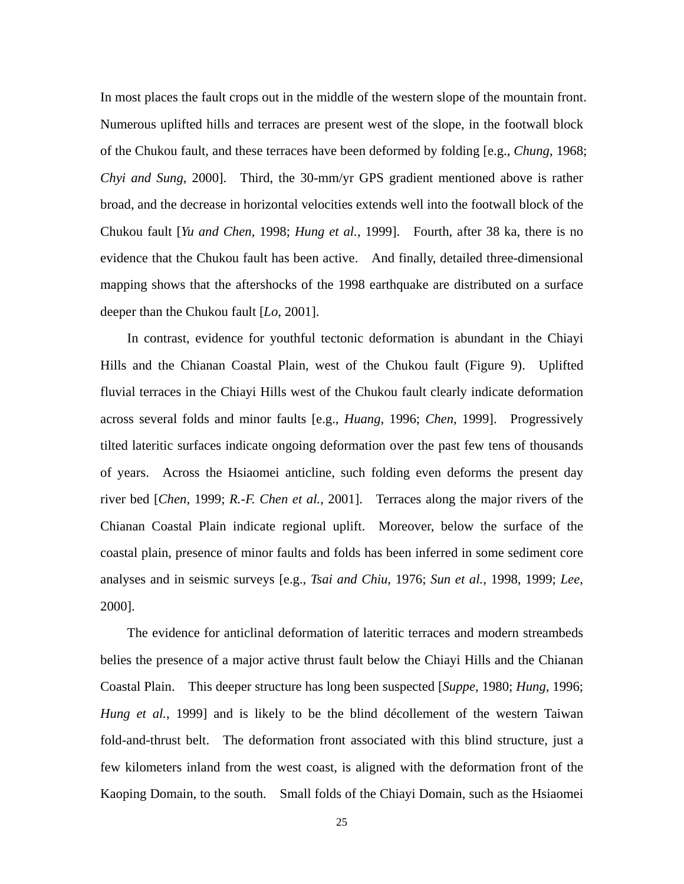In most places the fault crops out in the middle of the western slope of the mountain front. Numerous uplifted hills and terraces are present west of the slope, in the footwall block of the Chukou fault, and these terraces have been deformed by folding [e.g., *Chung*, 1968; *Chyi and Sung*, 2000]. Third, the 30-mm/yr GPS gradient mentioned above is rather broad, and the decrease in horizontal velocities extends well into the footwall block of the Chukou fault [*Yu and Chen*, 1998; *Hung et al.*, 1999]. Fourth, after 38 ka, there is no evidence that the Chukou fault has been active. And finally, detailed three-dimensional mapping shows that the aftershocks of the 1998 earthquake are distributed on a surface deeper than the Chukou fault [*Lo*, 2001].

In contrast, evidence for youthful tectonic deformation is abundant in the Chiayi Hills and the Chianan Coastal Plain, west of the Chukou fault (Figure 9). Uplifted fluvial terraces in the Chiayi Hills west of the Chukou fault clearly indicate deformation across several folds and minor faults [e.g., *Huang*, 1996; *Chen*, 1999]. Progressively tilted lateritic surfaces indicate ongoing deformation over the past few tens of thousands of years. Across the Hsiaomei anticline, such folding even deforms the present day river bed [*Chen*, 1999; *R.-F. Chen et al.*, 2001]. Terraces along the major rivers of the Chianan Coastal Plain indicate regional uplift. Moreover, below the surface of the coastal plain, presence of minor faults and folds has been inferred in some sediment core analyses and in seismic surveys [e.g., *Tsai and Chiu*, 1976; *Sun et al.*, 1998, 1999; *Lee*, 2000].

The evidence for anticlinal deformation of lateritic terraces and modern streambeds belies the presence of a major active thrust fault below the Chiayi Hills and the Chianan Coastal Plain. This deeper structure has long been suspected [*Suppe*, 1980; *Hung*, 1996; *Hung et al.*, 1999] and is likely to be the blind décollement of the western Taiwan fold-and-thrust belt. The deformation front associated with this blind structure, just a few kilometers inland from the west coast, is aligned with the deformation front of the Kaoping Domain, to the south. Small folds of the Chiayi Domain, such as the Hsiaomei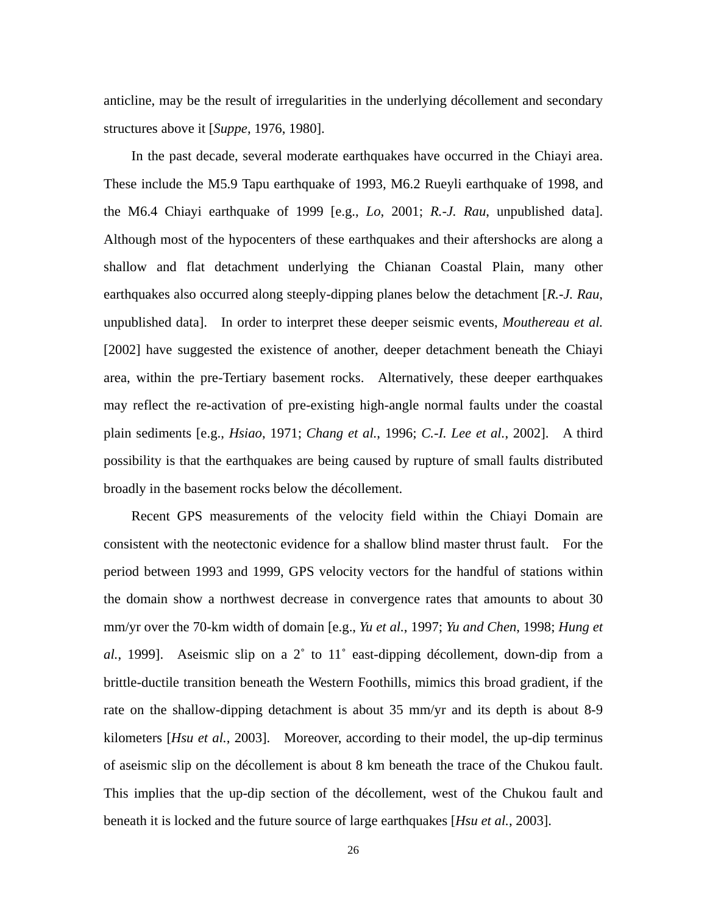anticline, may be the result of irregularities in the underlying décollement and secondary structures above it [*Suppe*, 1976, 1980].

In the past decade, several moderate earthquakes have occurred in the Chiayi area. These include the M5.9 Tapu earthquake of 1993, M6.2 Rueyli earthquake of 1998, and the M6.4 Chiayi earthquake of 1999 [e.g., *Lo*, 2001; *R.-J. Rau*, unpublished data]. Although most of the hypocenters of these earthquakes and their aftershocks are along a shallow and flat detachment underlying the Chianan Coastal Plain, many other earthquakes also occurred along steeply-dipping planes below the detachment [*R.-J. Rau*, unpublished data]. In order to interpret these deeper seismic events, *Mouthereau et al.* [2002] have suggested the existence of another, deeper detachment beneath the Chiayi area, within the pre-Tertiary basement rocks. Alternatively, these deeper earthquakes may reflect the re-activation of pre-existing high-angle normal faults under the coastal plain sediments [e.g., *Hsiao*, 1971; *Chang et al.*, 1996; *C.-I. Lee et al.*, 2002]. A third possibility is that the earthquakes are being caused by rupture of small faults distributed broadly in the basement rocks below the décollement.

Recent GPS measurements of the velocity field within the Chiayi Domain are consistent with the neotectonic evidence for a shallow blind master thrust fault. For the period between 1993 and 1999, GPS velocity vectors for the handful of stations within the domain show a northwest decrease in convergence rates that amounts to about 30 mm/yr over the 70-km width of domain [e.g., *Yu et al.*, 1997; *Yu and Chen*, 1998; *Hung et al.*, 1999]. Aseismic slip on a 2˚ to 11˚ east-dipping décollement, down-dip from a brittle-ductile transition beneath the Western Foothills, mimics this broad gradient, if the rate on the shallow-dipping detachment is about 35 mm/yr and its depth is about 8-9 kilometers [*Hsu et al.*, 2003]. Moreover, according to their model, the up-dip terminus of aseismic slip on the décollement is about 8 km beneath the trace of the Chukou fault. This implies that the up-dip section of the décollement, west of the Chukou fault and beneath it is locked and the future source of large earthquakes [*Hsu et al.*, 2003].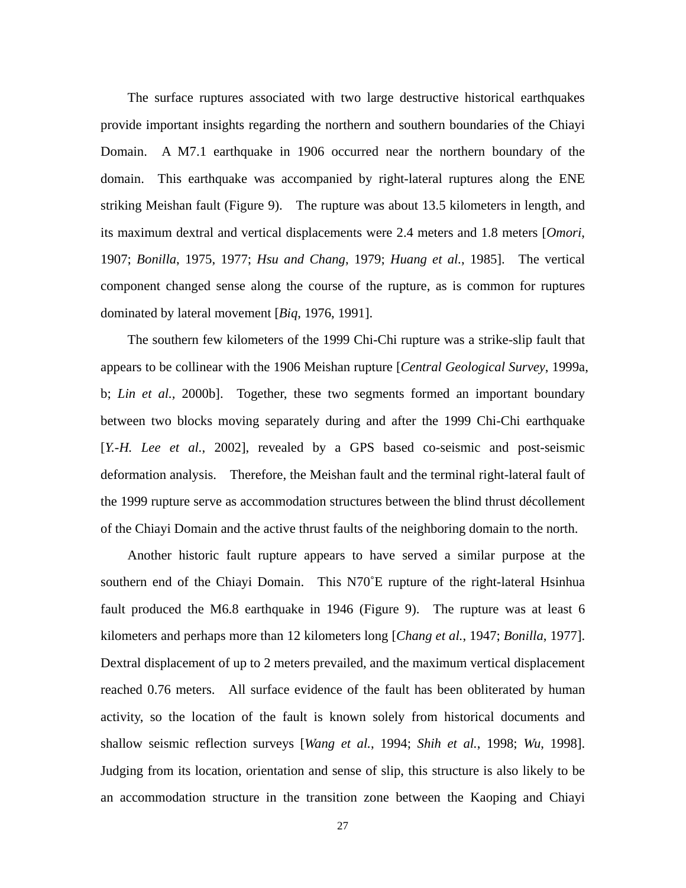The surface ruptures associated with two large destructive historical earthquakes provide important insights regarding the northern and southern boundaries of the Chiayi Domain. A M7.1 earthquake in 1906 occurred near the northern boundary of the domain. This earthquake was accompanied by right-lateral ruptures along the ENE striking Meishan fault (Figure 9). The rupture was about 13.5 kilometers in length, and its maximum dextral and vertical displacements were 2.4 meters and 1.8 meters [*Omori*, 1907; *Bonilla*, 1975, 1977; *Hsu and Chang*, 1979; *Huang et al.*, 1985]. The vertical component changed sense along the course of the rupture, as is common for ruptures dominated by lateral movement [*Biq*, 1976, 1991].

The southern few kilometers of the 1999 Chi-Chi rupture was a strike-slip fault that appears to be collinear with the 1906 Meishan rupture [*Central Geological Survey*, 1999a, b; *Lin et al.*, 2000b]. Together, these two segments formed an important boundary between two blocks moving separately during and after the 1999 Chi-Chi earthquake [*Y.-H. Lee et al.*, 2002], revealed by a GPS based co-seismic and post-seismic deformation analysis. Therefore, the Meishan fault and the terminal right-lateral fault of the 1999 rupture serve as accommodation structures between the blind thrust décollement of the Chiayi Domain and the active thrust faults of the neighboring domain to the north.

Another historic fault rupture appears to have served a similar purpose at the southern end of the Chiayi Domain. This N70˚E rupture of the right-lateral Hsinhua fault produced the M6.8 earthquake in 1946 (Figure 9). The rupture was at least 6 kilometers and perhaps more than 12 kilometers long [*Chang et al.*, 1947; *Bonilla*, 1977]. Dextral displacement of up to 2 meters prevailed, and the maximum vertical displacement reached 0.76 meters. All surface evidence of the fault has been obliterated by human activity, so the location of the fault is known solely from historical documents and shallow seismic reflection surveys [*Wang et al.*, 1994; *Shih et al.*, 1998; *Wu*, 1998]. Judging from its location, orientation and sense of slip, this structure is also likely to be an accommodation structure in the transition zone between the Kaoping and Chiayi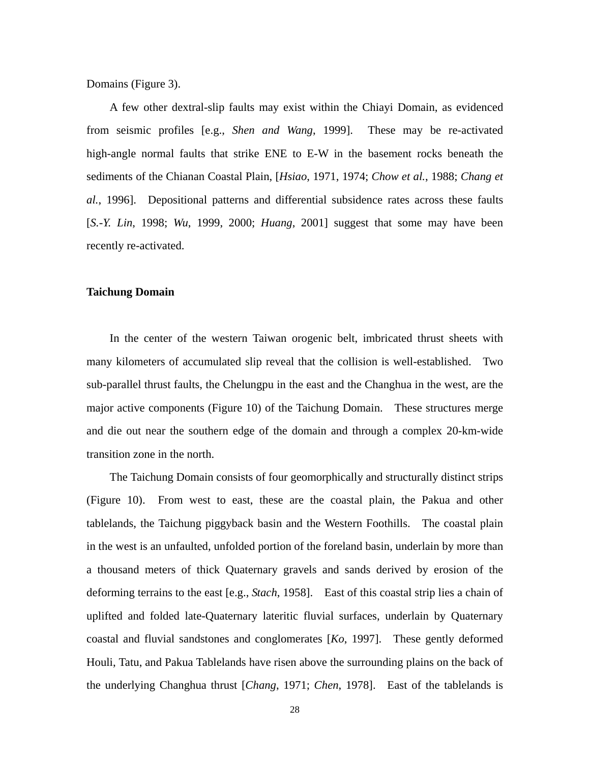Domains (Figure 3).

A few other dextral-slip faults may exist within the Chiayi Domain, as evidenced from seismic profiles [e.g., *Shen and Wang*, 1999]. These may be re-activated high-angle normal faults that strike ENE to E-W in the basement rocks beneath the sediments of the Chianan Coastal Plain, [*Hsiao*, 1971, 1974; *Chow et al.*, 1988; *Chang et al.*, 1996]. Depositional patterns and differential subsidence rates across these faults [*S.-Y. Lin*, 1998; *Wu*, 1999, 2000; *Huang*, 2001] suggest that some may have been recently re-activated.

### Taichung Domain

In the center of the western Taiwan orogenic belt, imbricated thrust sheets with many kilometers of accumulated slip reveal that the collision is well-established. Two sub-parallel thrust faults, the Chelungpu in the east and the Changhua in the west, are the major active components (Figure 10) of the Taichung Domain. These structures merge and die out near the southern edge of the domain and through a complex 20-km-wide transition zone in the north.

The Taichung Domain consists of four geomorphically and structurally distinct strips (Figure 10). From west to east, these are the coastal plain, the Pakua and other tablelands, the Taichung piggyback basin and the Western Foothills. The coastal plain in the west is an unfaulted, unfolded portion of the foreland basin, underlain by more than a thousand meters of thick Quaternary gravels and sands derived by erosion of the deforming terrains to the east [e.g., *Stach*, 1958]. East of this coastal strip lies a chain of uplifted and folded late-Quaternary lateritic fluvial surfaces, underlain by Quaternary coastal and fluvial sandstones and conglomerates [*Ko*, 1997]. These gently deformed Houli, Tatu, and Pakua Tablelands have risen above the surrounding plains on the back of the underlying Changhua thrust [*Chang*, 1971; *Chen*, 1978]. East of the tablelands is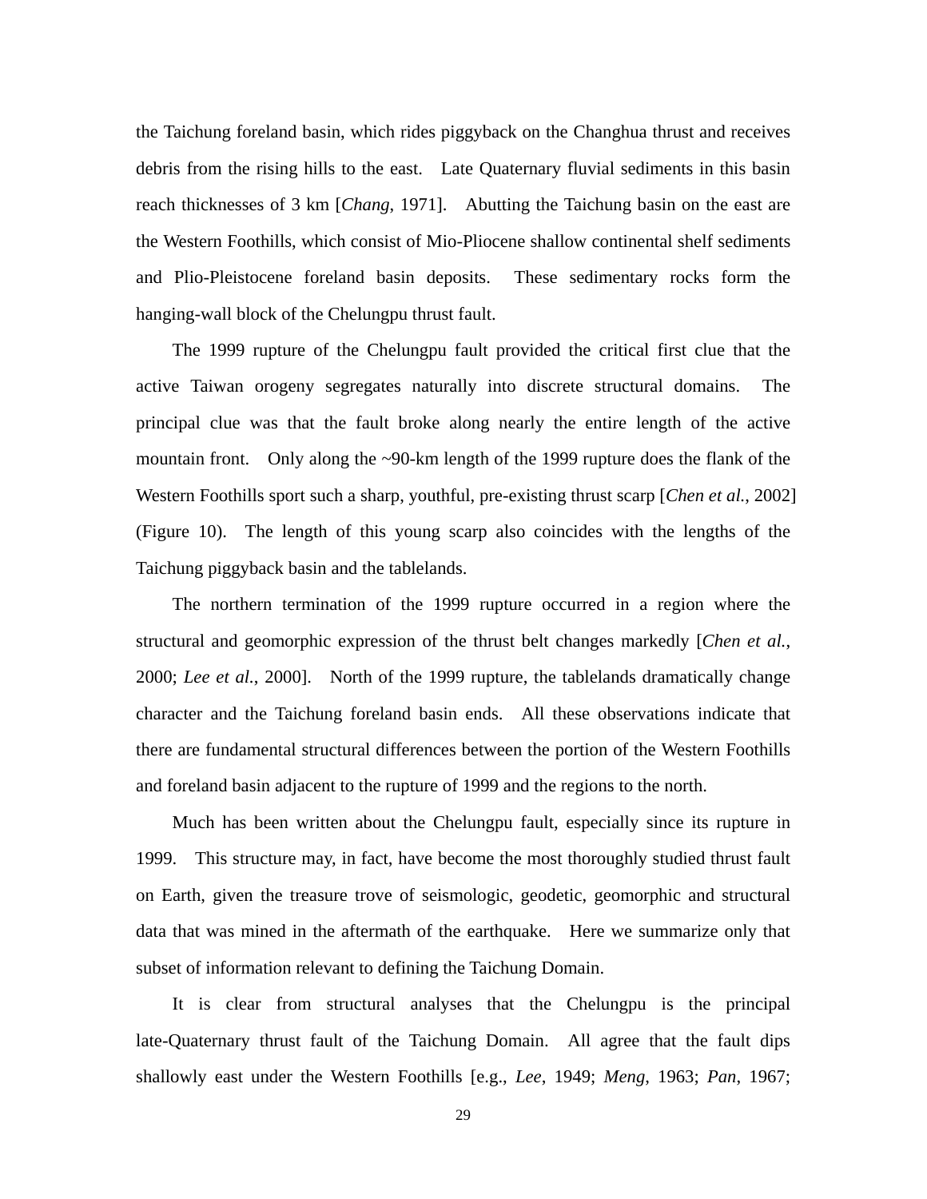the Taichung foreland basin, which rides piggyback on the Changhua thrust and receives debris from the rising hills to the east. Late Quaternary fluvial sediments in this basin reach thicknesses of 3 km [*Chang*, 1971]. Abutting the Taichung basin on the east are the Western Foothills, which consist of Mio-Pliocene shallow continental shelf sediments and Plio-Pleistocene foreland basin deposits. These sedimentary rocks form the hanging-wall block of the Chelungpu thrust fault.

The 1999 rupture of the Chelungpu fault provided the critical first clue that the active Taiwan orogeny segregates naturally into discrete structural domains. The principal clue was that the fault broke along nearly the entire length of the active mountain front. Only along the ~90-km length of the 1999 rupture does the flank of the Western Foothills sport such a sharp, youthful, pre-existing thrust scarp [*Chen et al.*, 2002] (Figure 10). The length of this young scarp also coincides with the lengths of the Taichung piggyback basin and the tablelands.

The northern termination of the 1999 rupture occurred in a region where the structural and geomorphic expression of the thrust belt changes markedly [*Chen et al.*, 2000; *Lee et al.*, 2000]. North of the 1999 rupture, the tablelands dramatically change character and the Taichung foreland basin ends. All these observations indicate that there are fundamental structural differences between the portion of the Western Foothills and foreland basin adjacent to the rupture of 1999 and the regions to the north.

Much has been written about the Chelungpu fault, especially since its rupture in 1999. This structure may, in fact, have become the most thoroughly studied thrust fault on Earth, given the treasure trove of seismologic, geodetic, geomorphic and structural data that was mined in the aftermath of the earthquake. Here we summarize only that subset of information relevant to defining the Taichung Domain.

It is clear from structural analyses that the Chelungpu is the principal late-Quaternary thrust fault of the Taichung Domain. All agree that the fault dips shallowly east under the Western Foothills [e.g., *Lee*, 1949; *Meng*, 1963; *Pan*, 1967;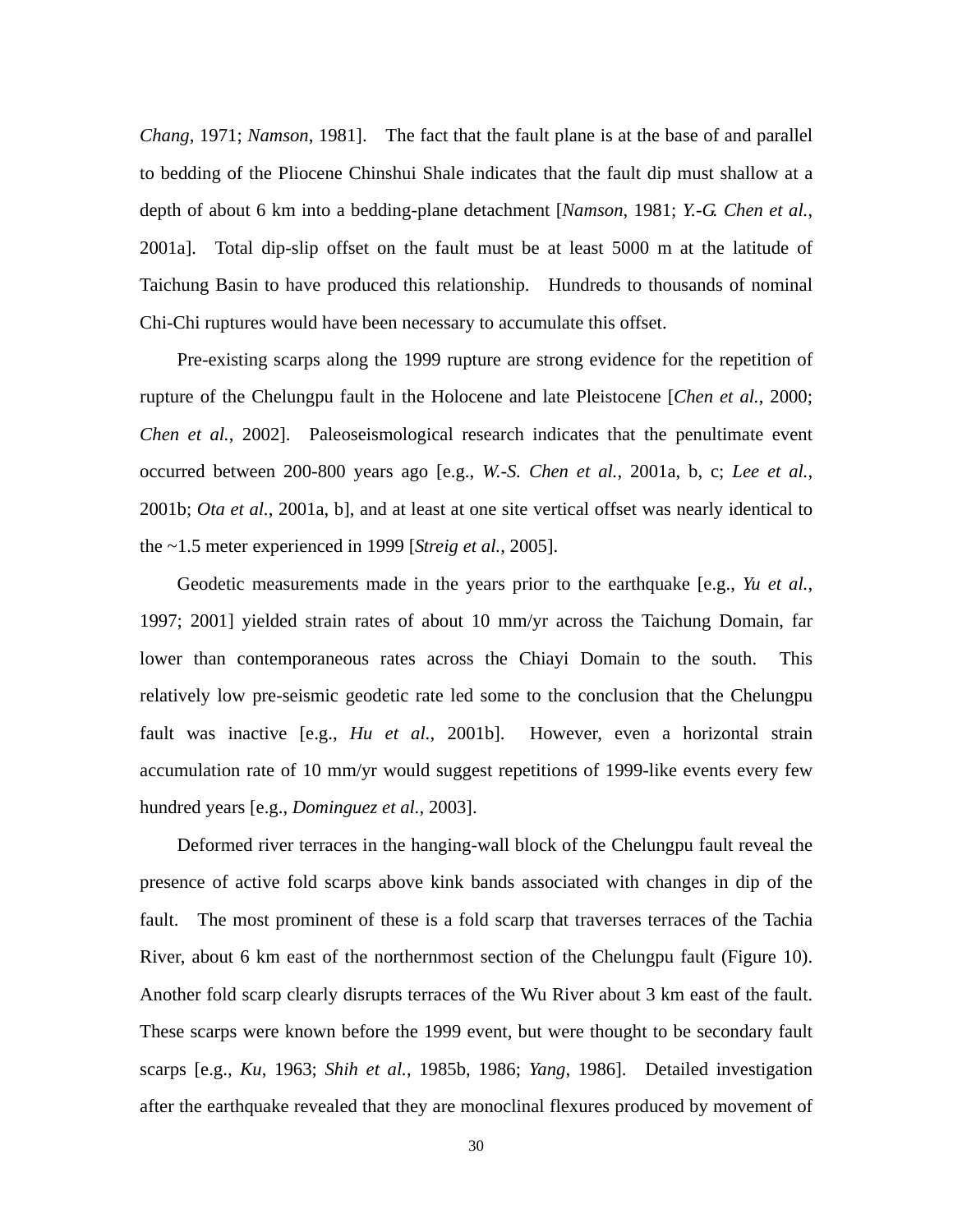*Chang*, 1971; *Namson*, 1981]. The fact that the fault plane is at the base of and parallel to bedding of the Pliocene Chinshui Shale indicates that the fault dip must shallow at a depth of about 6 km into a bedding-plane detachment [*Namson*, 1981; *Y.-G. Chen et al.*, 2001a]. Total dip-slip offset on the fault must be at least 5000 m at the latitude of Taichung Basin to have produced this relationship. Hundreds to thousands of nominal Chi-Chi ruptures would have been necessary to accumulate this offset.

Pre-existing scarps along the 1999 rupture are strong evidence for the repetition of rupture of the Chelungpu fault in the Holocene and late Pleistocene [*Chen et al.*, 2000; *Chen et al.*, 2002]. Paleoseismological research indicates that the penultimate event occurred between 200-800 years ago [e.g., *W.-S. Chen et al.*, 2001a, b, c; *Lee et al.*, 2001b; *Ota et al.*, 2001a, b], and at least at one site vertical offset was nearly identical to the ~1.5 meter experienced in 1999 [*Streig et al.*, 2005].

Geodetic measurements made in the years prior to the earthquake [e.g., *Yu et al.*, 1997; 2001] yielded strain rates of about 10 mm/yr across the Taichung Domain, far lower than contemporaneous rates across the Chiayi Domain to the south. This relatively low pre-seismic geodetic rate led some to the conclusion that the Chelungpu fault was inactive [e.g., *Hu et al.*, 2001b]. However, even a horizontal strain accumulation rate of 10 mm/yr would suggest repetitions of 1999-like events every few hundred years [e.g., *Dominguez et al.*, 2003].

Deformed river terraces in the hanging-wall block of the Chelungpu fault reveal the presence of active fold scarps above kink bands associated with changes in dip of the fault. The most prominent of these is a fold scarp that traverses terraces of the Tachia River, about 6 km east of the northernmost section of the Chelungpu fault (Figure 10). Another fold scarp clearly disrupts terraces of the Wu River about 3 km east of the fault. These scarps were known before the 1999 event, but were thought to be secondary fault scarps [e.g., *Ku*, 1963; *Shih et al.*, 1985b, 1986; *Yang*, 1986]. Detailed investigation after the earthquake revealed that they are monoclinal flexures produced by movement of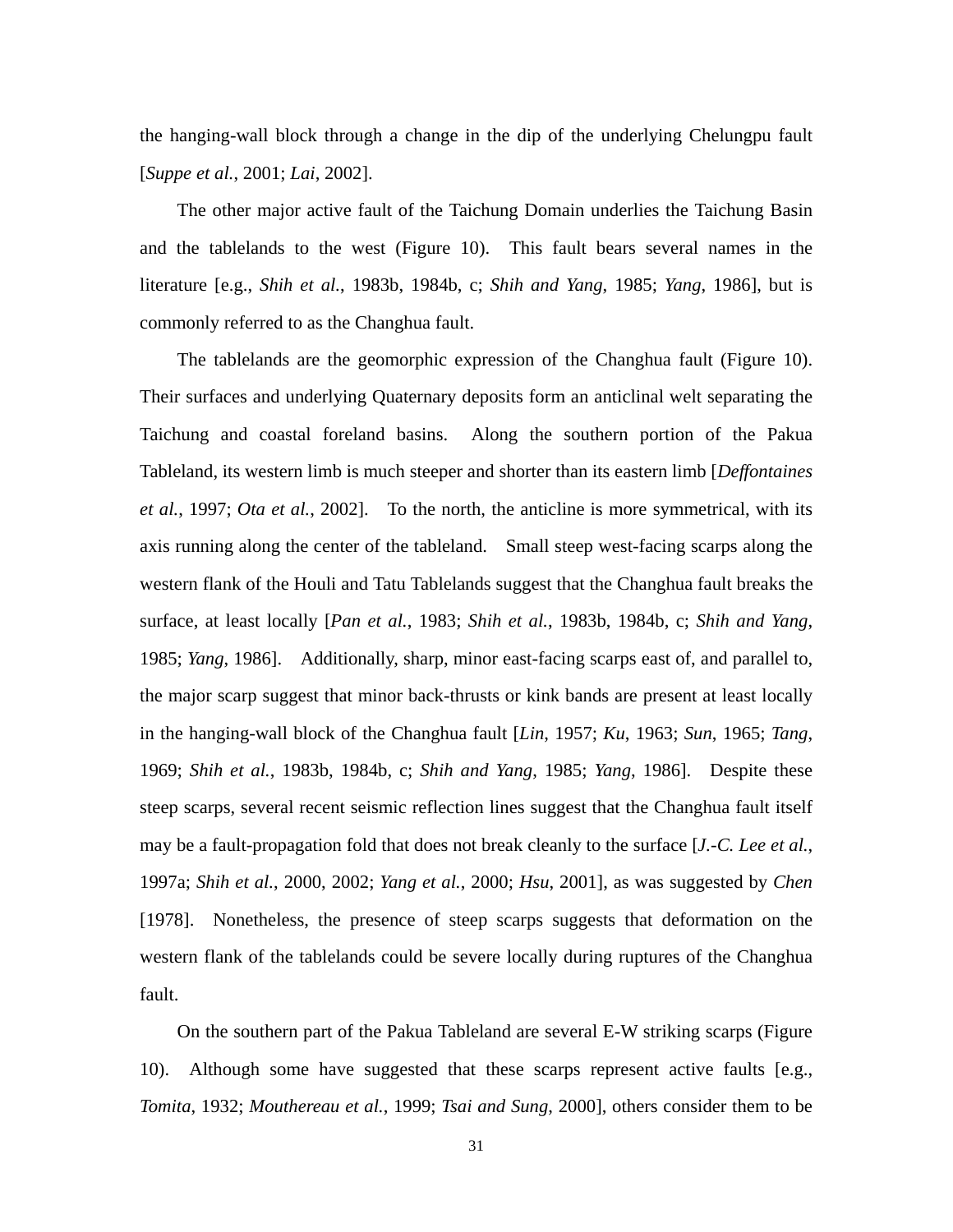the hanging-wall block through a change in the dip of the underlying Chelungpu fault [*Suppe et al.*, 2001; *Lai*, 2002].

The other major active fault of the Taichung Domain underlies the Taichung Basin and the tablelands to the west (Figure 10). This fault bears several names in the literature [e.g., *Shih et al.*, 1983b, 1984b, c; *Shih and Yang*, 1985; *Yang*, 1986], but is commonly referred to as the Changhua fault.

The tablelands are the geomorphic expression of the Changhua fault (Figure 10). Their surfaces and underlying Quaternary deposits form an anticlinal welt separating the Taichung and coastal foreland basins. Along the southern portion of the Pakua Tableland, its western limb is much steeper and shorter than its eastern limb [*Deffontaines et al.*, 1997; *Ota et al.*, 2002]. To the north, the anticline is more symmetrical, with its axis running along the center of the tableland. Small steep west-facing scarps along the western flank of the Houli and Tatu Tablelands suggest that the Changhua fault breaks the surface, at least locally [*Pan et al.*, 1983; *Shih et al.*, 1983b, 1984b, c; *Shih and Yang*, 1985; *Yang*, 1986]. Additionally, sharp, minor east-facing scarps east of, and parallel to, the major scarp suggest that minor back-thrusts or kink bands are present at least locally in the hanging-wall block of the Changhua fault [*Lin*, 1957; *Ku*, 1963; *Sun*, 1965; *Tang*, 1969; *Shih et al.*, 1983b, 1984b, c; *Shih and Yang*, 1985; *Yang*, 1986]. Despite these steep scarps, several recent seismic reflection lines suggest that the Changhua fault itself may be a fault-propagation fold that does not break cleanly to the surface [*J.-C. Lee et al.*, 1997a; *Shih et al.*, 2000, 2002; *Yang et al.*, 2000; *Hsu*, 2001], as was suggested by *Chen* [1978]. Nonetheless, the presence of steep scarps suggests that deformation on the western flank of the tablelands could be severe locally during ruptures of the Changhua fault.

On the southern part of the Pakua Tableland are several E-W striking scarps (Figure 10). Although some have suggested that these scarps represent active faults [e.g., *Tomita*, 1932; *Mouthereau et al.*, 1999; *Tsai and Sung*, 2000], others consider them to be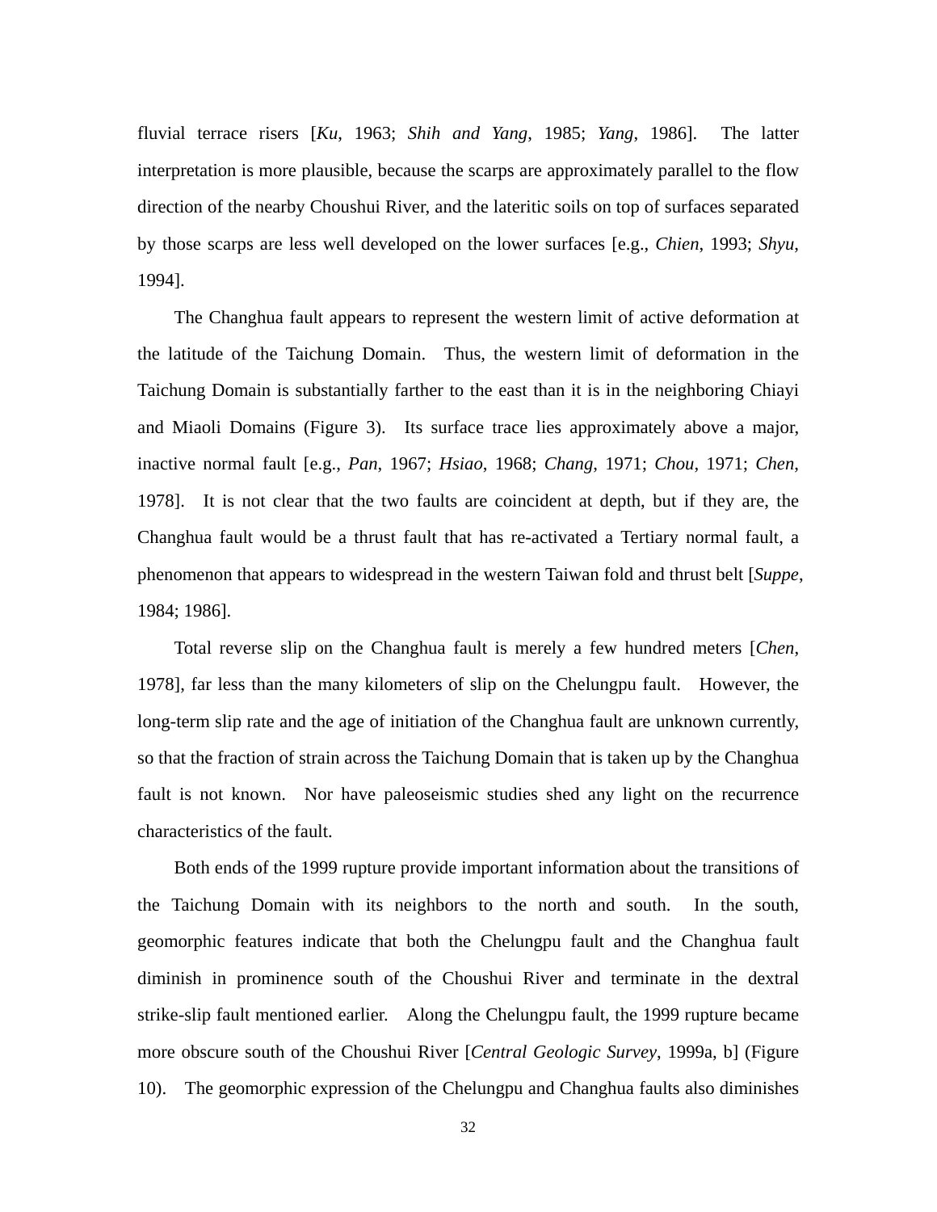fluvial terrace risers [*Ku*, 1963; *Shih and Yang*, 1985; *Yang*, 1986]. The latter interpretation is more plausible, because the scarps are approximately parallel to the flow direction of the nearby Choushui River, and the lateritic soils on top of surfaces separated by those scarps are less well developed on the lower surfaces [e.g., *Chien*, 1993; *Shyu*, 1994].

The Changhua fault appears to represent the western limit of active deformation at the latitude of the Taichung Domain. Thus, the western limit of deformation in the Taichung Domain is substantially farther to the east than it is in the neighboring Chiayi and Miaoli Domains (Figure 3). Its surface trace lies approximately above a major, inactive normal fault [e.g., *Pan*, 1967; *Hsiao*, 1968; *Chang*, 1971; *Chou*, 1971; *Chen*, 1978]. It is not clear that the two faults are coincident at depth, but if they are, the Changhua fault would be a thrust fault that has re-activated a Tertiary normal fault, a phenomenon that appears to widespread in the western Taiwan fold and thrust belt [*Suppe*, 1984; 1986].

Total reverse slip on the Changhua fault is merely a few hundred meters [*Chen*, 1978], far less than the many kilometers of slip on the Chelungpu fault. However, the long-term slip rate and the age of initiation of the Changhua fault are unknown currently, so that the fraction of strain across the Taichung Domain that is taken up by the Changhua fault is not known. Nor have paleoseismic studies shed any light on the recurrence characteristics of the fault.

Both ends of the 1999 rupture provide important information about the transitions of the Taichung Domain with its neighbors to the north and south. In the south, geomorphic features indicate that both the Chelungpu fault and the Changhua fault diminish in prominence south of the Choushui River and terminate in the dextral strike-slip fault mentioned earlier. Along the Chelungpu fault, the 1999 rupture became more obscure south of the Choushui River [*Central Geologic Survey*, 1999a, b] (Figure 10). The geomorphic expression of the Chelungpu and Changhua faults also diminishes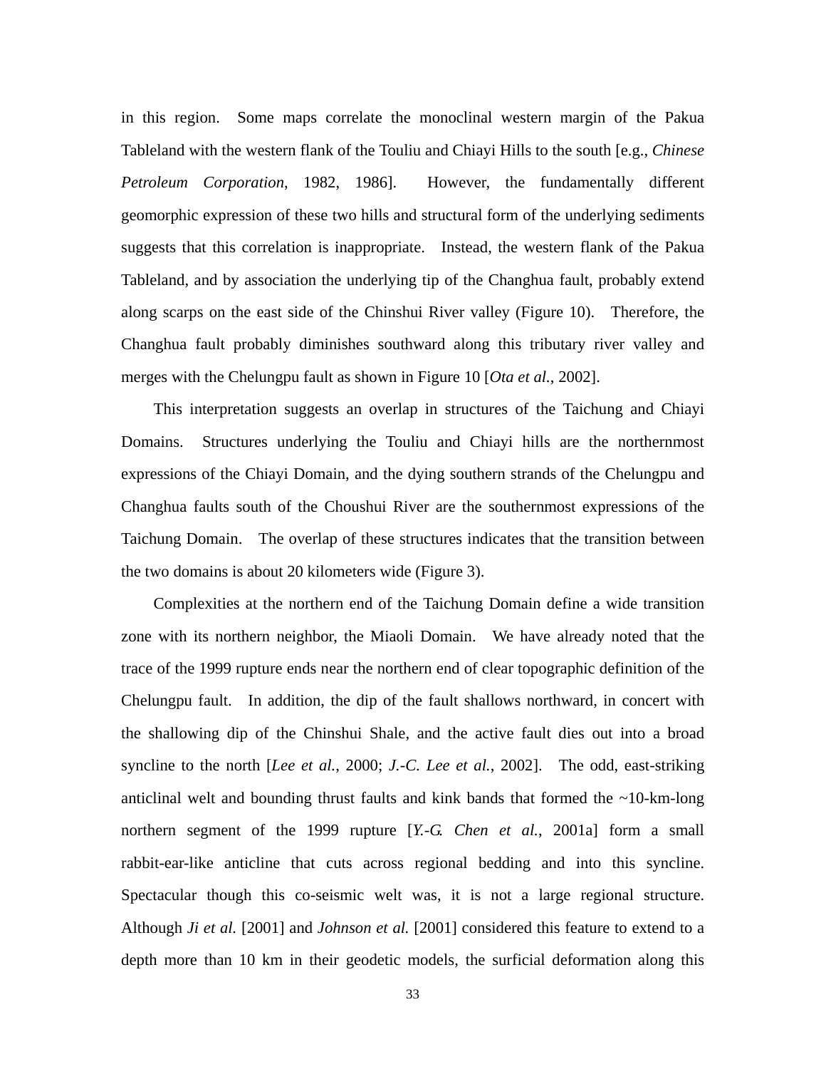in this region. Some maps correlate the monoclinal western margin of the Pakua Tableland with the western flank of the Touliu and Chiayi Hills to the south [e.g., *Chinese Petroleum Corporation*, 1982, 1986]. However, the fundamentally different geomorphic expression of these two hills and structural form of the underlying sediments suggests that this correlation is inappropriate. Instead, the western flank of the Pakua Tableland, and by association the underlying tip of the Changhua fault, probably extend along scarps on the east side of the Chinshui River valley (Figure 10). Therefore, the Changhua fault probably diminishes southward along this tributary river valley and merges with the Chelungpu fault as shown in Figure 10 [*Ota et al.*, 2002].

This interpretation suggests an overlap in structures of the Taichung and Chiayi Domains. Structures underlying the Touliu and Chiayi hills are the northernmost expressions of the Chiayi Domain, and the dying southern strands of the Chelungpu and Changhua faults south of the Choushui River are the southernmost expressions of the Taichung Domain. The overlap of these structures indicates that the transition between the two domains is about 20 kilometers wide (Figure 3).

Complexities at the northern end of the Taichung Domain define a wide transition zone with its northern neighbor, the Miaoli Domain. We have already noted that the trace of the 1999 rupture ends near the northern end of clear topographic definition of the Chelungpu fault. In addition, the dip of the fault shallows northward, in concert with the shallowing dip of the Chinshui Shale, and the active fault dies out into a broad syncline to the north [*Lee et al.*, 2000; *J.-C. Lee et al.*, 2002]. The odd, east-striking anticlinal welt and bounding thrust faults and kink bands that formed the ~10-km-long northern segment of the 1999 rupture [*Y.-G. Chen et al.*, 2001a] form a small rabbit-ear-like anticline that cuts across regional bedding and into this syncline. Spectacular though this co-seismic welt was, it is not a large regional structure. Although *Ji et al.* [2001] and *Johnson et al.* [2001] considered this feature to extend to a depth more than 10 km in their geodetic models, the surficial deformation along this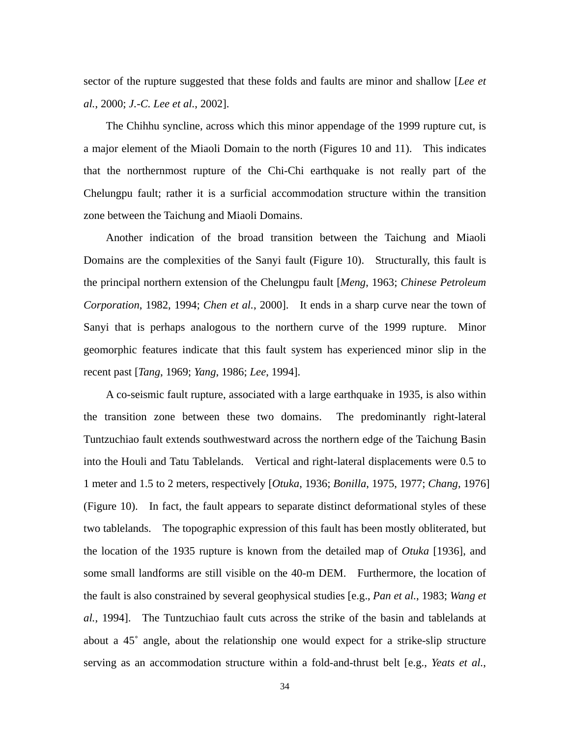sector of the rupture suggested that these folds and faults are minor and shallow [*Lee et al.*, 2000; *J.-C. Lee et al.*, 2002].

The Chihhu syncline, across which this minor appendage of the 1999 rupture cut, is a major element of the Miaoli Domain to the north (Figures 10 and 11). This indicates that the northernmost rupture of the Chi-Chi earthquake is not really part of the Chelungpu fault; rather it is a surficial accommodation structure within the transition zone between the Taichung and Miaoli Domains.

Another indication of the broad transition between the Taichung and Miaoli Domains are the complexities of the Sanyi fault (Figure 10). Structurally, this fault is the principal northern extension of the Chelungpu fault [*Meng*, 1963; *Chinese Petroleum Corporation*, 1982, 1994; *Chen et al.*, 2000]. It ends in a sharp curve near the town of Sanyi that is perhaps analogous to the northern curve of the 1999 rupture. Minor geomorphic features indicate that this fault system has experienced minor slip in the recent past [*Tang*, 1969; *Yang*, 1986; *Lee*, 1994].

A co-seismic fault rupture, associated with a large earthquake in 1935, is also within the transition zone between these two domains. The predominantly right-lateral Tuntzuchiao fault extends southwestward across the northern edge of the Taichung Basin into the Houli and Tatu Tablelands. Vertical and right-lateral displacements were 0.5 to 1 meter and 1.5 to 2 meters, respectively [*Otuka*, 1936; *Bonilla*, 1975, 1977; *Chang*, 1976] (Figure 10). In fact, the fault appears to separate distinct deformational styles of these two tablelands. The topographic expression of this fault has been mostly obliterated, but the location of the 1935 rupture is known from the detailed map of *Otuka* [1936], and some small landforms are still visible on the 40-m DEM. Furthermore, the location of the fault is also constrained by several geophysical studies [e.g., *Pan et al.*, 1983; *Wang et al.*, 1994]. The Tuntzuchiao fault cuts across the strike of the basin and tablelands at about a 45° angle, about the relationship one would expect for a strike-slip structure serving as an accommodation structure within a fold-and-thrust belt [e.g., *Yeats et al.*,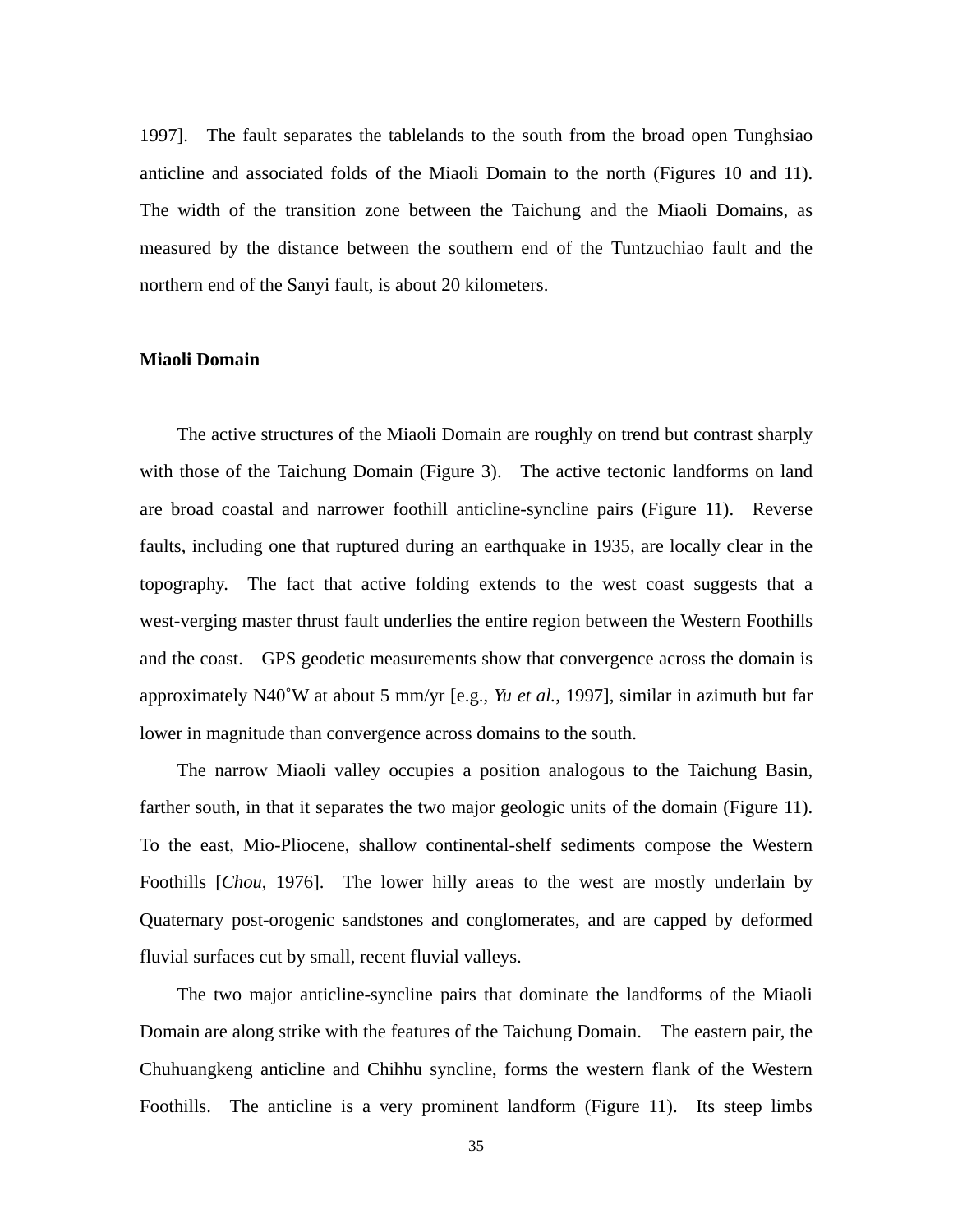1997]. The fault separates the tablelands to the south from the broad open Tunghsiao anticline and associated folds of the Miaoli Domain to the north (Figures 10 and 11). The width of the transition zone between the Taichung and the Miaoli Domains, as measured by the distance between the southern end of the Tuntzuchiao fault and the northern end of the Sanyi fault, is about 20 kilometers.

**Miaoli Domain**

The active structures of the Miaoli Domain are roughly on trend but contrast sharply with those of the Taichung Domain (Figure 3). The active tectonic landforms on land are broad coastal and narrower foothill anticline-syncline pairs (Figure 11). Reverse faults, including one that ruptured during an earthquake in 1935, are locally clear in the topography. The fact that active folding extends to the west coast suggests that a west-verging master thrust fault underlies the entire region between the Western Foothills and the coast. GPS geodetic measurements show that convergence across the domain is approximately N40˚W at about 5 mm/yr [e.g., *Yu et al.*, 1997], similar in azimuth but far lower in magnitude than convergence across domains to the south.

The narrow Miaoli valley occupies a position analogous to the Taichung Basin, farther south, in that it separates the two major geologic units of the domain (Figure 11). To the east, Mio-Pliocene, shallow continental-shelf sediments compose the Western Foothills [*Chou*, 1976]. The lower hilly areas to the west are mostly underlain by Quaternary post-orogenic sandstones and conglomerates, and are capped by deformed fluvial surfaces cut by small, recent fluvial valleys.

The two major anticline-syncline pairs that dominate the landforms of the Miaoli Domain are along strike with the features of the Taichung Domain. The eastern pair, the Chuhuangkeng anticline and Chihhu syncline, forms the western flank of the Western Foothills. The anticline is a very prominent landform (Figure 11). Its steep limbs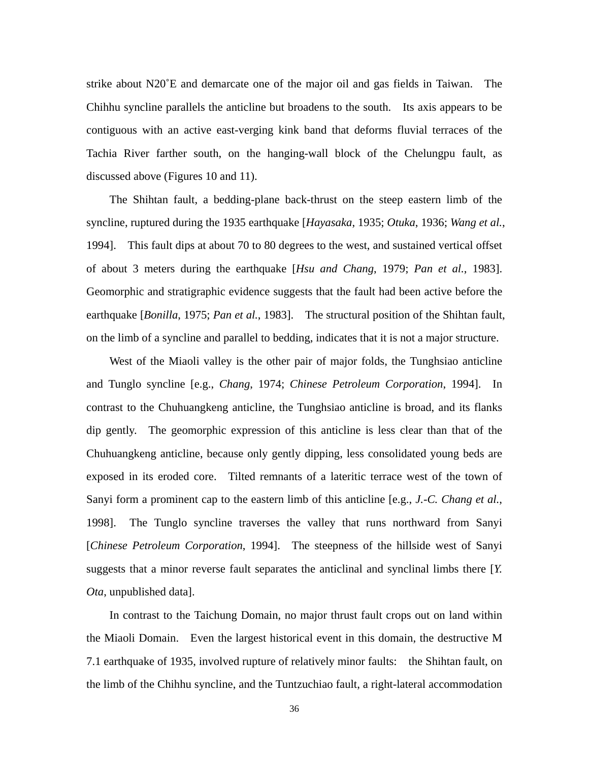strike about N20˚E and demarcate one of the major oil and gas fields in Taiwan. The Chihhu syncline parallels the anticline but broadens to the south. Its axis appears to be contiguous with an active east-verging kink band that deforms fluvial terraces of the Tachia River farther south, on the hanging-wall block of the Chelungpu fault, as discussed above (Figures 10 and 11).

The Shihtan fault, a bedding-plane back-thrust on the steep eastern limb of the syncline, ruptured during the 1935 earthquake [*Hayasaka*, 1935; *Otuka*, 1936; *Wang et al.*, 1994]. This fault dips at about 70 to 80 degrees to the west, and sustained vertical offset of about 3 meters during the earthquake [*Hsu and Chang*, 1979; *Pan et al.*, 1983]. Geomorphic and stratigraphic evidence suggests that the fault had been active before the earthquake [*Bonilla*, 1975; *Pan et al.*, 1983]. The structural position of the Shihtan fault, on the limb of a syncline and parallel to bedding, indicates that it is not a major structure.

West of the Miaoli valley is the other pair of major folds, the Tunghsiao anticline and Tunglo syncline [e.g., *Chang*, 1974; *Chinese Petroleum Corporation*, 1994]. In contrast to the Chuhuangkeng anticline, the Tunghsiao anticline is broad, and its flanks dip gently. The geomorphic expression of this anticline is less clear than that of the Chuhuangkeng anticline, because only gently dipping, less consolidated young beds are exposed in its eroded core. Tilted remnants of a lateritic terrace west of the town of Sanyi form a prominent cap to the eastern limb of this anticline [e.g., *J.-C. Chang et al.*, 1998]. The Tunglo syncline traverses the valley that runs northward from Sanyi [*Chinese Petroleum Corporation*, 1994]. The steepness of the hillside west of Sanyi suggests that a minor reverse fault separates the anticlinal and synclinal limbs there [*Y. Ota*, unpublished data].

In contrast to the Taichung Domain, no major thrust fault crops out on land within the Miaoli Domain. Even the largest historical event in this domain, the destructive M 7.1 earthquake of 1935, involved rupture of relatively minor faults: the Shihtan fault, on the limb of the Chihhu syncline, and the Tuntzuchiao fault, a right-lateral accommodation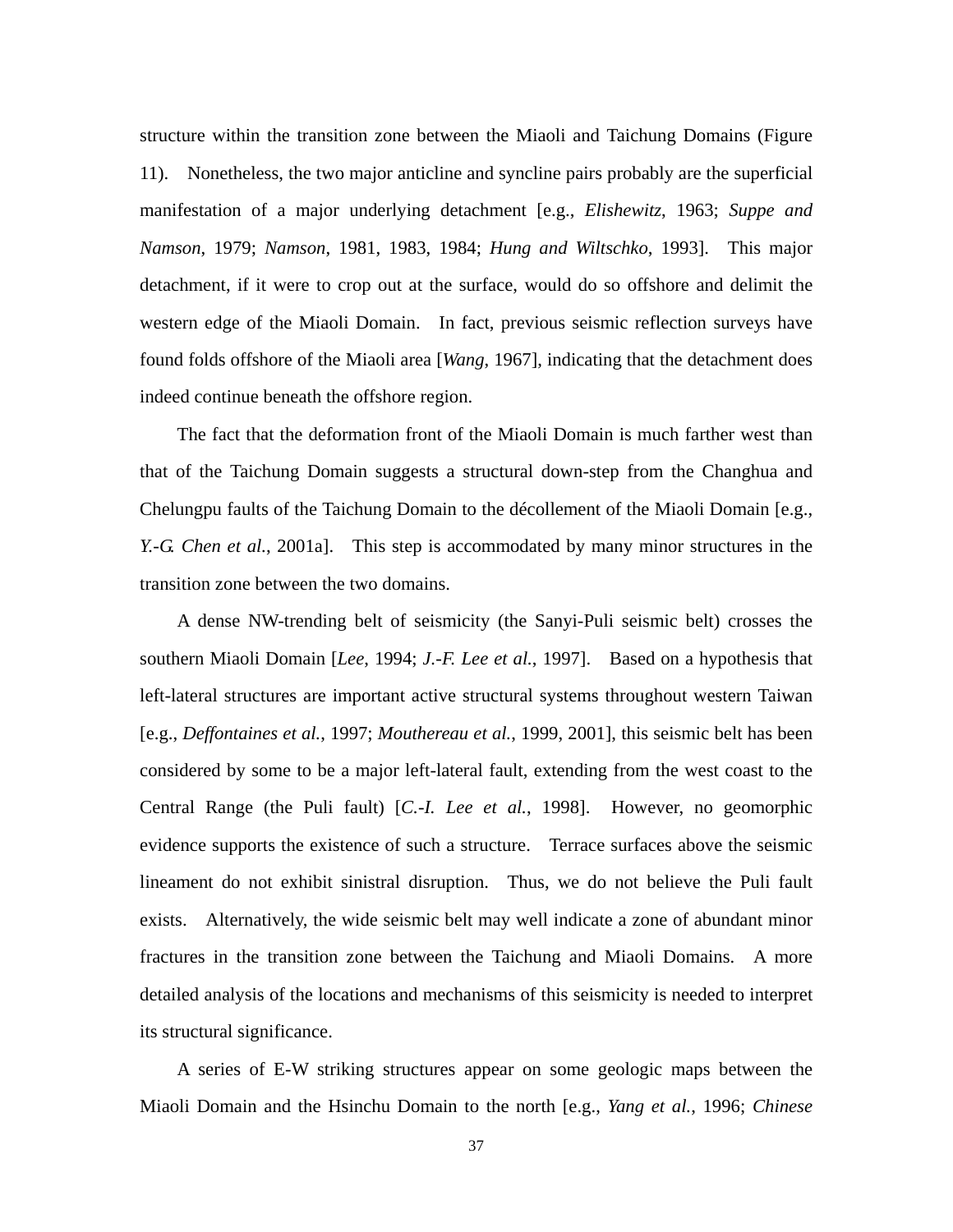structure within the transition zone between the Miaoli and Taichung Domains (Figure 11). Nonetheless, the two major anticline and syncline pairs probably are the superficial manifestation of a major underlying detachment [e.g., *Elishewitz*, 1963; *Suppe and Namson*, 1979; *Namson*, 1981, 1983, 1984; *Hung and Wiltschko*, 1993]. This major detachment, if it were to crop out at the surface, would do so offshore and delimit the western edge of the Miaoli Domain. In fact, previous seismic reflection surveys have found folds offshore of the Miaoli area [*Wang*, 1967], indicating that the detachment does indeed continue beneath the offshore region.

The fact that the deformation front of the Miaoli Domain is much farther west than that of the Taichung Domain suggests a structural down-step from the Changhua and Chelungpu faults of the Taichung Domain to the décollement of the Miaoli Domain [e.g., *Y.-G. Chen et al.*, 2001a]. This step is accommodated by many minor structures in the transition zone between the two domains.

A dense NW-trending belt of seismicity (the Sanyi-Puli seismic belt) crosses the southern Miaoli Domain [*Lee*, 1994; *J.-F. Lee et al.*, 1997]. Based on a hypothesis that left-lateral structures are important active structural systems throughout western Taiwan [e.g., *Deffontaines et al.*, 1997; *Mouthereau et al.*, 1999, 2001], this seismic belt has been considered by some to be a major left-lateral fault, extending from the west coast to the Central Range (the Puli fault) [*C.-I. Lee et al.*, 1998]. However, no geomorphic evidence supports the existence of such a structure. Terrace surfaces above the seismic lineament do not exhibit sinistral disruption. Thus, we do not believe the Puli fault exists. Alternatively, the wide seismic belt may well indicate a zone of abundant minor fractures in the transition zone between the Taichung and Miaoli Domains. A more detailed analysis of the locations and mechanisms of this seismicity is needed to interpret its structural significance.

A series of E-W striking structures appear on some geologic maps between the Miaoli Domain and the Hsinchu Domain to the north [e.g., *Yang et al.*, 1996; *Chinese*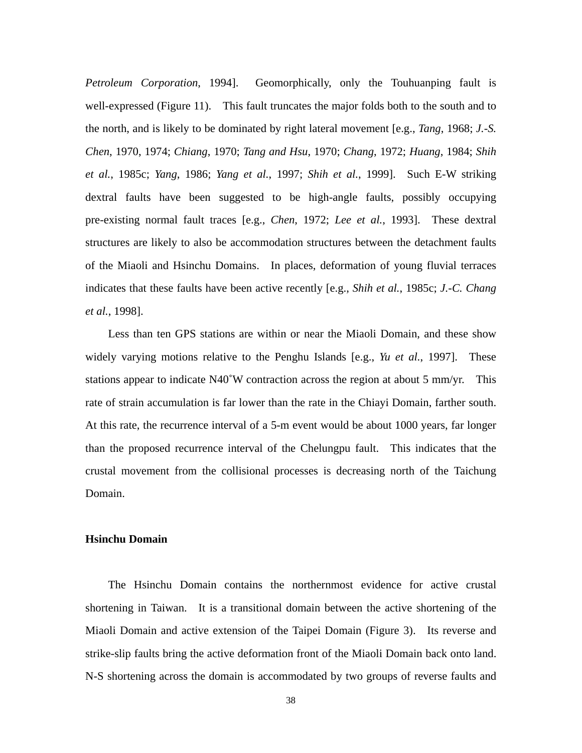*Petroleum Corporation*, 1994]. Geomorphically, only the Touhuanping fault is well-expressed (Figure 11). This fault truncates the major folds both to the south and to the north, and is likely to be dominated by right lateral movement [e.g., *Tang*, 1968; *J.-S. Chen*, 1970, 1974; *Chiang*, 1970; *Tang and Hsu*, 1970; *Chang*, 1972; *Huang*, 1984; *Shih et al.*, 1985c; *Yang*, 1986; *Yang et al.*, 1997; *Shih et al.*, 1999]. Such E-W striking dextral faults have been suggested to be high-angle faults, possibly occupying pre-existing normal fault traces [e.g., *Chen*, 1972; *Lee et al.*, 1993]. These dextral structures are likely to also be accommodation structures between the detachment faults of the Miaoli and Hsinchu Domains. In places, deformation of young fluvial terraces indicates that these faults have been active recently [e.g., *Shih et al.*, 1985c; *J.-C. Chang et al.*, 1998].

Less than ten GPS stations are within or near the Miaoli Domain, and these show widely varying motions relative to the Penghu Islands [e.g., *Yu et al.*, 1997]. These stations appear to indicate N40˚W contraction across the region at about 5 mm/yr. This rate of strain accumulation is far lower than the rate in the Chiayi Domain, farther south. At this rate, the recurrence interval of a 5-m event would be about 1000 years, far longer than the proposed recurrence interval of the Chelungpu fault. This indicates that the crustal movement from the collisional processes is decreasing north of the Taichung Domain.

**Hsinchu Domain**

The Hsinchu Domain contains the northernmost evidence for active crustal shortening in Taiwan. It is a transitional domain between the active shortening of the Miaoli Domain and active extension of the Taipei Domain (Figure 3). Its reverse and strike-slip faults bring the active deformation front of the Miaoli Domain back onto land. N-S shortening across the domain is accommodated by two groups of reverse faults and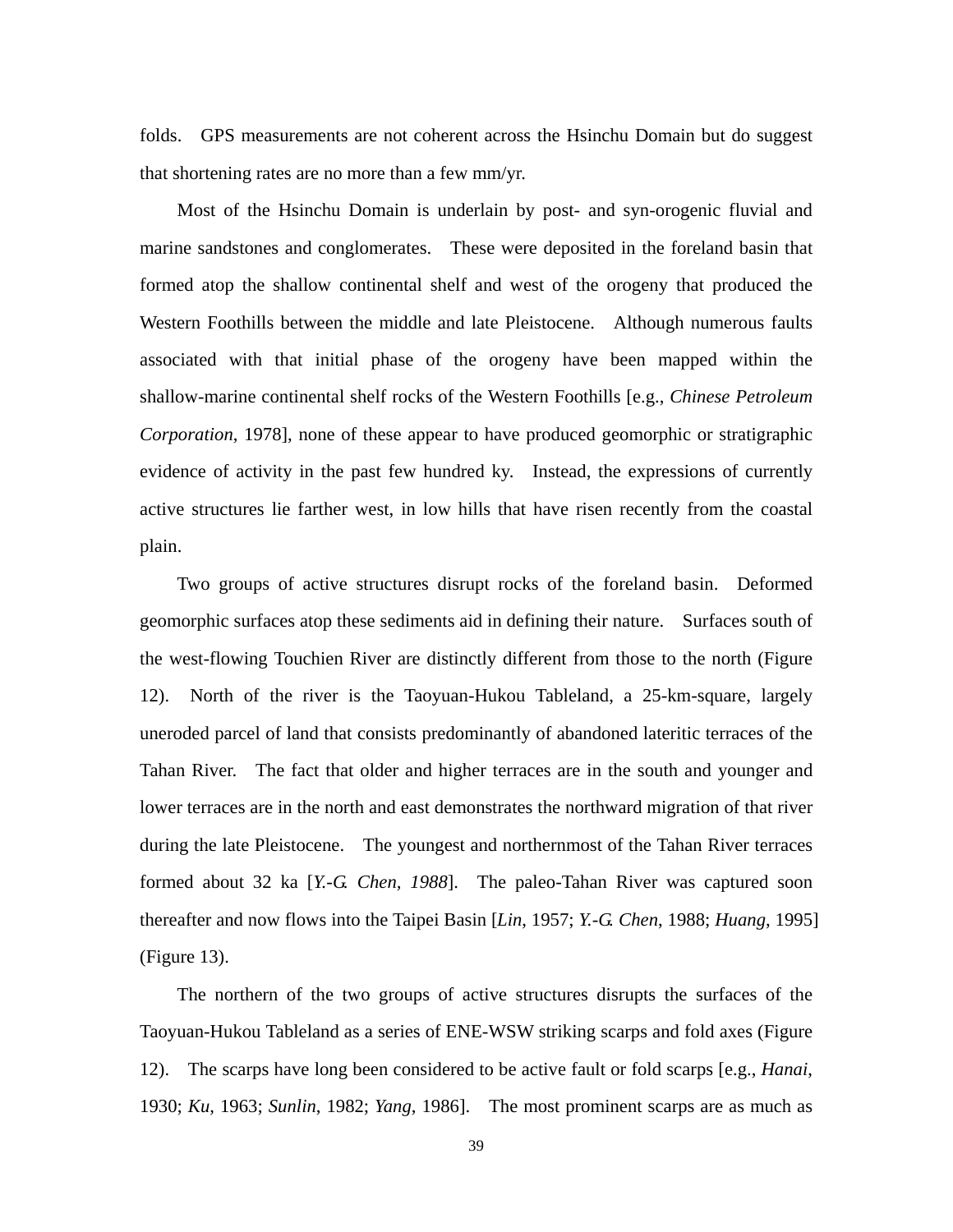folds. GPS measurements are not coherent across the Hsinchu Domain but do suggest that shortening rates are no more than a few mm/yr.

Most of the Hsinchu Domain is underlain by post- and syn-orogenic fluvial and marine sandstones and conglomerates. These were deposited in the foreland basin that formed atop the shallow continental shelf and west of the orogeny that produced the Western Foothills between the middle and late Pleistocene. Although numerous faults associated with that initial phase of the orogeny have been mapped within the shallow-marine continental shelf rocks of the Western Foothills [e.g., *Chinese Petroleum Corporation*, 1978], none of these appear to have produced geomorphic or stratigraphic evidence of activity in the past few hundred ky. Instead, the expressions of currently active structures lie farther west, in low hills that have risen recently from the coastal plain.

Two groups of active structures disrupt rocks of the foreland basin. Deformed geomorphic surfaces atop these sediments aid in defining their nature. Surfaces south of the west-flowing Touchien River are distinctly different from those to the north (Figure 12). North of the river is the Taoyuan-Hukou Tableland, a 25-km-square, largely uneroded parcel of land that consists predominantly of abandoned lateritic terraces of the Tahan River. The fact that older and higher terraces are in the south and younger and lower terraces are in the north and east demonstrates the northward migration of that river during the late Pleistocene. The youngest and northernmost of the Tahan River terraces formed about 32 ka [*Y.-G. Chen, 1988*]. The paleo-Tahan River was captured soon thereafter and now flows into the Taipei Basin [*Lin*, 1957; *Y.-G. Chen*, 1988; *Huang*, 1995] (Figure 13).

The northern of the two groups of active structures disrupts the surfaces of the Taoyuan-Hukou Tableland as a series of ENE-WSW striking scarps and fold axes (Figure 12). The scarps have long been considered to be active fault or fold scarps [e.g., *Hanai*, 1930; *Ku*, 1963; *Sunlin*, 1982; *Yang*, 1986]. The most prominent scarps are as much as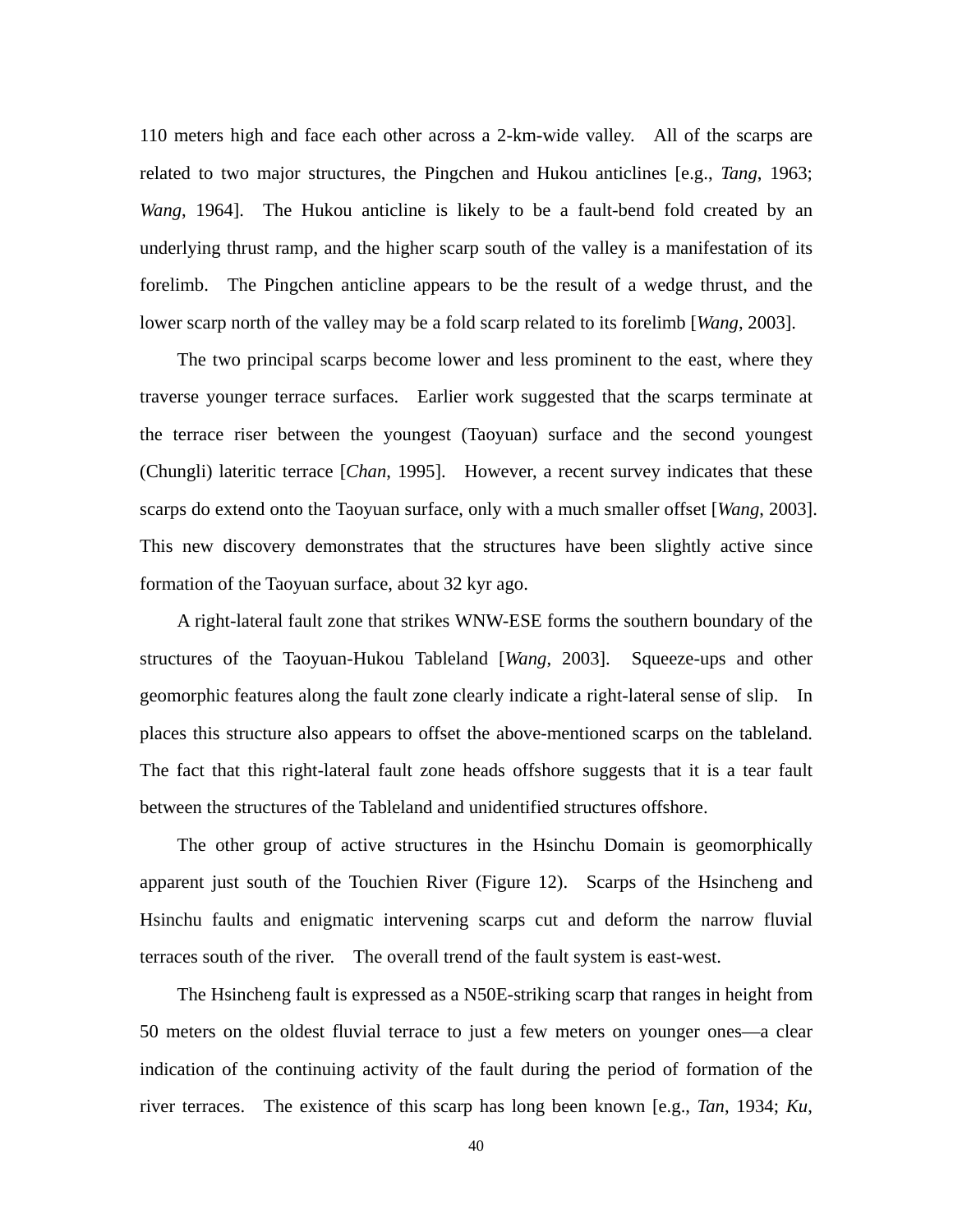110 meters high and face each other across a 2-km-wide valley. All of the scarps are related to two major structures, the Pingchen and Hukou anticlines [e.g., *Tang*, 1963; *Wang*, 1964]. The Hukou anticline is likely to be a fault-bend fold created by an underlying thrust ramp, and the higher scarp south of the valley is a manifestation of its forelimb. The Pingchen anticline appears to be the result of a wedge thrust, and the lower scarp north of the valley may be a fold scarp related to its forelimb [*Wang*, 2003].

The two principal scarps become lower and less prominent to the east, where they traverse younger terrace surfaces. Earlier work suggested that the scarps terminate at the terrace riser between the youngest (Taoyuan) surface and the second youngest (Chungli) lateritic terrace [*Chan*, 1995]. However, a recent survey indicates that these scarps do extend onto the Taoyuan surface, only with a much smaller offset [*Wang*, 2003]. This new discovery demonstrates that the structures have been slightly active since formation of the Taoyuan surface, about 32 kyr ago.

A right-lateral fault zone that strikes WNW-ESE forms the southern boundary of the structures of the Taoyuan-Hukou Tableland [*Wang*, 2003]. Squeeze-ups and other geomorphic features along the fault zone clearly indicate a right-lateral sense of slip. In places this structure also appears to offset the above-mentioned scarps on the tableland. The fact that this right-lateral fault zone heads offshore suggests that it is a tear fault between the structures of the Tableland and unidentified structures offshore.

The other group of active structures in the Hsinchu Domain is geomorphically apparent just south of the Touchien River (Figure 12). Scarps of the Hsincheng and Hsinchu faults and enigmatic intervening scarps cut and deform the narrow fluvial terraces south of the river. The overall trend of the fault system is east-west.

The Hsincheng fault is expressed as a N50E-striking scarp that ranges in height from 50 meters on the oldest fluvial terrace to just a few meters on younger ones—a clear indication of the continuing activity of the fault during the period of formation of the river terraces. The existence of this scarp has long been known [e.g., *Tan*, 1934; *Ku*,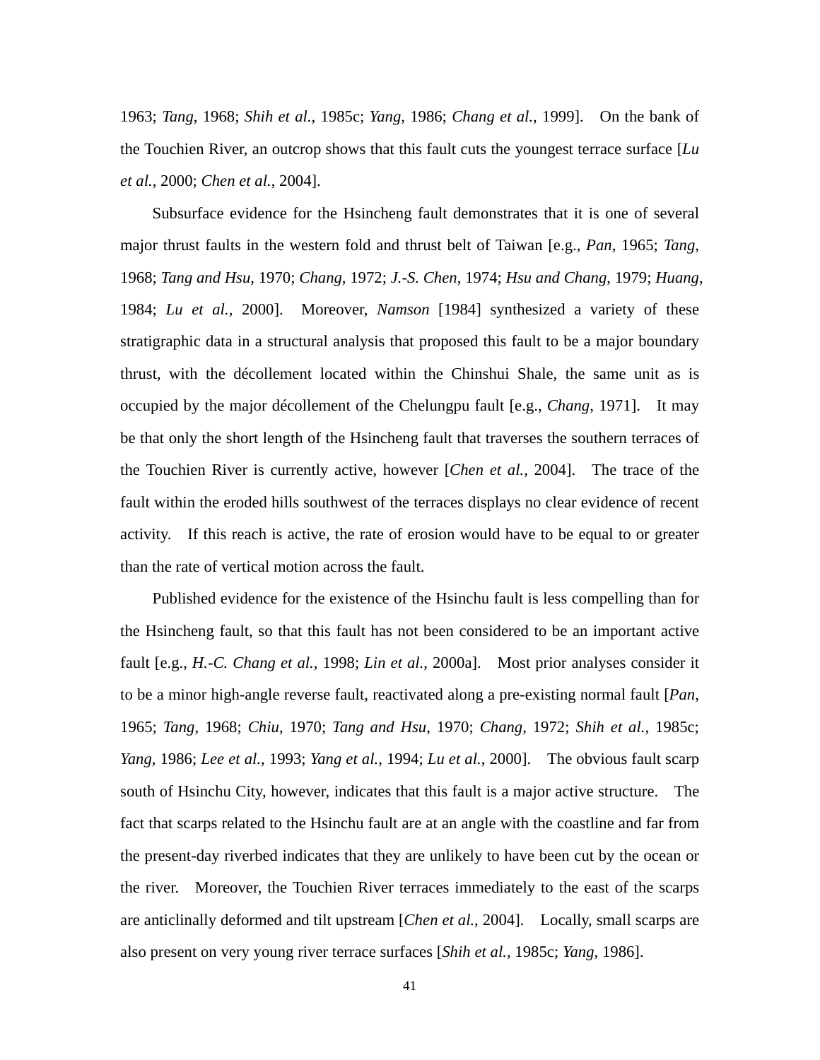1963; *Tang*, 1968; *Shih et al.*, 1985c; *Yang*, 1986; *Chang et al.*, 1999]. On the bank of the Touchien River, an outcrop shows that this fault cuts the youngest terrace surface [*Lu et al.*, 2000; *Chen et al.*, 2004].

Subsurface evidence for the Hsincheng fault demonstrates that it is one of several major thrust faults in the western fold and thrust belt of Taiwan [e.g., *Pan*, 1965; *Tang*, 1968; *Tang and Hsu*, 1970; *Chang*, 1972; *J.-S. Chen*, 1974; *Hsu and Chang*, 1979; *Huang*, 1984; *Lu et al.*, 2000]. Moreover, *Namson* [1984] synthesized a variety of these stratigraphic data in a structural analysis that proposed this fault to be a major boundary thrust, with the décollement located within the Chinshui Shale, the same unit as is occupied by the major décollement of the Chelungpu fault [e.g., *Chang*, 1971]. It may be that only the short length of the Hsincheng fault that traverses the southern terraces of the Touchien River is currently active, however [*Chen et al.*, 2004]. The trace of the fault within the eroded hills southwest of the terraces displays no clear evidence of recent activity. If this reach is active, the rate of erosion would have to be equal to or greater than the rate of vertical motion across the fault.

Published evidence for the existence of the Hsinchu fault is less compelling than for the Hsincheng fault, so that this fault has not been considered to be an important active fault [e.g., *H.-C. Chang et al.*, 1998; *Lin et al.*, 2000a]. Most prior analyses consider it to be a minor high-angle reverse fault, reactivated along a pre-existing normal fault [*Pan*, 1965; *Tang*, 1968; *Chiu*, 1970; *Tang and Hsu*, 1970; *Chang*, 1972; *Shih et al.*, 1985c; *Yang*, 1986; *Lee et al.*, 1993; *Yang et al.*, 1994; *Lu et al.*, 2000]. The obvious fault scarp south of Hsinchu City, however, indicates that this fault is a major active structure. The fact that scarps related to the Hsinchu fault are at an angle with the coastline and far from the present-day riverbed indicates that they are unlikely to have been cut by the ocean or the river. Moreover, the Touchien River terraces immediately to the east of the scarps are anticlinally deformed and tilt upstream [*Chen et al.*, 2004]. Locally, small scarps are also present on very young river terrace surfaces [*Shih et al.*, 1985c; *Yang*, 1986].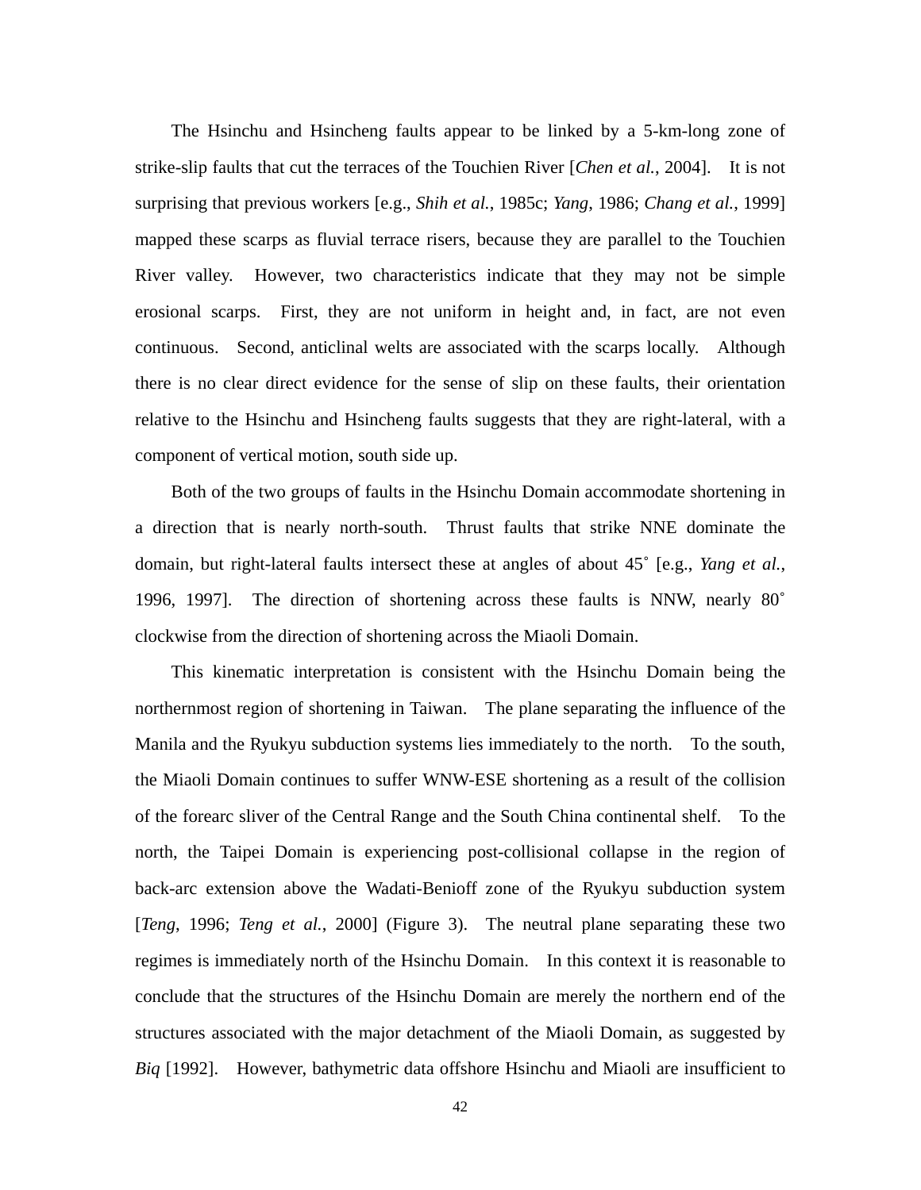The Hsinchu and Hsincheng faults appear to be linked by a 5-km-long zone of strike-slip faults that cut the terraces of the Touchien River [*Chen et al.*, 2004]. It is not surprising that previous workers [e.g., *Shih et al.*, 1985c; *Yang*, 1986; *Chang et al.*, 1999] mapped these scarps as fluvial terrace risers, because they are parallel to the Touchien River valley. However, two characteristics indicate that they may not be simple erosional scarps. First, they are not uniform in height and, in fact, are not even continuous. Second, anticlinal welts are associated with the scarps locally. Although there is no clear direct evidence for the sense of slip on these faults, their orientation relative to the Hsinchu and Hsincheng faults suggests that they are right-lateral, with a component of vertical motion, south side up.

Both of the two groups of faults in the Hsinchu Domain accommodate shortening in a direction that is nearly north-south. Thrust faults that strike NNE dominate the domain, but right-lateral faults intersect these at angles of about 45˚ [e.g., *Yang et al.*, 1996, 1997]. The direction of shortening across these faults is NNW, nearly 80˚ clockwise from the direction of shortening across the Miaoli Domain.

This kinematic interpretation is consistent with the Hsinchu Domain being the northernmost region of shortening in Taiwan. The plane separating the influence of the Manila and the Ryukyu subduction systems lies immediately to the north. To the south, the Miaoli Domain continues to suffer WNW-ESE shortening as a result of the collision of the forearc sliver of the Central Range and the South China continental shelf. To the north, the Taipei Domain is experiencing post-collisional collapse in the region of back-arc extension above the Wadati-Benioff zone of the Ryukyu subduction system [*Teng*, 1996; *Teng et al.*, 2000] (Figure 3). The neutral plane separating these two regimes is immediately north of the Hsinchu Domain. In this context it is reasonable to conclude that the structures of the Hsinchu Domain are merely the northern end of the structures associated with the major detachment of the Miaoli Domain, as suggested by *Biq* [1992]. However, bathymetric data offshore Hsinchu and Miaoli are insufficient to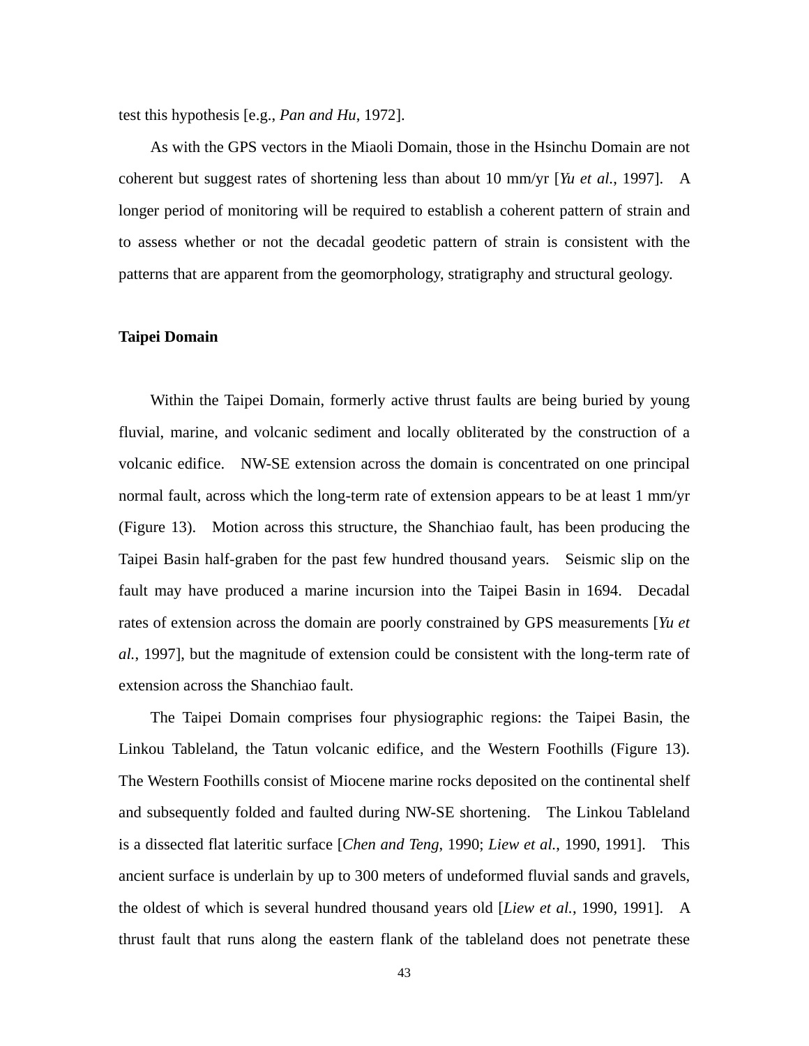test this hypothesis [e.g., *Pan and Hu*, 1972].

As with the GPS vectors in the Miaoli Domain, those in the Hsinchu Domain are not coherent but suggest rates of shortening less than about 10 mm/yr [*Yu et al.*, 1997]. A longer period of monitoring will be required to establish a coherent pattern of strain and to assess whether or not the decadal geodetic pattern of strain is consistent with the patterns that are apparent from the geomorphology, stratigraphy and structural geology.

**Taipei Domain**

Within the Taipei Domain, formerly active thrust faults are being buried by young fluvial, marine, and volcanic sediment and locally obliterated by the construction of a volcanic edifice. NW-SE extension across the domain is concentrated on one principal normal fault, across which the long-term rate of extension appears to be at least 1 mm/yr (Figure 13). Motion across this structure, the Shanchiao fault, has been producing the Taipei Basin half-graben for the past few hundred thousand years. Seismic slip on the fault may have produced a marine incursion into the Taipei Basin in 1694. Decadal rates of extension across the domain are poorly constrained by GPS measurements [*Yu et al.*, 1997], but the magnitude of extension could be consistent with the long-term rate of extension across the Shanchiao fault.

The Taipei Domain comprises four physiographic regions: the Taipei Basin, the Linkou Tableland, the Tatun volcanic edifice, and the Western Foothills (Figure 13). The Western Foothills consist of Miocene marine rocks deposited on the continental shelf and subsequently folded and faulted during NW-SE shortening. The Linkou Tableland is a dissected flat lateritic surface [*Chen and Teng*, 1990; *Liew et al.*, 1990, 1991]. This ancient surface is underlain by up to 300 meters of undeformed fluvial sands and gravels, the oldest of which is several hundred thousand years old [*Liew et al.*, 1990, 1991]. A thrust fault that runs along the eastern flank of the tableland does not penetrate these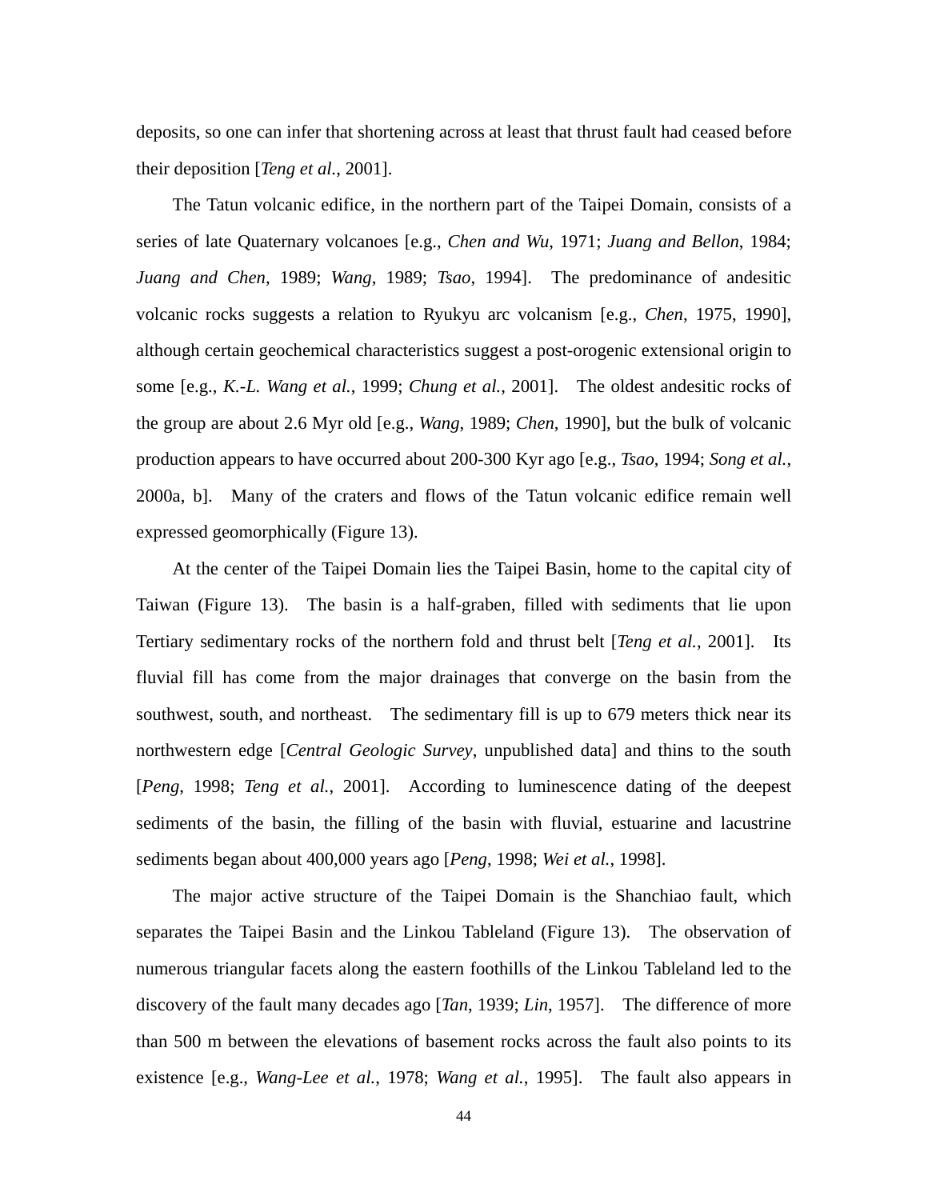deposits, so one can infer that shortening across at least that thrust fault had ceased before their deposition [*Teng et al.*, 2001].

The Tatun volcanic edifice, in the northern part of the Taipei Domain, consists of a series of late Quaternary volcanoes [e.g., *Chen and Wu*, 1971; *Juang and Bellon*, 1984; *Juang and Chen*, 1989; *Wang*, 1989; *Tsao*, 1994]. The predominance of andesitic volcanic rocks suggests a relation to Ryukyu arc volcanism [e.g., *Chen*, 1975, 1990], although certain geochemical characteristics suggest a post-orogenic extensional origin to some [e.g., *K.-L. Wang et al.*, 1999; *Chung et al.*, 2001]. The oldest andesitic rocks of the group are about 2.6 Myr old [e.g., *Wang*, 1989; *Chen*, 1990], but the bulk of volcanic production appears to have occurred about 200-300 Kyr ago [e.g., *Tsao*, 1994; *Song et al.*, 2000a, b]. Many of the craters and flows of the Tatun volcanic edifice remain well expressed geomorphically (Figure 13).

At the center of the Taipei Domain lies the Taipei Basin, home to the capital city of Taiwan (Figure 13). The basin is a half-graben, filled with sediments that lie upon Tertiary sedimentary rocks of the northern fold and thrust belt [*Teng et al.*, 2001]. Its fluvial fill has come from the major drainages that converge on the basin from the southwest, south, and northeast. The sedimentary fill is up to 679 meters thick near its northwestern edge [*Central Geologic Survey*, unpublished data] and thins to the south [*Peng*, 1998; *Teng et al.*, 2001]. According to luminescence dating of the deepest sediments of the basin, the filling of the basin with fluvial, estuarine and lacustrine sediments began about 400,000 years ago [*Peng*, 1998; *Wei et al.*, 1998].

The major active structure of the Taipei Domain is the Shanchiao fault, which separates the Taipei Basin and the Linkou Tableland (Figure 13). The observation of numerous triangular facets along the eastern foothills of the Linkou Tableland led to the discovery of the fault many decades ago [*Tan*, 1939; *Lin*, 1957]. The difference of more than 500 m between the elevations of basement rocks across the fault also points to its existence [e.g., *Wang-Lee et al.*, 1978; *Wang et al.*, 1995]. The fault also appears in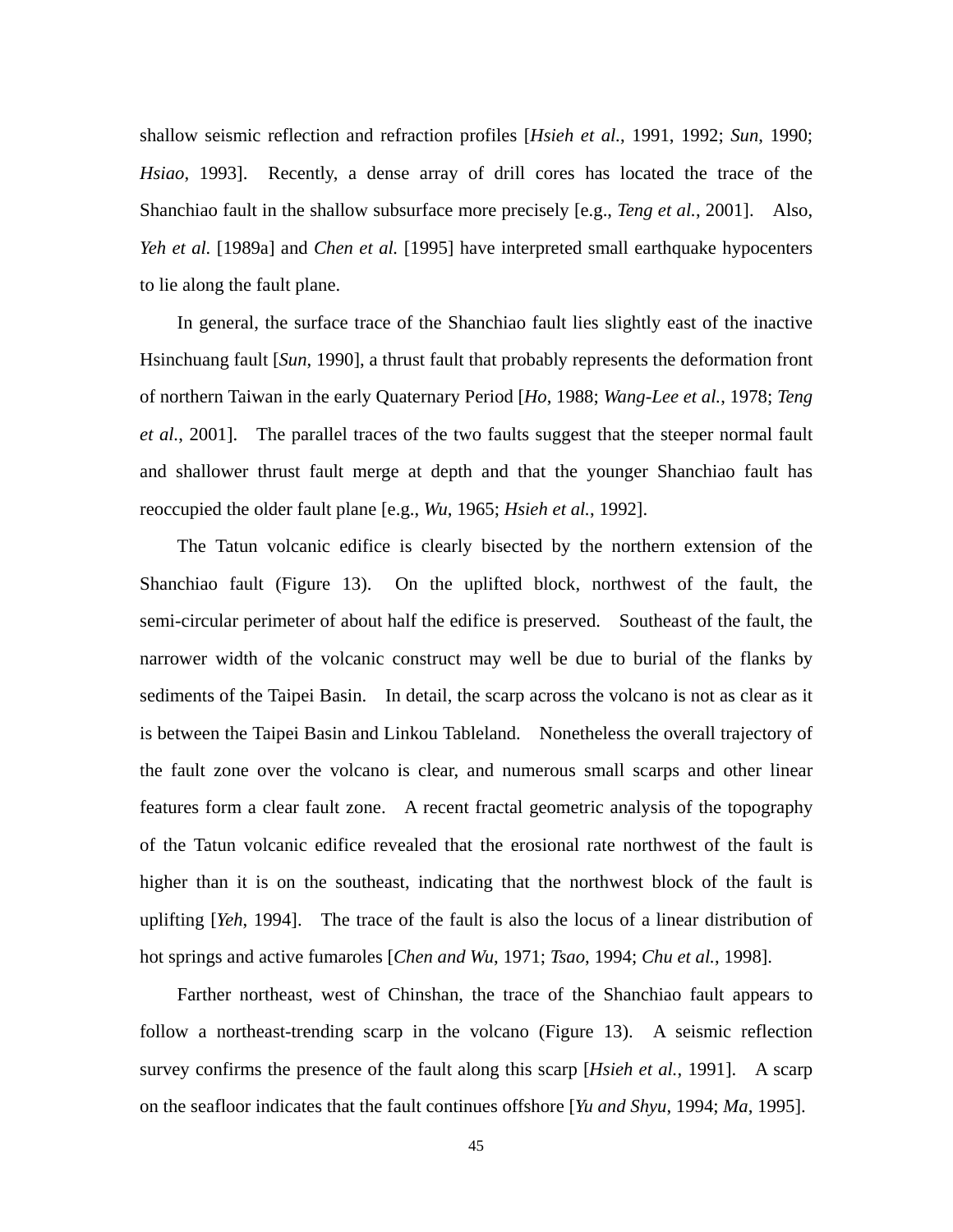shallow seismic reflection and refraction profiles [*Hsieh et al.*, 1991, 1992; *Sun*, 1990; *Hsiao*, 1993]. Recently, a dense array of drill cores has located the trace of the Shanchiao fault in the shallow subsurface more precisely [e.g., *Teng et al.*, 2001]. Also, *Yeh et al.* [1989a] and *Chen et al.* [1995] have interpreted small earthquake hypocenters to lie along the fault plane.

In general, the surface trace of the Shanchiao fault lies slightly east of the inactive Hsinchuang fault [*Sun*, 1990], a thrust fault that probably represents the deformation front of northern Taiwan in the early Quaternary Period [*Ho*, 1988; *Wang-Lee et al.*, 1978; *Teng et al.*, 2001]. The parallel traces of the two faults suggest that the steeper normal fault and shallower thrust fault merge at depth and that the younger Shanchiao fault has reoccupied the older fault plane [e.g., *Wu*, 1965; *Hsieh et al.*, 1992].

The Tatun volcanic edifice is clearly bisected by the northern extension of the Shanchiao fault (Figure 13). On the uplifted block, northwest of the fault, the semi-circular perimeter of about half the edifice is preserved. Southeast of the fault, the narrower width of the volcanic construct may well be due to burial of the flanks by sediments of the Taipei Basin. In detail, the scarp across the volcano is not as clear as it is between the Taipei Basin and Linkou Tableland. Nonetheless the overall trajectory of the fault zone over the volcano is clear, and numerous small scarps and other linear features form a clear fault zone. A recent fractal geometric analysis of the topography of the Tatun volcanic edifice revealed that the erosional rate northwest of the fault is higher than it is on the southeast, indicating that the northwest block of the fault is uplifting [*Yeh*, 1994]. The trace of the fault is also the locus of a linear distribution of hot springs and active fumaroles [*Chen and Wu*, 1971; *Tsao*, 1994; *Chu et al.*, 1998].

Farther northeast, west of Chinshan, the trace of the Shanchiao fault appears to follow a northeast-trending scarp in the volcano (Figure 13). A seismic reflection survey confirms the presence of the fault along this scarp [*Hsieh et al.*, 1991]. A scarp on the seafloor indicates that the fault continues offshore [*Yu and Shyu*, 1994; *Ma*, 1995].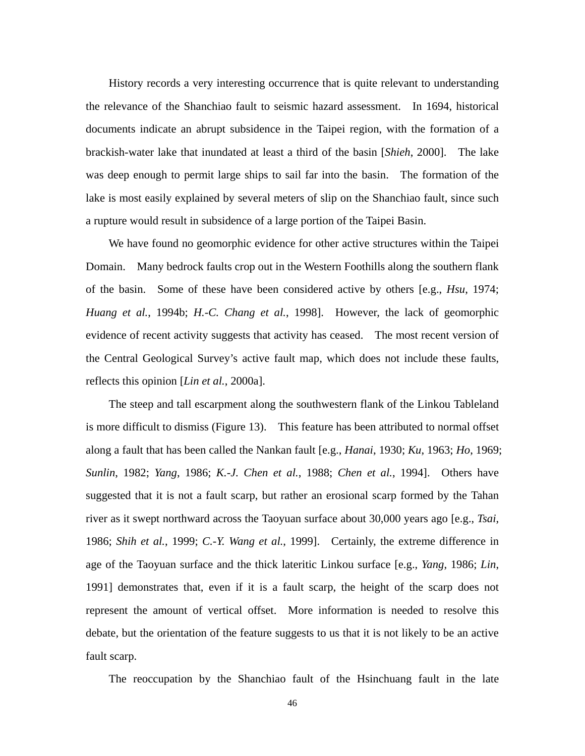History records a very interesting occurrence that is quite relevant to understanding the relevance of the Shanchiao fault to seismic hazard assessment. In 1694, historical documents indicate an abrupt subsidence in the Taipei region, with the formation of a brackish-water lake that inundated at least a third of the basin [*Shieh*, 2000]. The lake was deep enough to permit large ships to sail far into the basin. The formation of the lake is most easily explained by several meters of slip on the Shanchiao fault, since such a rupture would result in subsidence of a large portion of the Taipei Basin.

We have found no geomorphic evidence for other active structures within the Taipei Domain. Many bedrock faults crop out in the Western Foothills along the southern flank of the basin. Some of these have been considered active by others [e.g., *Hsu*, 1974; *Huang et al.*, 1994b; *H.-C. Chang et al.*, 1998]. However, the lack of geomorphic evidence of recent activity suggests that activity has ceased. The most recent version of the Central Geological Survey's active fault map, which does not include these faults, reflects this opinion [*Lin et al.*, 2000a].

The steep and tall escarpment along the southwestern flank of the Linkou Tableland is more difficult to dismiss (Figure 13). This feature has been attributed to normal offset along a fault that has been called the Nankan fault [e.g., *Hanai*, 1930; *Ku*, 1963; *Ho*, 1969; *Sunlin*, 1982; *Yang*, 1986; *K.-J. Chen et al.*, 1988; *Chen et al.*, 1994]. Others have suggested that it is not a fault scarp, but rather an erosional scarp formed by the Tahan river as it swept northward across the Taoyuan surface about 30,000 years ago [e.g., *Tsai*, 1986; *Shih et al.*, 1999; *C.-Y. Wang et al.*, 1999]. Certainly, the extreme difference in age of the Taoyuan surface and the thick lateritic Linkou surface [e.g., *Yang*, 1986; *Lin*, 1991] demonstrates that, even if it is a fault scarp, the height of the scarp does not represent the amount of vertical offset. More information is needed to resolve this debate, but the orientation of the feature suggests to us that it is not likely to be an active fault scarp.

The reoccupation by the Shanchiao fault of the Hsinchuang fault in the late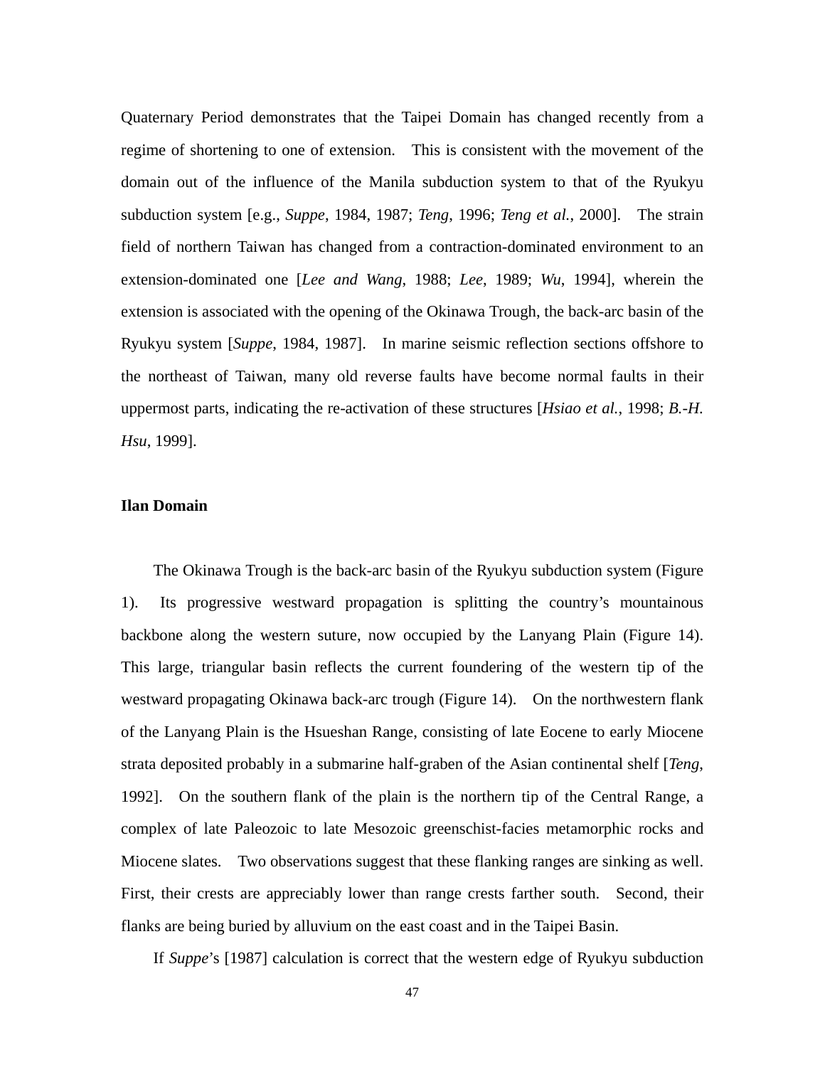Quaternary Period demonstrates that the Taipei Domain has changed recently from a regime of shortening to one of extension. This is consistent with the movement of the domain out of the influence of the Manila subduction system to that of the Ryukyu subduction system [e.g., *Suppe*, 1984, 1987; *Teng*, 1996; *Teng et al.*, 2000]. The strain field of northern Taiwan has changed from a contraction-dominated environment to an extension-dominated one [*Lee and Wang*, 1988; *Lee*, 1989; *Wu*, 1994], wherein the extension is associated with the opening of the Okinawa Trough, the back-arc basin of the Ryukyu system [*Suppe*, 1984, 1987]. In marine seismic reflection sections offshore to the northeast of Taiwan, many old reverse faults have become normal faults in their uppermost parts, indicating the re-activation of these structures [*Hsiao et al.*, 1998; *B.-H. Hsu*, 1999].

**Ilan Domain**

The Okinawa Trough is the back-arc basin of the Ryukyu subduction system (Figure 1). Its progressive westward propagation is splitting the country's mountainous backbone along the western suture, now occupied by the Lanyang Plain (Figure 14). This large, triangular basin reflects the current foundering of the western tip of the westward propagating Okinawa back-arc trough (Figure 14). On the northwestern flank of the Lanyang Plain is the Hsueshan Range, consisting of late Eocene to early Miocene strata deposited probably in a submarine half-graben of the Asian continental shelf [*Teng*, 1992]. On the southern flank of the plain is the northern tip of the Central Range, a complex of late Paleozoic to late Mesozoic greenschist-facies metamorphic rocks and Miocene slates. Two observations suggest that these flanking ranges are sinking as well. First, their crests are appreciably lower than range crests farther south. Second, their flanks are being buried by alluvium on the east coast and in the Taipei Basin.

If *Suppe*'s [1987] calculation is correct that the western edge of Ryukyu subduction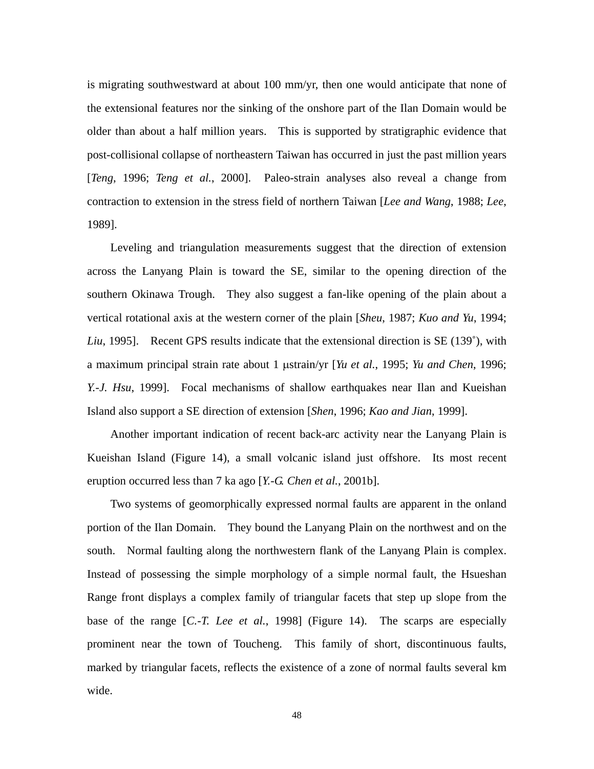is migrating southwestward at about 100 mm/yr, then one would anticipate that none of the extensional features nor the sinking of the onshore part of the Ilan Domain would be older than about a half million years. This is supported by stratigraphic evidence that post-collisional collapse of northeastern Taiwan has occurred in just the past million years [*Teng*, 1996; *Teng et al.*, 2000]. Paleo-strain analyses also reveal a change from contraction to extension in the stress field of northern Taiwan [*Lee and Wang*, 1988; *Lee*, 1989].

Leveling and triangulation measurements suggest that the direction of extension across the Lanyang Plain is toward the SE, similar to the opening direction of the southern Okinawa Trough. They also suggest a fan-like opening of the plain about a vertical rotational axis at the western corner of the plain [*Sheu*, 1987; *Kuo and Yu*, 1994; *Liu*, 1995]. Recent GPS results indicate that the extensional direction is SE (139˚), with a maximum principal strain rate about 1 μstrain/yr [*Yu et al.*, 1995; *Yu and Chen*, 1996; *Y.-J. Hsu*, 1999]. Focal mechanisms of shallow earthquakes near Ilan and Kueishan Island also support a SE direction of extension [*Shen*, 1996; *Kao and Jian*, 1999].

Another important indication of recent back-arc activity near the Lanyang Plain is Kueishan Island (Figure 14), a small volcanic island just offshore. Its most recent eruption occurred less than 7 ka ago [*Y.-G. Chen et al.*, 2001b].

Two systems of geomorphically expressed normal faults are apparent in the onland portion of the Ilan Domain. They bound the Lanyang Plain on the northwest and on the south. Normal faulting along the northwestern flank of the Lanyang Plain is complex. Instead of possessing the simple morphology of a simple normal fault, the Hsueshan Range front displays a complex family of triangular facets that step up slope from the base of the range [*C.-T. Lee et al.*, 1998] (Figure 14). The scarps are especially prominent near the town of Toucheng. This family of short, discontinuous faults, marked by triangular facets, reflects the existence of a zone of normal faults several km wide.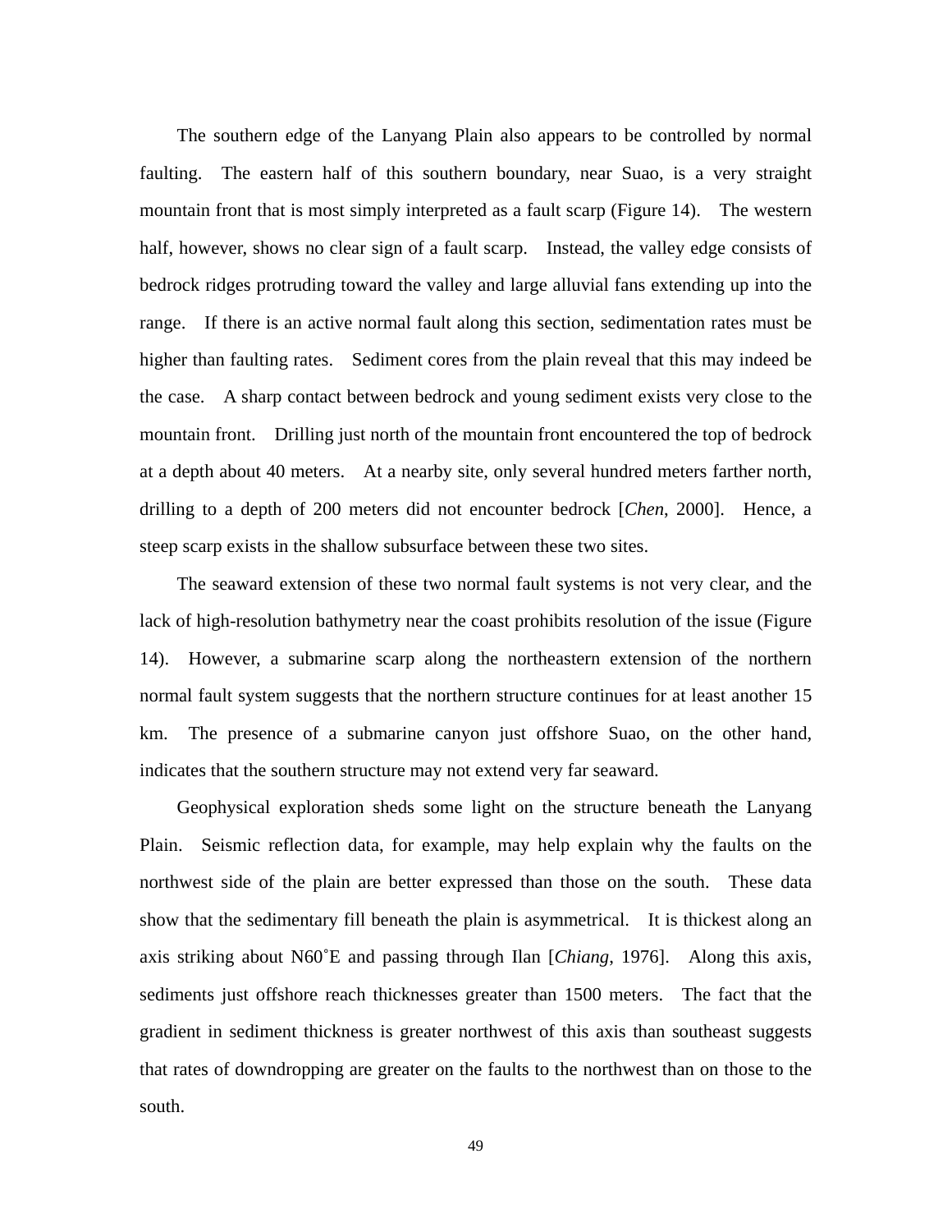The southern edge of the Lanyang Plain also appears to be controlled by normal faulting. The eastern half of this southern boundary, near Suao, is a very straight mountain front that is most simply interpreted as a fault scarp (Figure 14). The western half, however, shows no clear sign of a fault scarp. Instead, the valley edge consists of bedrock ridges protruding toward the valley and large alluvial fans extending up into the range. If there is an active normal fault along this section, sedimentation rates must be higher than faulting rates. Sediment cores from the plain reveal that this may indeed be the case. A sharp contact between bedrock and young sediment exists very close to the mountain front. Drilling just north of the mountain front encountered the top of bedrock at a depth about 40 meters. At a nearby site, only several hundred meters farther north, drilling to a depth of 200 meters did not encounter bedrock [*Chen*, 2000]. Hence, a steep scarp exists in the shallow subsurface between these two sites.

The seaward extension of these two normal fault systems is not very clear, and the lack of high-resolution bathymetry near the coast prohibits resolution of the issue (Figure 14). However, a submarine scarp along the northeastern extension of the northern normal fault system suggests that the northern structure continues for at least another 15 km. The presence of a submarine canyon just offshore Suao, on the other hand, indicates that the southern structure may not extend very far seaward.

Geophysical exploration sheds some light on the structure beneath the Lanyang Plain. Seismic reflection data, for example, may help explain why the faults on the northwest side of the plain are better expressed than those on the south. These data show that the sedimentary fill beneath the plain is asymmetrical. It is thickest along an axis striking about N60˚E and passing through Ilan [*Chiang*, 1976]. Along this axis, sediments just offshore reach thicknesses greater than 1500 meters. The fact that the gradient in sediment thickness is greater northwest of this axis than southeast suggests that rates of downdropping are greater on the faults to the northwest than on those to the south.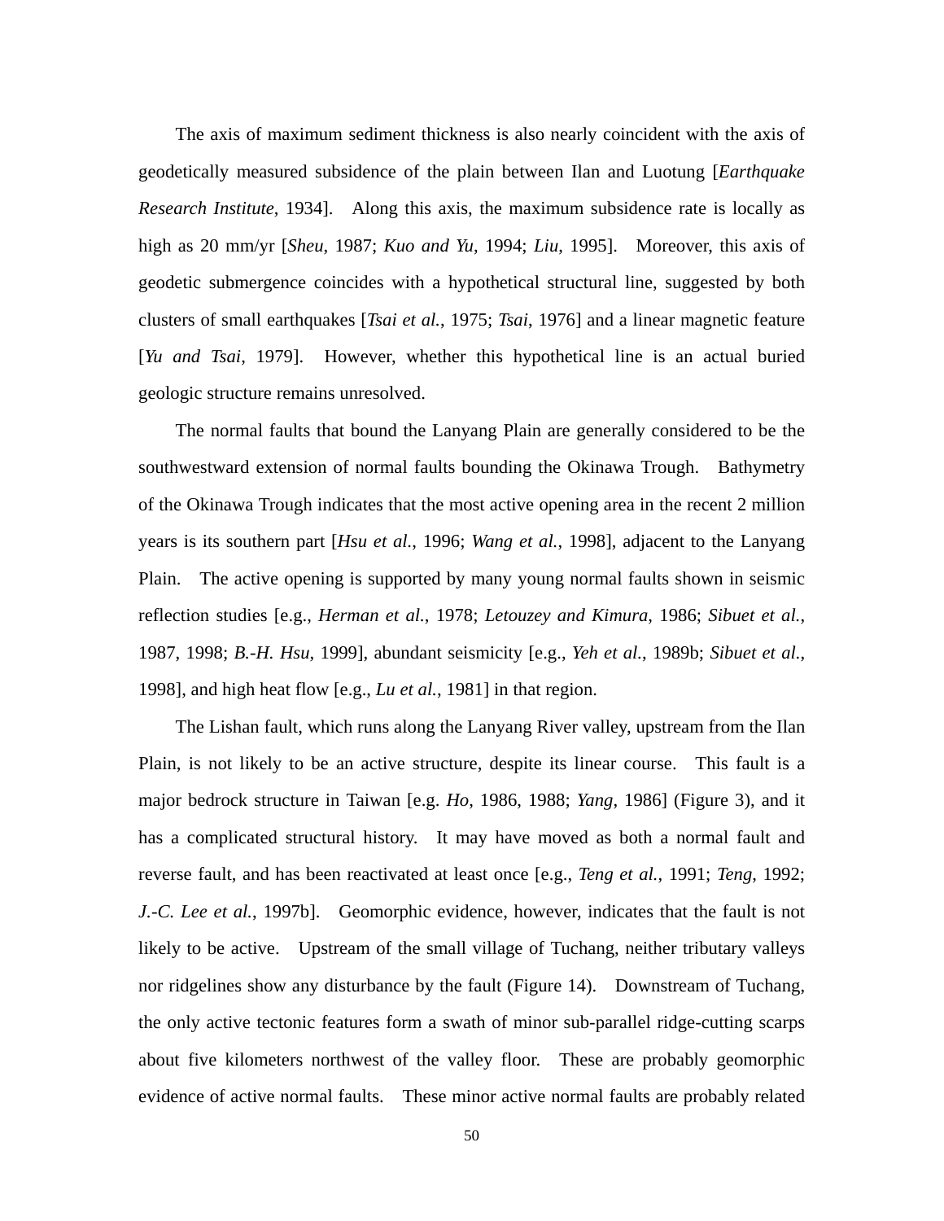The axis of maximum sediment thickness is also nearly coincident with the axis of geodetically measured subsidence of the plain between Ilan and Luotung [*Earthquake Research Institute*, 1934]. Along this axis, the maximum subsidence rate is locally as high as 20 mm/yr [*Sheu*, 1987; *Kuo and Yu*, 1994; *Liu*, 1995]. Moreover, this axis of geodetic submergence coincides with a hypothetical structural line, suggested by both clusters of small earthquakes [*Tsai et al.*, 1975; *Tsai*, 1976] and a linear magnetic feature [*Yu and Tsai*, 1979]. However, whether this hypothetical line is an actual buried geologic structure remains unresolved.

The normal faults that bound the Lanyang Plain are generally considered to be the southwestward extension of normal faults bounding the Okinawa Trough. Bathymetry of the Okinawa Trough indicates that the most active opening area in the recent 2 million years is its southern part [*Hsu et al.*, 1996; *Wang et al.*, 1998], adjacent to the Lanyang Plain. The active opening is supported by many young normal faults shown in seismic reflection studies [e.g., *Herman et al.*, 1978; *Letouzey and Kimura*, 1986; *Sibuet et al.*, 1987, 1998; *B.-H. Hsu*, 1999], abundant seismicity [e.g., *Yeh et al.*, 1989b; *Sibuet et al.*, 1998], and high heat flow [e.g., *Lu et al.*, 1981] in that region.

The Lishan fault, which runs along the Lanyang River valley, upstream from the Ilan Plain, is not likely to be an active structure, despite its linear course. This fault is a major bedrock structure in Taiwan [e.g. *Ho*, 1986, 1988; *Yang*, 1986] (Figure 3), and it has a complicated structural history. It may have moved as both a normal fault and reverse fault, and has been reactivated at least once [e.g., *Teng et al.*, 1991; *Teng*, 1992; *J.-C. Lee et al.*, 1997b]. Geomorphic evidence, however, indicates that the fault is not likely to be active. Upstream of the small village of Tuchang, neither tributary valleys nor ridgelines show any disturbance by the fault (Figure 14). Downstream of Tuchang, the only active tectonic features form a swath of minor sub-parallel ridge-cutting scarps about five kilometers northwest of the valley floor. These are probably geomorphic evidence of active normal faults. These minor active normal faults are probably related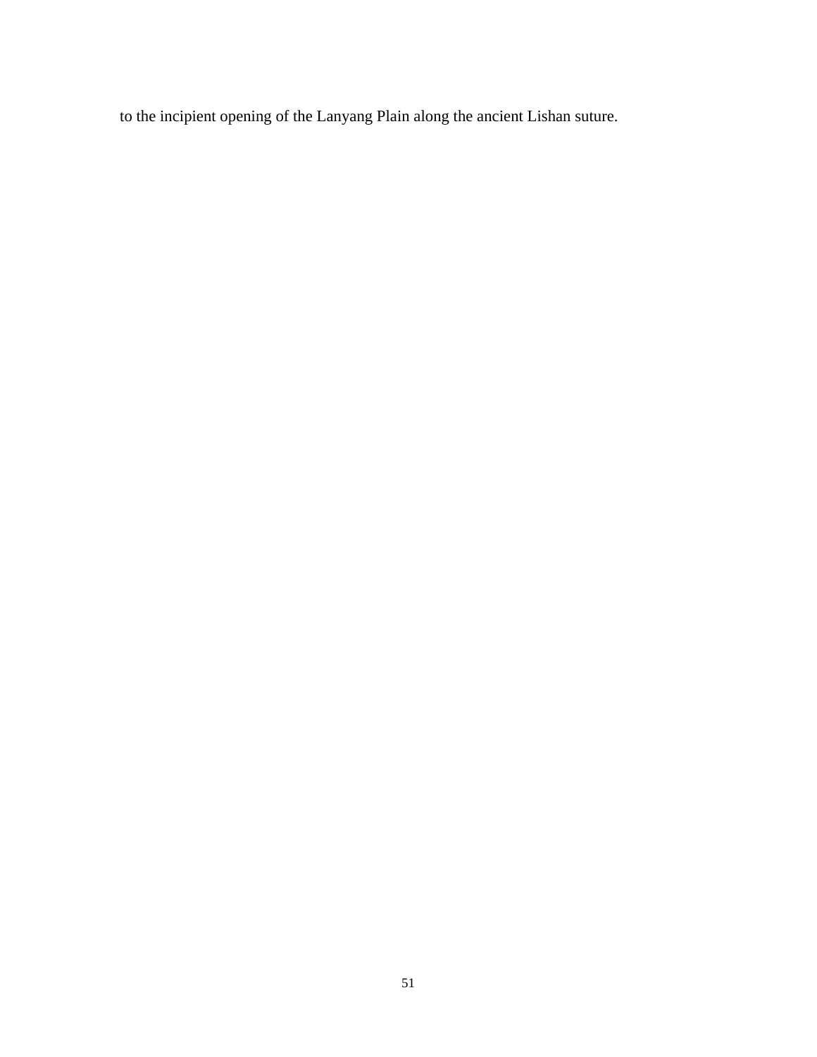to the incipient opening of the Lanyang Plain along the ancient Lishan suture.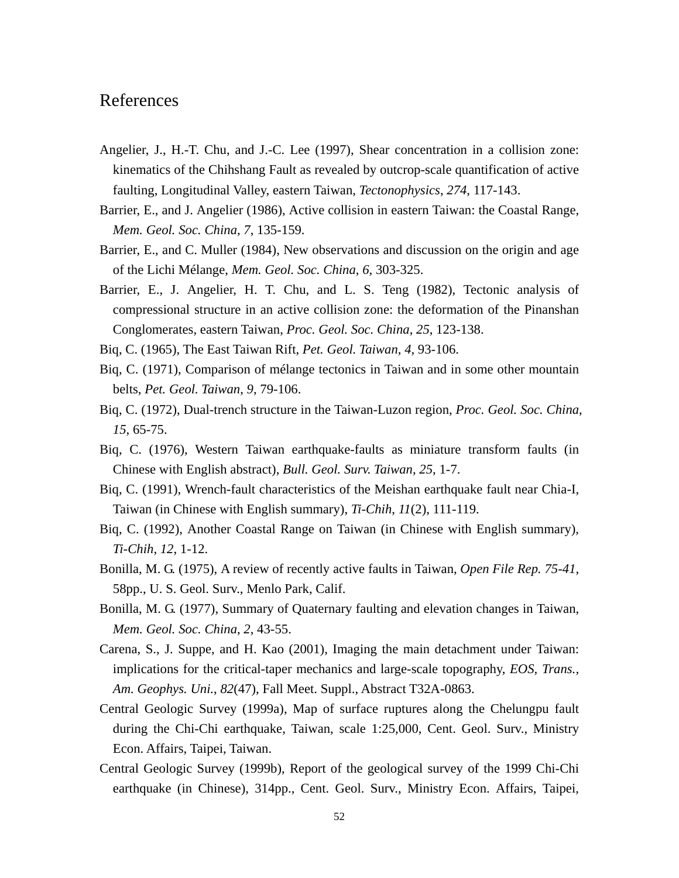# References

Angelier, J., H.-T. Chu, and J.-C. Lee (1997), Shear concentration in a collision zone: kinematics of the Chihshang Fault as revealed by outcrop-scale quantification of active faulting, Longitudinal Valley, eastern Taiwan, *Tectonophysics*, *274*, 117-143.

Barrier, E., and J. Angelier (1986), Active collision in eastern Taiwan: the Coastal Range, *Mem. Geol. Soc. China*, *7*, 135-159.

Barrier, E., and C. Muller (1984), New observations and discussion on the origin and age of the Lichi Mélange, *Mem. Geol. Soc. China*, *6*, 303-325.

Barrier, E., J. Angelier, H. T. Chu, and L. S. Teng (1982), Tectonic analysis of compressional structure in an active collision zone: the deformation of the Pinanshan Conglomerates, eastern Taiwan, *Proc. Geol. Soc. China*, *25*, 123-138.

Biq, C. (1965), The East Taiwan Rift, *Pet. Geol. Taiwan*, *4*, 93-106.

Biq, C. (1971), Comparison of mélange tectonics in Taiwan and in some other mountain belts, *Pet. Geol. Taiwan*, *9*, 79-106.

Biq, C. (1972), Dual-trench structure in the Taiwan-Luzon region, *Proc. Geol. Soc. China*, *15*, 65-75.

Biq, C. (1976), Western Taiwan earthquake-faults as miniature transform faults (in Chinese with English abstract), *Bull. Geol. Surv. Taiwan*, *25*, 1-7.

Biq, C. (1991), Wrench-fault characteristics of the Meishan earthquake fault near Chia-I, Taiwan (in Chinese with English summary), *Ti-Chih*, *11*(2), 111-119.

Biq, C. (1992), Another Coastal Range on Taiwan (in Chinese with English summary), *Ti-Chih*, *12*, 1-12.

Bonilla, M. G. (1975), A review of recently active faults in Taiwan, *Open File Rep. 75-41*, 58pp., U. S. Geol. Surv., Menlo Park, Calif.

Bonilla, M. G. (1977), Summary of Quaternary faulting and elevation changes in Taiwan, *Mem. Geol. Soc. China*, *2*, 43-55.

Carena, S., J. Suppe, and H. Kao (2001), Imaging the main detachment under Taiwan: implications for the critical-taper mechanics and large-scale topography, *EOS, Trans., Am. Geophys. Uni.*, *82*(47), Fall Meet. Suppl., Abstract T32A-0863.

Central Geologic Survey (1999a), Map of surface ruptures along the Chelungpu fault during the Chi-Chi earthquake, Taiwan, scale 1:25,000, Cent. Geol. Surv., Ministry Econ. Affairs, Taipei, Taiwan.

Central Geologic Survey (1999b), Report of the geological survey of the 1999 Chi-Chi earthquake (in Chinese), 314pp., Cent. Geol. Surv., Ministry Econ. Affairs, Taipei,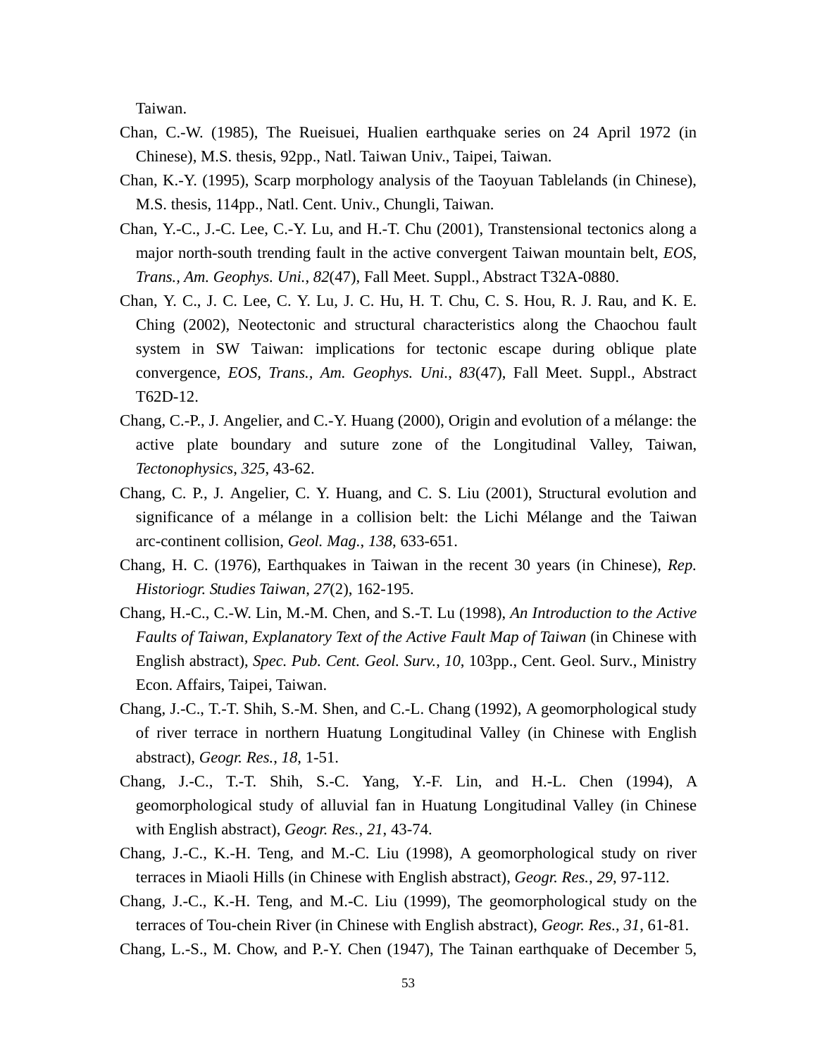Taiwan.

Chan, C.-W. (1985), The Rueisuei, Hualien earthquake series on 24 April 1972 (in Chinese), M.S. thesis, 92pp., Natl. Taiwan Univ., Taipei, Taiwan.

Chan, K.-Y. (1995), Scarp morphology analysis of the Taoyuan Tablelands (in Chinese), M.S. thesis, 114pp., Natl. Cent. Univ., Chungli, Taiwan.

Chan, Y.-C., J.-C. Lee, C.-Y. Lu, and H.-T. Chu (2001), Transtensional tectonics along a major north-south trending fault in the active convergent Taiwan mountain belt, *EOS, Trans., Am. Geophys. Uni.*, *82*(47), Fall Meet. Suppl., Abstract T32A-0880.

Chan, Y. C., J. C. Lee, C. Y. Lu, J. C. Hu, H. T. Chu, C. S. Hou, R. J. Rau, and K. E. Ching (2002), Neotectonic and structural characteristics along the Chaochou fault system in SW Taiwan: implications for tectonic escape during oblique plate convergence, *EOS, Trans., Am. Geophys. Uni.*, *83*(47), Fall Meet. Suppl., Abstract T62D-12.

Chang, C.-P., J. Angelier, and C.-Y. Huang (2000), Origin and evolution of a mélange: the active plate boundary and suture zone of the Longitudinal Valley, Taiwan, *Tectonophysics*, *325*, 43-62.

Chang, C. P., J. Angelier, C. Y. Huang, and C. S. Liu (2001), Structural evolution and significance of a mélange in a collision belt: the Lichi Mélange and the Taiwan arc-continent collision, *Geol. Mag.*, *138*, 633-651.

Chang, H. C. (1976), Earthquakes in Taiwan in the recent 30 years (in Chinese), *Rep. Historiogr. Studies Taiwan*, *27*(2), 162-195.

Chang, H.-C., C.-W. Lin, M.-M. Chen, and S.-T. Lu (1998), *An Introduction to the Active Faults of Taiwan, Explanatory Text of the Active Fault Map of Taiwan* (in Chinese with English abstract), *Spec. Pub. Cent. Geol. Surv.*, *10*, 103pp., Cent. Geol. Surv., Ministry Econ. Affairs, Taipei, Taiwan.

Chang, J.-C., T.-T. Shih, S.-M. Shen, and C.-L. Chang (1992), A geomorphological study of river terrace in northern Huatung Longitudinal Valley (in Chinese with English abstract), *Geogr. Res.*, *18*, 1-51.

Chang, J.-C., T.-T. Shih, S.-C. Yang, Y.-F. Lin, and H.-L. Chen (1994), A geomorphological study of alluvial fan in Huatung Longitudinal Valley (in Chinese with English abstract), *Geogr. Res.*, *21*, 43-74.

Chang, J.-C., K.-H. Teng, and M.-C. Liu (1998), A geomorphological study on river terraces in Miaoli Hills (in Chinese with English abstract), *Geogr. Res.*, *29*, 97-112.

Chang, J.-C., K.-H. Teng, and M.-C. Liu (1999), The geomorphological study on the terraces of Tou-chein River (in Chinese with English abstract), *Geogr. Res.*, *31*, 61-81.

Chang, L.-S., M. Chow, and P.-Y. Chen (1947), The Tainan earthquake of December 5,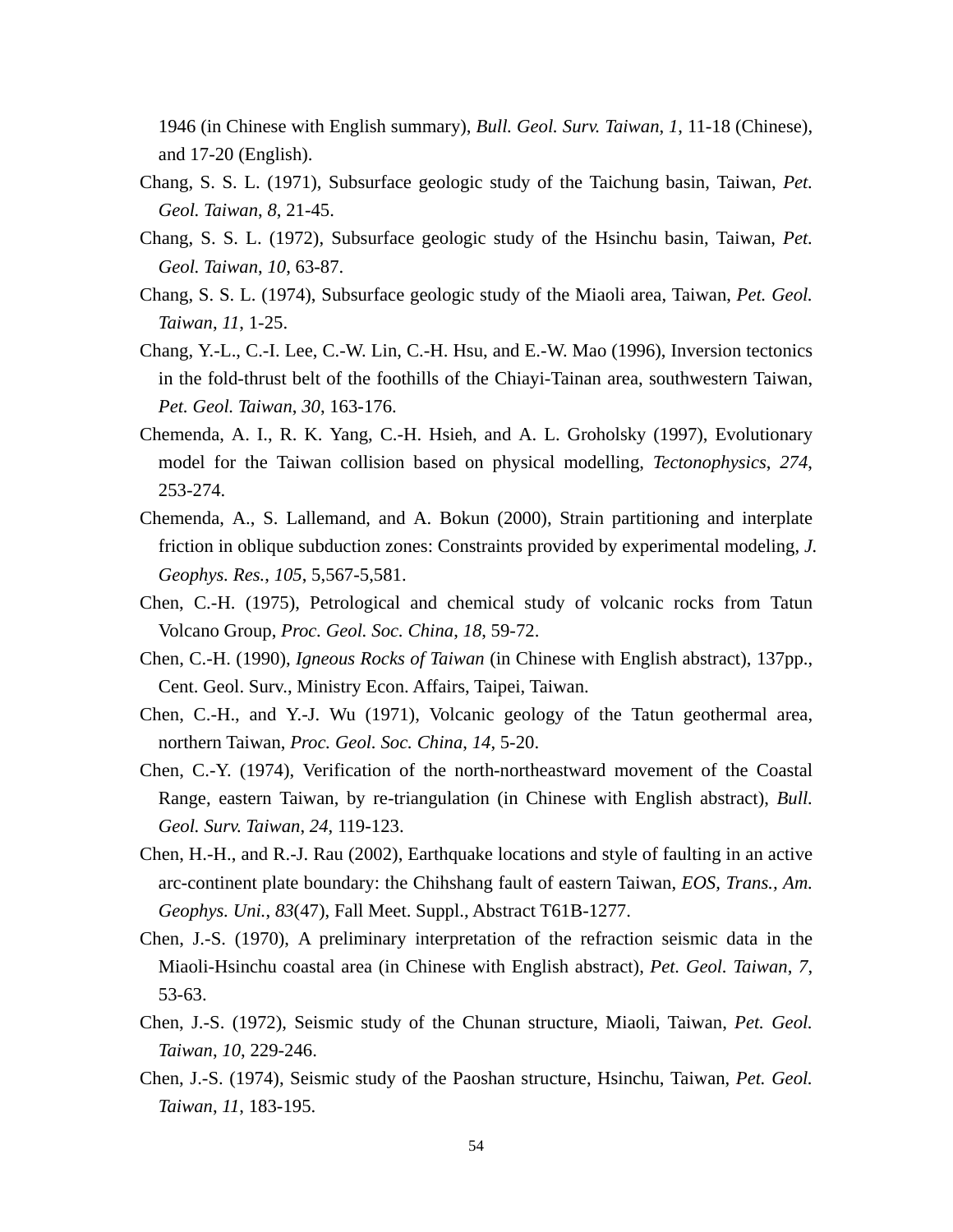1946 (in Chinese with English summary), *Bull. Geol. Surv. Taiwan*, *1*, 11-18 (Chinese), and 17-20 (English).

Chang, S. S. L. (1971), Subsurface geologic study of the Taichung basin, Taiwan, *Pet. Geol. Taiwan*, *8*, 21-45.

Chang, S. S. L. (1972), Subsurface geologic study of the Hsinchu basin, Taiwan, *Pet. Geol. Taiwan*, *10*, 63-87.

Chang, S. S. L. (1974), Subsurface geologic study of the Miaoli area, Taiwan, *Pet. Geol. Taiwan*, *11*, 1-25.

Chang, Y.-L., C.-I. Lee, C.-W. Lin, C.-H. Hsu, and E.-W. Mao (1996), Inversion tectonics in the fold-thrust belt of the foothills of the Chiayi-Tainan area, southwestern Taiwan, *Pet. Geol. Taiwan*, *30*, 163-176.

Chemenda, A. I., R. K. Yang, C.-H. Hsieh, and A. L. Groholsky (1997), Evolutionary model for the Taiwan collision based on physical modelling, *Tectonophysics*, *274*, 253-274.

Chemenda, A., S. Lallemand, and A. Bokun (2000), Strain partitioning and interplate friction in oblique subduction zones: Constraints provided by experimental modeling, *J. Geophys. Res.*, *105*, 5,567-5,581.

Chen, C.-H. (1975), Petrological and chemical study of volcanic rocks from Tatun Volcano Group, *Proc. Geol. Soc. China*, *18*, 59-72.

Chen, C.-H. (1990), *Igneous Rocks of Taiwan* (in Chinese with English abstract), 137pp., Cent. Geol. Surv., Ministry Econ. Affairs, Taipei, Taiwan.

Chen, C.-H., and Y.-J. Wu (1971), Volcanic geology of the Tatun geothermal area, northern Taiwan, *Proc. Geol. Soc. China*, *14*, 5-20.

Chen, C.-Y. (1974), Verification of the north-northeastward movement of the Coastal Range, eastern Taiwan, by re-triangulation (in Chinese with English abstract), *Bull. Geol. Surv. Taiwan*, *24*, 119-123.

Chen, H.-H., and R.-J. Rau (2002), Earthquake locations and style of faulting in an active arc-continent plate boundary: the Chihshang fault of eastern Taiwan, *EOS, Trans., Am. Geophys. Uni.*, *83*(47), Fall Meet. Suppl., Abstract T61B-1277.

Chen, J.-S. (1970), A preliminary interpretation of the refraction seismic data in the Miaoli-Hsinchu coastal area (in Chinese with English abstract), *Pet. Geol. Taiwan*, *7*, 53-63.

Chen, J.-S. (1972), Seismic study of the Chunan structure, Miaoli, Taiwan, *Pet. Geol. Taiwan*, *10*, 229-246.

Chen, J.-S. (1974), Seismic study of the Paoshan structure, Hsinchu, Taiwan, *Pet. Geol. Taiwan*, *11*, 183-195.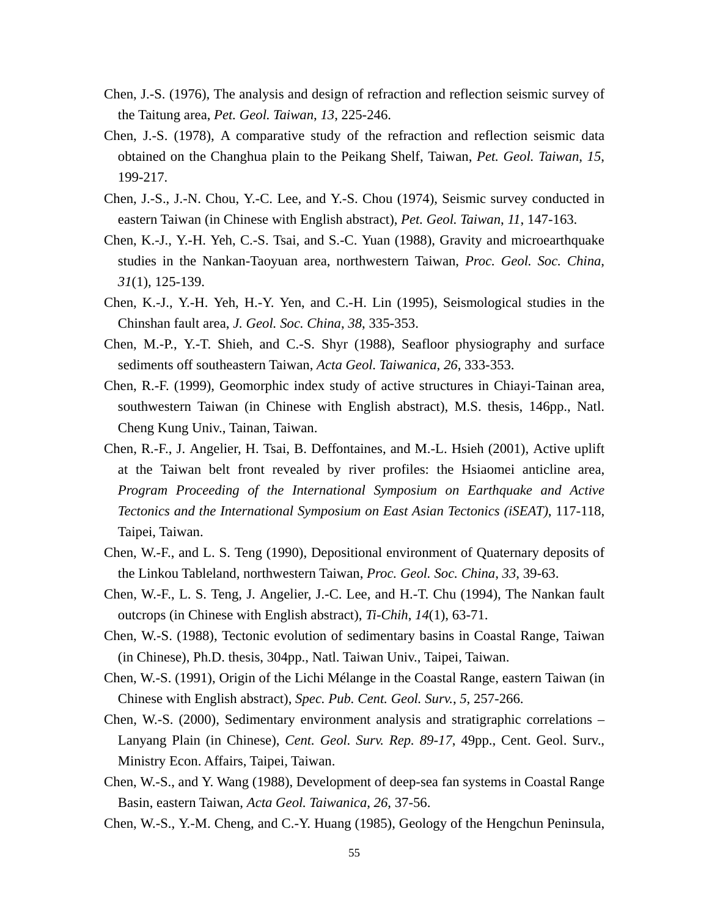Chen, J.-S. (1976), The analysis and design of refraction and reflection seismic survey of the Taitung area, *Pet. Geol. Taiwan*, *13*, 225-246.

Chen, J.-S. (1978), A comparative study of the refraction and reflection seismic data obtained on the Changhua plain to the Peikang Shelf, Taiwan, *Pet. Geol. Taiwan*, *15*, 199-217.

Chen, J.-S., J.-N. Chou, Y.-C. Lee, and Y.-S. Chou (1974), Seismic survey conducted in eastern Taiwan (in Chinese with English abstract), *Pet. Geol. Taiwan*, *11*, 147-163.

Chen, K.-J., Y.-H. Yeh, C.-S. Tsai, and S.-C. Yuan (1988), Gravity and microearthquake studies in the Nankan-Taoyuan area, northwestern Taiwan, *Proc. Geol. Soc. China*, *31*(1), 125-139.

Chen, K.-J., Y.-H. Yeh, H.-Y. Yen, and C.-H. Lin (1995), Seismological studies in the Chinshan fault area, *J. Geol. Soc. China*, *38*, 335-353.

Chen, M.-P., Y.-T. Shieh, and C.-S. Shyr (1988), Seafloor physiography and surface sediments off southeastern Taiwan, *Acta Geol. Taiwanica*, *26*, 333-353.

Chen, R.-F. (1999), Geomorphic index study of active structures in Chiayi-Tainan area, southwestern Taiwan (in Chinese with English abstract), M.S. thesis, 146pp., Natl. Cheng Kung Univ., Tainan, Taiwan.

Chen, R.-F., J. Angelier, H. Tsai, B. Deffontaines, and M.-L. Hsieh (2001), Active uplift at the Taiwan belt front revealed by river profiles: the Hsiaomei anticline area, *Program Proceeding of the International Symposium on Earthquake and Active Tectonics and the International Symposium on East Asian Tectonics (iSEAT)*, 117-118, Taipei, Taiwan.

Chen, W.-F., and L. S. Teng (1990), Depositional environment of Quaternary deposits of the Linkou Tableland, northwestern Taiwan, *Proc. Geol. Soc. China*, *33*, 39-63.

Chen, W.-F., L. S. Teng, J. Angelier, J.-C. Lee, and H.-T. Chu (1994), The Nankan fault outcrops (in Chinese with English abstract), *Ti-Chih*, *14*(1), 63-71.

Chen, W.-S. (1988), Tectonic evolution of sedimentary basins in Coastal Range, Taiwan (in Chinese), Ph.D. thesis, 304pp., Natl. Taiwan Univ., Taipei, Taiwan.

Chen, W.-S. (1991), Origin of the Lichi Mélange in the Coastal Range, eastern Taiwan (in Chinese with English abstract), *Spec. Pub. Cent. Geol. Surv.*, *5*, 257-266.

Chen, W.-S. (2000), Sedimentary environment analysis and stratigraphic correlations – Lanyang Plain (in Chinese), *Cent. Geol. Surv. Rep. 89-17*, 49pp., Cent. Geol. Surv., Ministry Econ. Affairs, Taipei, Taiwan.

Chen, W.-S., and Y. Wang (1988), Development of deep-sea fan systems in Coastal Range Basin, eastern Taiwan, *Acta Geol. Taiwanica*, *26*, 37-56.

Chen, W.-S., Y.-M. Cheng, and C.-Y. Huang (1985), Geology of the Hengchun Peninsula,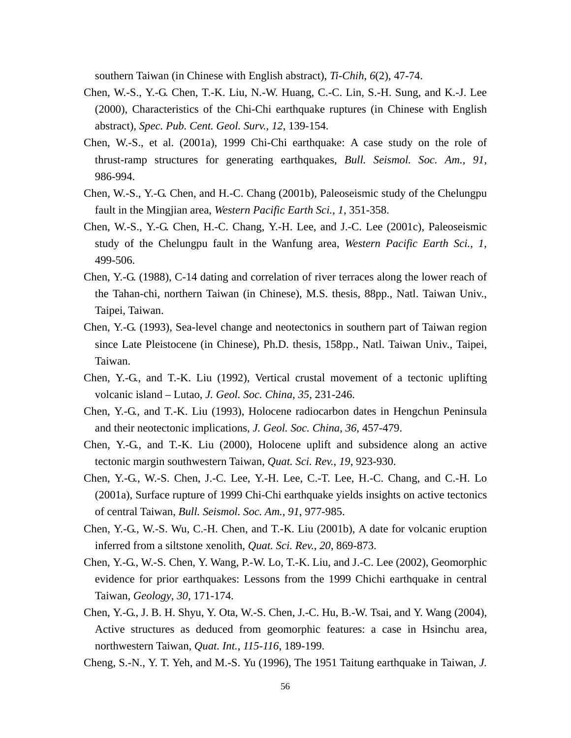southern Taiwan (in Chinese with English abstract), *Ti-Chih*, *6*(2), 47-74.

Chen, W.-S., Y.-G. Chen, T.-K. Liu, N.-W. Huang, C.-C. Lin, S.-H. Sung, and K.-J. Lee (2000), Characteristics of the Chi-Chi earthquake ruptures (in Chinese with English abstract), *Spec. Pub. Cent. Geol. Surv.*, *12*, 139-154.

Chen, W.-S., et al. (2001a), 1999 Chi-Chi earthquake: A case study on the role of thrust-ramp structures for generating earthquakes, *Bull. Seismol. Soc. Am.*, *91*, 986-994.

Chen, W.-S., Y.-G. Chen, and H.-C. Chang (2001b), Paleoseismic study of the Chelungpu fault in the Mingjian area, *Western Pacific Earth Sci.*, *1*, 351-358.

Chen, W.-S., Y.-G. Chen, H.-C. Chang, Y.-H. Lee, and J.-C. Lee (2001c), Paleoseismic study of the Chelungpu fault in the Wanfung area, *Western Pacific Earth Sci.*, *1*, 499-506.

Chen, Y.-G. (1988), C-14 dating and correlation of river terraces along the lower reach of the Tahan-chi, northern Taiwan (in Chinese), M.S. thesis, 88pp., Natl. Taiwan Univ., Taipei, Taiwan.

Chen, Y.-G. (1993), Sea-level change and neotectonics in southern part of Taiwan region since Late Pleistocene (in Chinese), Ph.D. thesis, 158pp., Natl. Taiwan Univ., Taipei, Taiwan.

Chen, Y.-G., and T.-K. Liu (1992), Vertical crustal movement of a tectonic uplifting volcanic island – Lutao, *J. Geol. Soc. China*, *35*, 231-246.

Chen, Y.-G., and T.-K. Liu (1993), Holocene radiocarbon dates in Hengchun Peninsula and their neotectonic implications, *J. Geol. Soc. China*, *36*, 457-479.

Chen, Y.-G., and T.-K. Liu (2000), Holocene uplift and subsidence along an active tectonic margin southwestern Taiwan, *Quat. Sci. Rev.*, *19*, 923-930.

Chen, Y.-G., W.-S. Chen, J.-C. Lee, Y.-H. Lee, C.-T. Lee, H.-C. Chang, and C.-H. Lo (2001a), Surface rupture of 1999 Chi-Chi earthquake yields insights on active tectonics of central Taiwan, *Bull. Seismol. Soc. Am.*, *91*, 977-985.

Chen, Y.-G., W.-S. Wu, C.-H. Chen, and T.-K. Liu (2001b), A date for volcanic eruption inferred from a siltstone xenolith, *Quat. Sci. Rev.*, *20*, 869-873.

Chen, Y.-G., W.-S. Chen, Y. Wang, P.-W. Lo, T.-K. Liu, and J.-C. Lee (2002), Geomorphic evidence for prior earthquakes: Lessons from the 1999 Chichi earthquake in central Taiwan, *Geology*, *30*, 171-174.

Chen, Y.-G., J. B. H. Shyu, Y. Ota, W.-S. Chen, J.-C. Hu, B.-W. Tsai, and Y. Wang (2004), Active structures as deduced from geomorphic features: a case in Hsinchu area, northwestern Taiwan, *Quat. Int.*, *115-116*, 189-199.

Cheng, S.-N., Y. T. Yeh, and M.-S. Yu (1996), The 1951 Taitung earthquake in Taiwan, *J.*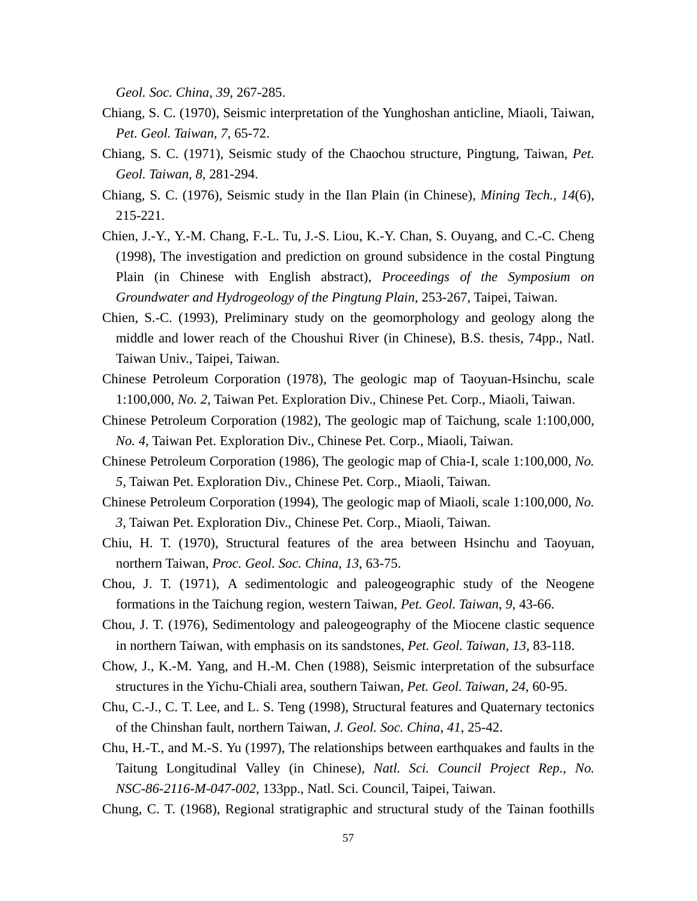*Geol. Soc. China*, *39*, 267-285.

Chiang, S. C. (1970), Seismic interpretation of the Yunghoshan anticline, Miaoli, Taiwan, *Pet. Geol. Taiwan*, *7*, 65-72.

Chiang, S. C. (1971), Seismic study of the Chaochou structure, Pingtung, Taiwan, *Pet. Geol. Taiwan*, *8*, 281-294.

Chiang, S. C. (1976), Seismic study in the Ilan Plain (in Chinese), *Mining Tech.*, *14*(6), 215-221.

Chien, J.-Y., Y.-M. Chang, F.-L. Tu, J.-S. Liou, K.-Y. Chan, S. Ouyang, and C.-C. Cheng (1998), The investigation and prediction on ground subsidence in the costal Pingtung Plain (in Chinese with English abstract), *Proceedings of the Symposium on Groundwater and Hydrogeology of the Pingtung Plain*, 253-267, Taipei, Taiwan.

Chien, S.-C. (1993), Preliminary study on the geomorphology and geology along the middle and lower reach of the Choushui River (in Chinese), B.S. thesis, 74pp., Natl. Taiwan Univ., Taipei, Taiwan.

Chinese Petroleum Corporation (1978), The geologic map of Taoyuan-Hsinchu, scale 1:100,000, *No. 2*, Taiwan Pet. Exploration Div., Chinese Pet. Corp., Miaoli, Taiwan.

Chinese Petroleum Corporation (1982), The geologic map of Taichung, scale 1:100,000, *No. 4*, Taiwan Pet. Exploration Div., Chinese Pet. Corp., Miaoli, Taiwan.

Chinese Petroleum Corporation (1986), The geologic map of Chia-I, scale 1:100,000, *No. 5*, Taiwan Pet. Exploration Div., Chinese Pet. Corp., Miaoli, Taiwan.

Chinese Petroleum Corporation (1994), The geologic map of Miaoli, scale 1:100,000, *No. 3*, Taiwan Pet. Exploration Div., Chinese Pet. Corp., Miaoli, Taiwan.

Chiu, H. T. (1970), Structural features of the area between Hsinchu and Taoyuan, northern Taiwan, *Proc. Geol. Soc. China*, *13*, 63-75.

Chou, J. T. (1971), A sedimentologic and paleogeographic study of the Neogene formations in the Taichung region, western Taiwan, *Pet. Geol. Taiwan*, *9*, 43-66.

Chou, J. T. (1976), Sedimentology and paleogeography of the Miocene clastic sequence in northern Taiwan, with emphasis on its sandstones, *Pet. Geol. Taiwan*, *13*, 83-118.

Chow, J., K.-M. Yang, and H.-M. Chen (1988), Seismic interpretation of the subsurface structures in the Yichu-Chiali area, southern Taiwan, *Pet. Geol. Taiwan*, *24*, 60-95.

Chu, C.-J., C. T. Lee, and L. S. Teng (1998), Structural features and Quaternary tectonics of the Chinshan fault, northern Taiwan, *J. Geol. Soc. China*, *41*, 25-42.

Chu, H.-T., and M.-S. Yu (1997), The relationships between earthquakes and faults in the Taitung Longitudinal Valley (in Chinese), *Natl. Sci. Council Project Rep., No. NSC-86-2116-M-047-002*, 133pp., Natl. Sci. Council, Taipei, Taiwan.

Chung, C. T. (1968), Regional stratigraphic and structural study of the Tainan foothills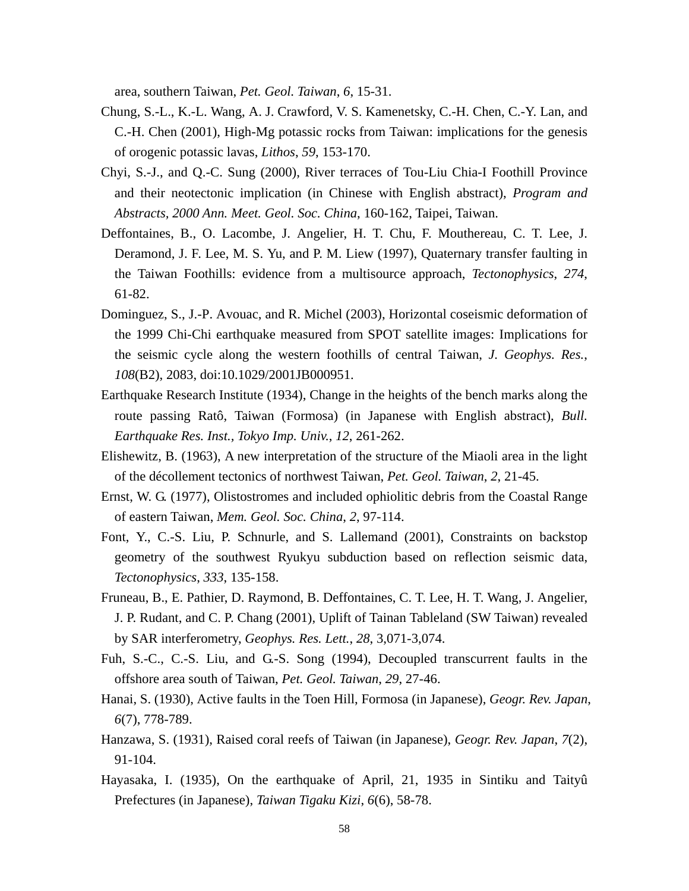area, southern Taiwan, *Pet. Geol. Taiwan*, *6*, 15-31.

Chung, S.-L., K.-L. Wang, A. J. Crawford, V. S. Kamenetsky, C.-H. Chen, C.-Y. Lan, and C.-H. Chen (2001), High-Mg potassic rocks from Taiwan: implications for the genesis of orogenic potassic lavas, *Lithos*, *59*, 153-170.

Chyi, S.-J., and Q.-C. Sung (2000), River terraces of Tou-Liu Chia-I Foothill Province and their neotectonic implication (in Chinese with English abstract), *Program and Abstracts, 2000 Ann. Meet. Geol. Soc. China*, 160-162, Taipei, Taiwan.

Deffontaines, B., O. Lacombe, J. Angelier, H. T. Chu, F. Mouthereau, C. T. Lee, J. Deramond, J. F. Lee, M. S. Yu, and P. M. Liew (1997), Quaternary transfer faulting in the Taiwan Foothills: evidence from a multisource approach, *Tectonophysics*, *274*, 61-82.

Dominguez, S., J.-P. Avouac, and R. Michel (2003), Horizontal coseismic deformation of the 1999 Chi-Chi earthquake measured from SPOT satellite images: Implications for the seismic cycle along the western foothills of central Taiwan, *J. Geophys. Res.*, *108*(B2), 2083, doi:10.1029/2001JB000951.

Earthquake Research Institute (1934), Change in the heights of the bench marks along the route passing Ratô, Taiwan (Formosa) (in Japanese with English abstract), *Bull. Earthquake Res. Inst., Tokyo Imp. Univ.*, *12*, 261-262.

Elishewitz, B. (1963), A new interpretation of the structure of the Miaoli area in the light of the décollement tectonics of northwest Taiwan, *Pet. Geol. Taiwan*, *2*, 21-45.

Ernst, W. G. (1977), Olistostromes and included ophiolitic debris from the Coastal Range of eastern Taiwan, *Mem. Geol. Soc. China*, *2*, 97-114.

Font, Y., C.-S. Liu, P. Schnurle, and S. Lallemand (2001), Constraints on backstop geometry of the southwest Ryukyu subduction based on reflection seismic data, *Tectonophysics*, *333*, 135-158.

Fruneau, B., E. Pathier, D. Raymond, B. Deffontaines, C. T. Lee, H. T. Wang, J. Angelier, J. P. Rudant, and C. P. Chang (2001), Uplift of Tainan Tableland (SW Taiwan) revealed by SAR interferometry, *Geophys. Res. Lett.*, *28*, 3,071-3,074.

Fuh, S.-C., C.-S. Liu, and G.-S. Song (1994), Decoupled transcurrent faults in the offshore area south of Taiwan, *Pet. Geol. Taiwan*, *29*, 27-46.

Hanai, S. (1930), Active faults in the Toen Hill, Formosa (in Japanese), *Geogr. Rev. Japan*, *6*(7), 778-789.

Hanzawa, S. (1931), Raised coral reefs of Taiwan (in Japanese), *Geogr. Rev. Japan*, *7*(2), 91-104.

Hayasaka, I. (1935), On the earthquake of April, 21, 1935 in Sintiku and Taityû Prefectures (in Japanese), *Taiwan Tigaku Kizi*, *6*(6), 58-78.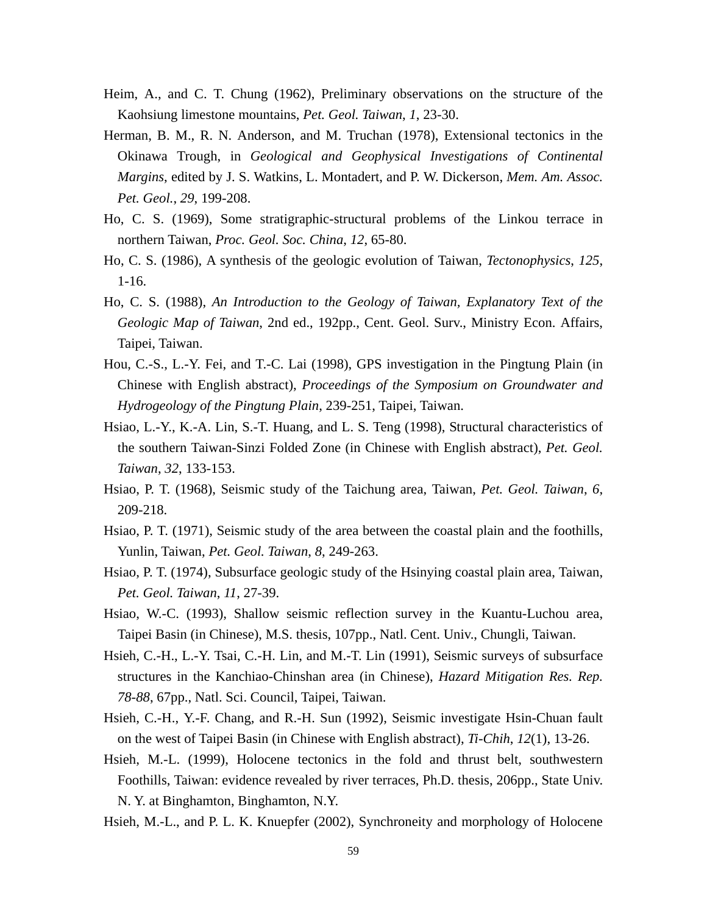Heim, A., and C. T. Chung (1962), Preliminary observations on the structure of the Kaohsiung limestone mountains, *Pet. Geol. Taiwan*, *1*, 23-30.

Herman, B. M., R. N. Anderson, and M. Truchan (1978), Extensional tectonics in the Okinawa Trough, in *Geological and Geophysical Investigations of Continental Margins*, edited by J. S. Watkins, L. Montadert, and P. W. Dickerson, *Mem. Am. Assoc. Pet. Geol.*, *29*, 199-208.

Ho, C. S. (1969), Some stratigraphic-structural problems of the Linkou terrace in northern Taiwan, *Proc. Geol. Soc. China*, *12*, 65-80.

Ho, C. S. (1986), A synthesis of the geologic evolution of Taiwan, *Tectonophysics*, *125*, 1-16.

Ho, C. S. (1988), *An Introduction to the Geology of Taiwan, Explanatory Text of the Geologic Map of Taiwan*, 2nd ed., 192pp., Cent. Geol. Surv., Ministry Econ. Affairs, Taipei, Taiwan.

Hou, C.-S., L.-Y. Fei, and T.-C. Lai (1998), GPS investigation in the Pingtung Plain (in Chinese with English abstract), *Proceedings of the Symposium on Groundwater and Hydrogeology of the Pingtung Plain*, 239-251, Taipei, Taiwan.

Hsiao, L.-Y., K.-A. Lin, S.-T. Huang, and L. S. Teng (1998), Structural characteristics of the southern Taiwan-Sinzi Folded Zone (in Chinese with English abstract), *Pet. Geol. Taiwan*, *32*, 133-153.

Hsiao, P. T. (1968), Seismic study of the Taichung area, Taiwan, *Pet. Geol. Taiwan*, *6*, 209-218.

Hsiao, P. T. (1971), Seismic study of the area between the coastal plain and the foothills, Yunlin, Taiwan, *Pet. Geol. Taiwan*, *8*, 249-263.

Hsiao, P. T. (1974), Subsurface geologic study of the Hsinying coastal plain area, Taiwan, *Pet. Geol. Taiwan*, *11*, 27-39.

Hsiao, W.-C. (1993), Shallow seismic reflection survey in the Kuantu-Luchou area, Taipei Basin (in Chinese), M.S. thesis, 107pp., Natl. Cent. Univ., Chungli, Taiwan.

Hsieh, C.-H., L.-Y. Tsai, C.-H. Lin, and M.-T. Lin (1991), Seismic surveys of subsurface structures in the Kanchiao-Chinshan area (in Chinese), *Hazard Mitigation Res. Rep. 78-88*, 67pp., Natl. Sci. Council, Taipei, Taiwan.

Hsieh, C.-H., Y.-F. Chang, and R.-H. Sun (1992), Seismic investigate Hsin-Chuan fault on the west of Taipei Basin (in Chinese with English abstract), *Ti-Chih*, *12*(1), 13-26.

Hsieh, M.-L. (1999), Holocene tectonics in the fold and thrust belt, southwestern Foothills, Taiwan: evidence revealed by river terraces, Ph.D. thesis, 206pp., State Univ. N. Y. at Binghamton, Binghamton, N.Y.

Hsieh, M.-L., and P. L. K. Knuepfer (2002), Synchroneity and morphology of Holocene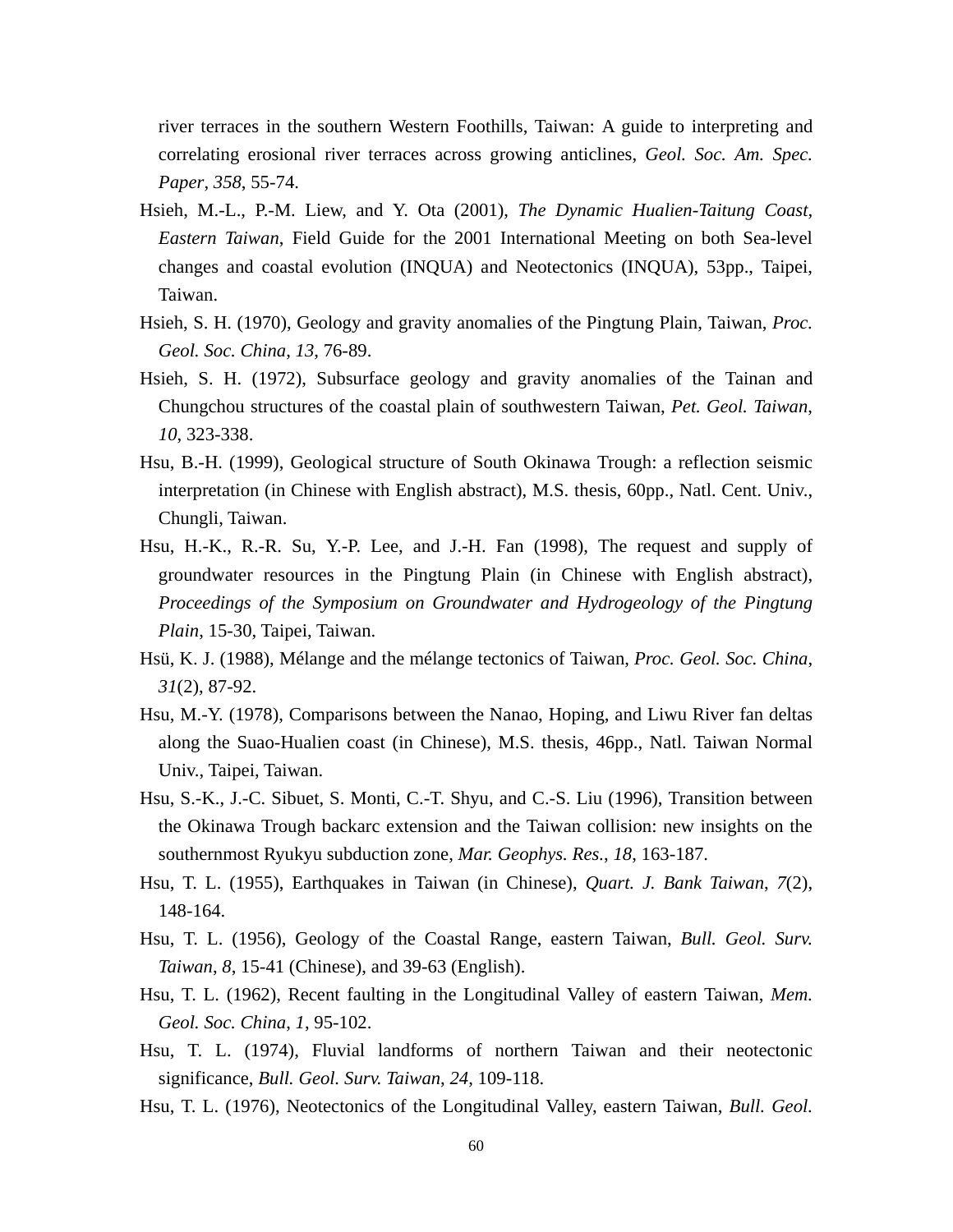river terraces in the southern Western Foothills, Taiwan: A guide to interpreting and correlating erosional river terraces across growing anticlines, *Geol. Soc. Am. Spec. Paper*, *358*, 55-74.

Hsieh, M.-L., P.-M. Liew, and Y. Ota (2001), *The Dynamic Hualien-Taitung Coast, Eastern Taiwan*, Field Guide for the 2001 International Meeting on both Sea-level changes and coastal evolution (INQUA) and Neotectonics (INQUA), 53pp., Taipei, Taiwan.

Hsieh, S. H. (1970), Geology and gravity anomalies of the Pingtung Plain, Taiwan, *Proc. Geol. Soc. China*, *13*, 76-89.

Hsieh, S. H. (1972), Subsurface geology and gravity anomalies of the Tainan and Chungchou structures of the coastal plain of southwestern Taiwan, *Pet. Geol. Taiwan*, *10*, 323-338.

Hsu, B.-H. (1999), Geological structure of South Okinawa Trough: a reflection seismic interpretation (in Chinese with English abstract), M.S. thesis, 60pp., Natl. Cent. Univ., Chungli, Taiwan.

Hsu, H.-K., R.-R. Su, Y.-P. Lee, and J.-H. Fan (1998), The request and supply of groundwater resources in the Pingtung Plain (in Chinese with English abstract), *Proceedings of the Symposium on Groundwater and Hydrogeology of the Pingtung Plain*, 15-30, Taipei, Taiwan.

Hsü, K. J. (1988), Mélange and the mélange tectonics of Taiwan, *Proc. Geol. Soc. China*, *31*(2), 87-92.

Hsu, M.-Y. (1978), Comparisons between the Nanao, Hoping, and Liwu River fan deltas along the Suao-Hualien coast (in Chinese), M.S. thesis, 46pp., Natl. Taiwan Normal Univ., Taipei, Taiwan.

Hsu, S.-K., J.-C. Sibuet, S. Monti, C.-T. Shyu, and C.-S. Liu (1996), Transition between the Okinawa Trough backarc extension and the Taiwan collision: new insights on the southernmost Ryukyu subduction zone, *Mar. Geophys. Res.*, *18*, 163-187.

Hsu, T. L. (1955), Earthquakes in Taiwan (in Chinese), *Quart. J. Bank Taiwan*, *7*(2), 148-164.

Hsu, T. L. (1956), Geology of the Coastal Range, eastern Taiwan, *Bull. Geol. Surv. Taiwan*, *8*, 15-41 (Chinese), and 39-63 (English).

Hsu, T. L. (1962), Recent faulting in the Longitudinal Valley of eastern Taiwan, *Mem. Geol. Soc. China*, *1*, 95-102.

Hsu, T. L. (1974), Fluvial landforms of northern Taiwan and their neotectonic significance, *Bull. Geol. Surv. Taiwan*, *24*, 109-118.

Hsu, T. L. (1976), Neotectonics of the Longitudinal Valley, eastern Taiwan, *Bull. Geol.*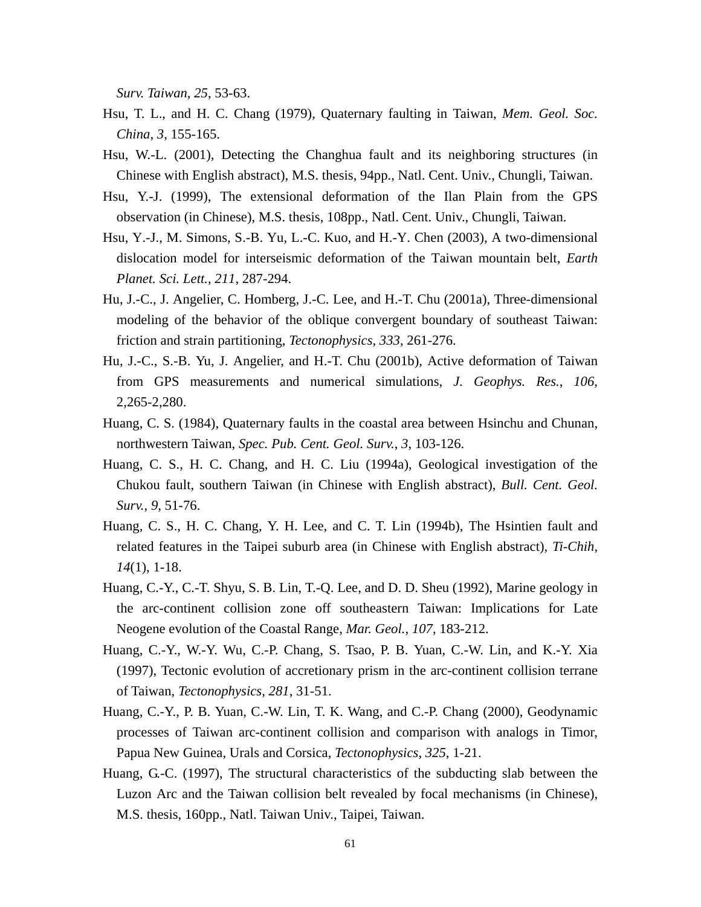*Surv. Taiwan*, *25*, 53-63.

Hsu, T. L., and H. C. Chang (1979), Quaternary faulting in Taiwan, *Mem. Geol. Soc. China*, *3*, 155-165.

Hsu, W.-L. (2001), Detecting the Changhua fault and its neighboring structures (in Chinese with English abstract), M.S. thesis, 94pp., Natl. Cent. Univ., Chungli, Taiwan.

Hsu, Y.-J. (1999), The extensional deformation of the Ilan Plain from the GPS observation (in Chinese), M.S. thesis, 108pp., Natl. Cent. Univ., Chungli, Taiwan.

Hsu, Y.-J., M. Simons, S.-B. Yu, L.-C. Kuo, and H.-Y. Chen (2003), A two-dimensional dislocation model for interseismic deformation of the Taiwan mountain belt, *Earth Planet. Sci. Lett.*, *211*, 287-294.

Hu, J.-C., J. Angelier, C. Homberg, J.-C. Lee, and H.-T. Chu (2001a), Three-dimensional modeling of the behavior of the oblique convergent boundary of southeast Taiwan: friction and strain partitioning, *Tectonophysics*, *333*, 261-276.

Hu, J.-C., S.-B. Yu, J. Angelier, and H.-T. Chu (2001b), Active deformation of Taiwan from GPS measurements and numerical simulations, *J. Geophys. Res.*, *106*, 2,265-2,280.

Huang, C. S. (1984), Quaternary faults in the coastal area between Hsinchu and Chunan, northwestern Taiwan, *Spec. Pub. Cent. Geol. Surv.*, *3*, 103-126.

Huang, C. S., H. C. Chang, and H. C. Liu (1994a), Geological investigation of the Chukou fault, southern Taiwan (in Chinese with English abstract), *Bull. Cent. Geol. Surv.*, *9*, 51-76.

Huang, C. S., H. C. Chang, Y. H. Lee, and C. T. Lin (1994b), The Hsintien fault and related features in the Taipei suburb area (in Chinese with English abstract), *Ti-Chih*, *14*(1), 1-18.

Huang, C.-Y., C.-T. Shyu, S. B. Lin, T.-Q. Lee, and D. D. Sheu (1992), Marine geology in the arc-continent collision zone off southeastern Taiwan: Implications for Late Neogene evolution of the Coastal Range, *Mar. Geol.*, *107*, 183-212.

Huang, C.-Y., W.-Y. Wu, C.-P. Chang, S. Tsao, P. B. Yuan, C.-W. Lin, and K.-Y. Xia (1997), Tectonic evolution of accretionary prism in the arc-continent collision terrane of Taiwan, *Tectonophysics*, *281*, 31-51.

Huang, C.-Y., P. B. Yuan, C.-W. Lin, T. K. Wang, and C.-P. Chang (2000), Geodynamic processes of Taiwan arc-continent collision and comparison with analogs in Timor, Papua New Guinea, Urals and Corsica, *Tectonophysics*, *325*, 1-21.

Huang, G.-C. (1997), The structural characteristics of the subducting slab between the Luzon Arc and the Taiwan collision belt revealed by focal mechanisms (in Chinese), M.S. thesis, 160pp., Natl. Taiwan Univ., Taipei, Taiwan.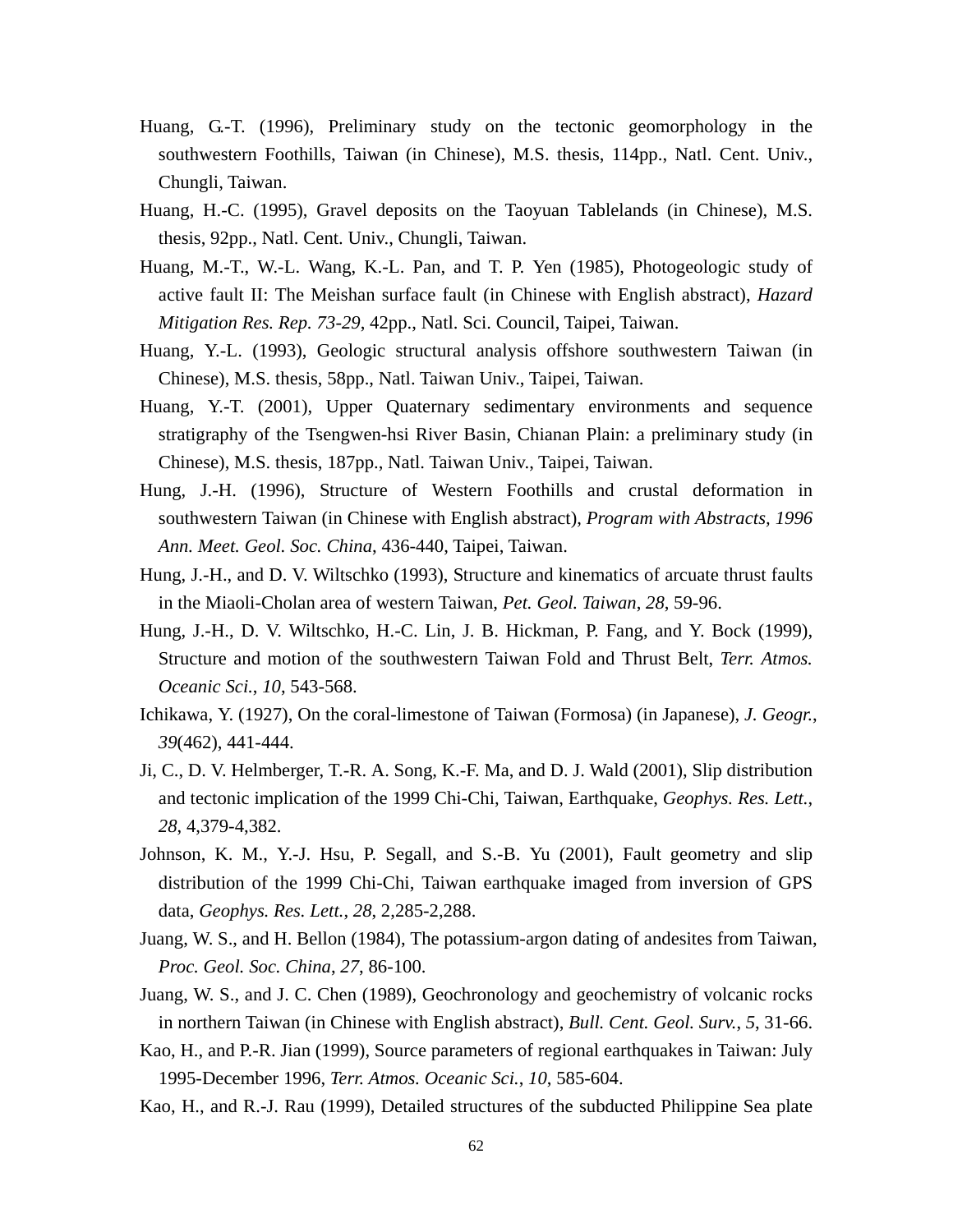Huang, G.-T. (1996), Preliminary study on the tectonic geomorphology in the southwestern Foothills, Taiwan (in Chinese), M.S. thesis, 114pp., Natl. Cent. Univ., Chungli, Taiwan.

Huang, H.-C. (1995), Gravel deposits on the Taoyuan Tablelands (in Chinese), M.S. thesis, 92pp., Natl. Cent. Univ., Chungli, Taiwan.

Huang, M.-T., W.-L. Wang, K.-L. Pan, and T. P. Yen (1985), Photogeologic study of active fault II: The Meishan surface fault (in Chinese with English abstract), *Hazard Mitigation Res. Rep. 73-29*, 42pp., Natl. Sci. Council, Taipei, Taiwan.

Huang, Y.-L. (1993), Geologic structural analysis offshore southwestern Taiwan (in Chinese), M.S. thesis, 58pp., Natl. Taiwan Univ., Taipei, Taiwan.

Huang, Y.-T. (2001), Upper Quaternary sedimentary environments and sequence stratigraphy of the Tsengwen-hsi River Basin, Chianan Plain: a preliminary study (in Chinese), M.S. thesis, 187pp., Natl. Taiwan Univ., Taipei, Taiwan.

Hung, J.-H. (1996), Structure of Western Foothills and crustal deformation in southwestern Taiwan (in Chinese with English abstract), *Program with Abstracts, 1996 Ann. Meet. Geol. Soc. China*, 436-440, Taipei, Taiwan.

Hung, J.-H., and D. V. Wiltschko (1993), Structure and kinematics of arcuate thrust faults in the Miaoli-Cholan area of western Taiwan, *Pet. Geol. Taiwan*, *28*, 59-96.

Hung, J.-H., D. V. Wiltschko, H.-C. Lin, J. B. Hickman, P. Fang, and Y. Bock (1999), Structure and motion of the southwestern Taiwan Fold and Thrust Belt, *Terr. Atmos. Oceanic Sci.*, *10*, 543-568.

Ichikawa, Y. (1927), On the coral-limestone of Taiwan (Formosa) (in Japanese), *J. Geogr.*, *39*(462), 441-444.

Ji, C., D. V. Helmberger, T.-R. A. Song, K.-F. Ma, and D. J. Wald (2001), Slip distribution and tectonic implication of the 1999 Chi-Chi, Taiwan, Earthquake, *Geophys. Res. Lett.*, *28*, 4,379-4,382.

Johnson, K. M., Y.-J. Hsu, P. Segall, and S.-B. Yu (2001), Fault geometry and slip distribution of the 1999 Chi-Chi, Taiwan earthquake imaged from inversion of GPS data, *Geophys. Res. Lett.*, *28*, 2,285-2,288.

Juang, W. S., and H. Bellon (1984), The potassium-argon dating of andesites from Taiwan, *Proc. Geol. Soc. China*, *27*, 86-100.

Juang, W. S., and J. C. Chen (1989), Geochronology and geochemistry of volcanic rocks in northern Taiwan (in Chinese with English abstract), *Bull. Cent. Geol. Surv.*, *5*, 31-66.

Kao, H., and P.-R. Jian (1999), Source parameters of regional earthquakes in Taiwan: July 1995-December 1996, *Terr. Atmos. Oceanic Sci.*, *10*, 585-604.

Kao, H., and R.-J. Rau (1999), Detailed structures of the subducted Philippine Sea plate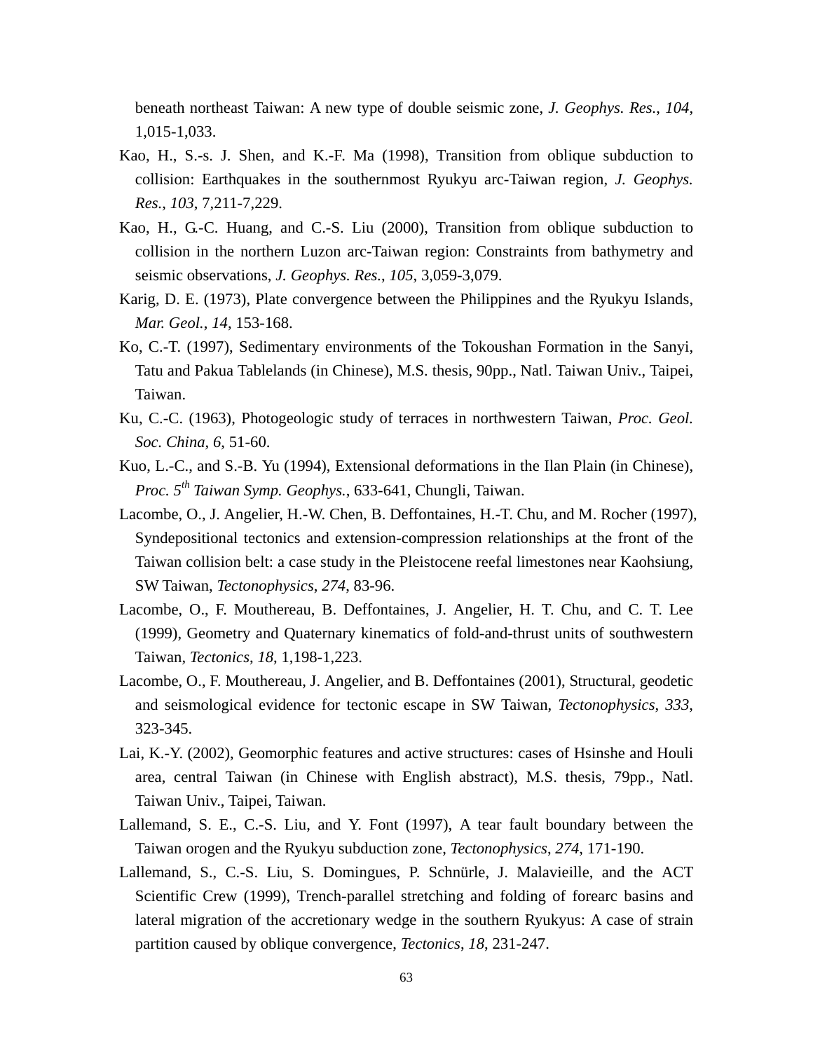beneath northeast Taiwan: A new type of double seismic zone, *J. Geophys. Res.*, *104*, 1,015-1,033.

Kao, H., S.-s. J. Shen, and K.-F. Ma (1998), Transition from oblique subduction to collision: Earthquakes in the southernmost Ryukyu arc-Taiwan region, *J. Geophys. Res.*, *103*, 7,211-7,229.

Kao, H., G.-C. Huang, and C.-S. Liu (2000), Transition from oblique subduction to collision in the northern Luzon arc-Taiwan region: Constraints from bathymetry and seismic observations, *J. Geophys. Res.*, *105*, 3,059-3,079.

Karig, D. E. (1973), Plate convergence between the Philippines and the Ryukyu Islands, *Mar. Geol.*, *14*, 153-168.

Ko, C.-T. (1997), Sedimentary environments of the Tokoushan Formation in the Sanyi, Tatu and Pakua Tablelands (in Chinese), M.S. thesis, 90pp., Natl. Taiwan Univ., Taipei, Taiwan.

Ku, C.-C. (1963), Photogeologic study of terraces in northwestern Taiwan, *Proc. Geol. Soc. China*, *6*, 51-60.

Kuo, L.-C., and S.-B. Yu (1994), Extensional deformations in the Ilan Plain (in Chinese), *Proc. 5th Taiwan Symp. Geophys.*, 633-641, Chungli, Taiwan.

Lacombe, O., J. Angelier, H.-W. Chen, B. Deffontaines, H.-T. Chu, and M. Rocher (1997), Syndepositional tectonics and extension-compression relationships at the front of the Taiwan collision belt: a case study in the Pleistocene reefal limestones near Kaohsiung, SW Taiwan, *Tectonophysics*, *274*, 83-96.

Lacombe, O., F. Mouthereau, B. Deffontaines, J. Angelier, H. T. Chu, and C. T. Lee (1999), Geometry and Quaternary kinematics of fold-and-thrust units of southwestern Taiwan, *Tectonics*, *18*, 1,198-1,223.

Lacombe, O., F. Mouthereau, J. Angelier, and B. Deffontaines (2001), Structural, geodetic and seismological evidence for tectonic escape in SW Taiwan, *Tectonophysics*, *333*, 323-345.

Lai, K.-Y. (2002), Geomorphic features and active structures: cases of Hsinshe and Houli area, central Taiwan (in Chinese with English abstract), M.S. thesis, 79pp., Natl. Taiwan Univ., Taipei, Taiwan.

Lallemand, S. E., C.-S. Liu, and Y. Font (1997), A tear fault boundary between the Taiwan orogen and the Ryukyu subduction zone, *Tectonophysics*, *274*, 171-190.

Lallemand, S., C.-S. Liu, S. Domingues, P. Schnürle, J. Malavieille, and the ACT Scientific Crew (1999), Trench-parallel stretching and folding of forearc basins and lateral migration of the accretionary wedge in the southern Ryukyus: A case of strain partition caused by oblique convergence, *Tectonics*, *18*, 231-247.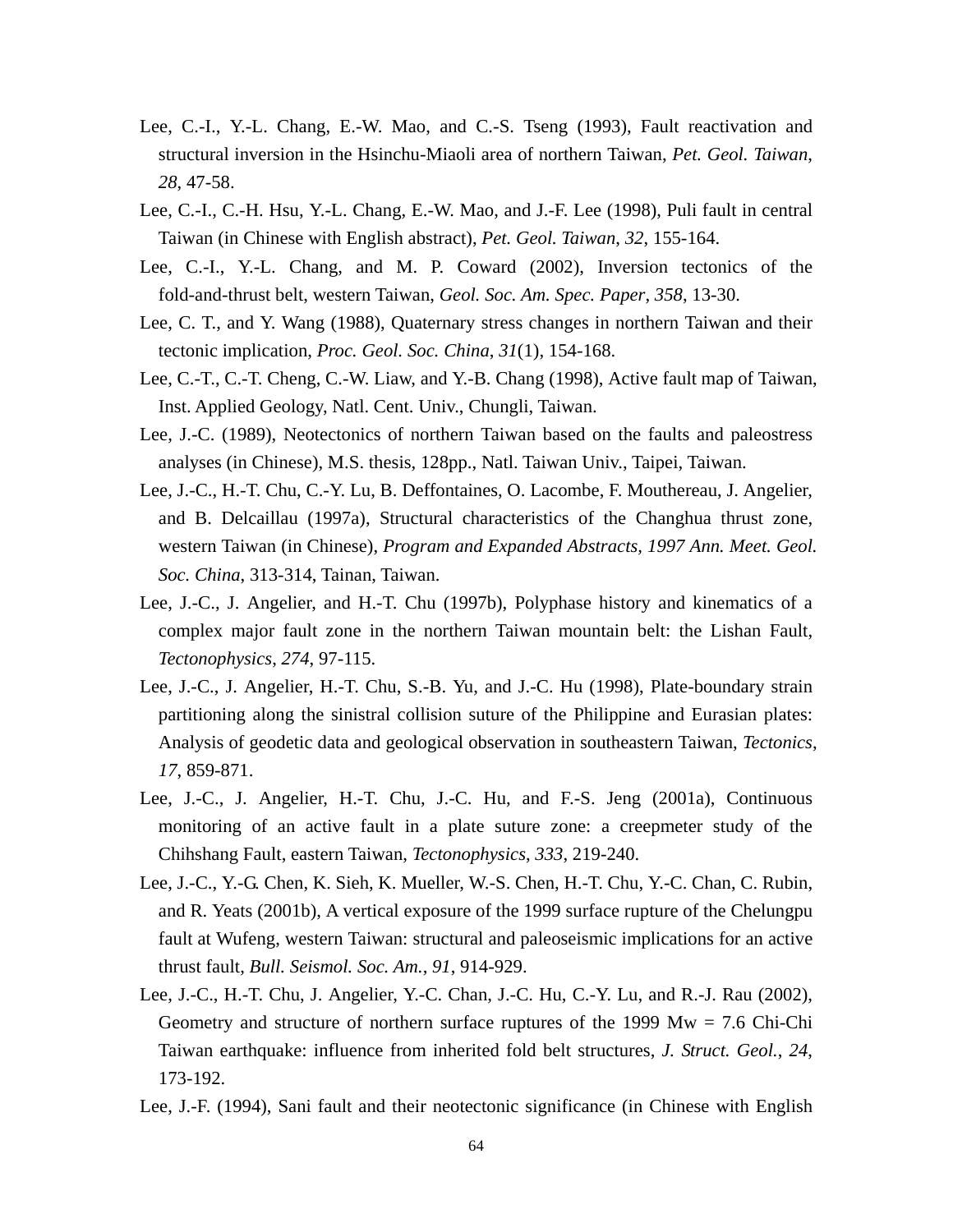Lee, C.-I., Y.-L. Chang, E.-W. Mao, and C.-S. Tseng (1993), Fault reactivation and structural inversion in the Hsinchu-Miaoli area of northern Taiwan, *Pet. Geol. Taiwan*, *28*, 47-58.

Lee, C.-I., C.-H. Hsu, Y.-L. Chang, E.-W. Mao, and J.-F. Lee (1998), Puli fault in central Taiwan (in Chinese with English abstract), *Pet. Geol. Taiwan*, *32*, 155-164.

Lee, C.-I., Y.-L. Chang, and M. P. Coward (2002), Inversion tectonics of the fold-and-thrust belt, western Taiwan, *Geol. Soc. Am. Spec. Paper*, *358*, 13-30.

Lee, C. T., and Y. Wang (1988), Quaternary stress changes in northern Taiwan and their tectonic implication, *Proc. Geol. Soc. China*, *31*(1), 154-168.

Lee, C.-T., C.-T. Cheng, C.-W. Liaw, and Y.-B. Chang (1998), Active fault map of Taiwan, Inst. Applied Geology, Natl. Cent. Univ., Chungli, Taiwan.

Lee, J.-C. (1989), Neotectonics of northern Taiwan based on the faults and paleostress analyses (in Chinese), M.S. thesis, 128pp., Natl. Taiwan Univ., Taipei, Taiwan.

Lee, J.-C., H.-T. Chu, C.-Y. Lu, B. Deffontaines, O. Lacombe, F. Mouthereau, J. Angelier, and B. Delcaillau (1997a), Structural characteristics of the Changhua thrust zone, western Taiwan (in Chinese), *Program and Expanded Abstracts, 1997 Ann. Meet. Geol. Soc. China*, 313-314, Tainan, Taiwan.

Lee, J.-C., J. Angelier, and H.-T. Chu (1997b), Polyphase history and kinematics of a complex major fault zone in the northern Taiwan mountain belt: the Lishan Fault, *Tectonophysics*, *274*, 97-115.

Lee, J.-C., J. Angelier, H.-T. Chu, S.-B. Yu, and J.-C. Hu (1998), Plate-boundary strain partitioning along the sinistral collision suture of the Philippine and Eurasian plates: Analysis of geodetic data and geological observation in southeastern Taiwan, *Tectonics*, *17*, 859-871.

Lee, J.-C., J. Angelier, H.-T. Chu, J.-C. Hu, and F.-S. Jeng (2001a), Continuous monitoring of an active fault in a plate suture zone: a creepmeter study of the Chihshang Fault, eastern Taiwan, *Tectonophysics*, *333*, 219-240.

Lee, J.-C., Y.-G. Chen, K. Sieh, K. Mueller, W.-S. Chen, H.-T. Chu, Y.-C. Chan, C. Rubin, and R. Yeats (2001b), A vertical exposure of the 1999 surface rupture of the Chelungpu fault at Wufeng, western Taiwan: structural and paleoseismic implications for an active thrust fault, *Bull. Seismol. Soc. Am.*, *91*, 914-929.

Lee, J.-C., H.-T. Chu, J. Angelier, Y.-C. Chan, J.-C. Hu, C.-Y. Lu, and R.-J. Rau (2002), Geometry and structure of northern surface ruptures of the 1999 Mw = 7.6 Chi-Chi Taiwan earthquake: influence from inherited fold belt structures, *J. Struct. Geol.*, *24*, 173-192.

Lee, J.-F. (1994), Sani fault and their neotectonic significance (in Chinese with English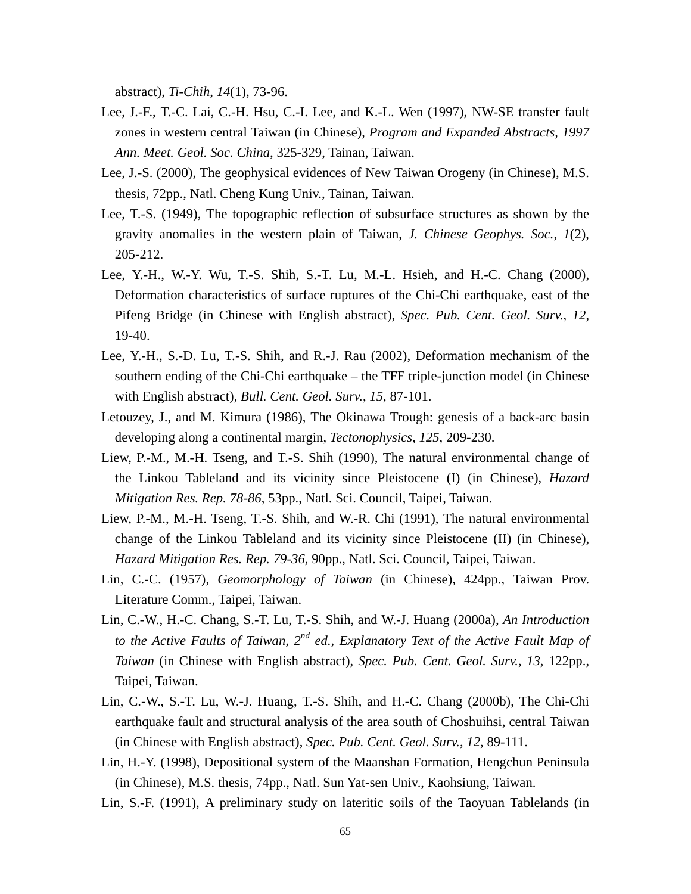abstract), *Ti-Chih*, *14*(1), 73-96.

Lee, J.-F., T.-C. Lai, C.-H. Hsu, C.-I. Lee, and K.-L. Wen (1997), NW-SE transfer fault zones in western central Taiwan (in Chinese), *Program and Expanded Abstracts, 1997 Ann. Meet. Geol. Soc. China*, 325-329, Tainan, Taiwan.

Lee, J.-S. (2000), The geophysical evidences of New Taiwan Orogeny (in Chinese), M.S. thesis, 72pp., Natl. Cheng Kung Univ., Tainan, Taiwan.

Lee, T.-S. (1949), The topographic reflection of subsurface structures as shown by the gravity anomalies in the western plain of Taiwan, *J. Chinese Geophys. Soc.*, *1*(2), 205-212.

Lee, Y.-H., W.-Y. Wu, T.-S. Shih, S.-T. Lu, M.-L. Hsieh, and H.-C. Chang (2000), Deformation characteristics of surface ruptures of the Chi-Chi earthquake, east of the Pifeng Bridge (in Chinese with English abstract), *Spec. Pub. Cent. Geol. Surv.*, *12*, 19-40.

Lee, Y.-H., S.-D. Lu, T.-S. Shih, and R.-J. Rau (2002), Deformation mechanism of the southern ending of the Chi-Chi earthquake – the TFF triple-junction model (in Chinese with English abstract), *Bull. Cent. Geol. Surv.*, *15*, 87-101.

Letouzey, J., and M. Kimura (1986), The Okinawa Trough: genesis of a back-arc basin developing along a continental margin, *Tectonophysics*, *125*, 209-230.

Liew, P.-M., M.-H. Tseng, and T.-S. Shih (1990), The natural environmental change of the Linkou Tableland and its vicinity since Pleistocene (I) (in Chinese), *Hazard Mitigation Res. Rep. 78-86*, 53pp., Natl. Sci. Council, Taipei, Taiwan.

Liew, P.-M., M.-H. Tseng, T.-S. Shih, and W.-R. Chi (1991), The natural environmental change of the Linkou Tableland and its vicinity since Pleistocene (II) (in Chinese), *Hazard Mitigation Res. Rep. 79-36*, 90pp., Natl. Sci. Council, Taipei, Taiwan.

Lin, C.-C. (1957), *Geomorphology of Taiwan* (in Chinese), 424pp., Taiwan Prov. Literature Comm., Taipei, Taiwan.

Lin, C.-W., H.-C. Chang, S.-T. Lu, T.-S. Shih, and W.-J. Huang (2000a), *An Introduction to the Active Faults of Taiwan, 2nd ed., Explanatory Text of the Active Fault Map of Taiwan* (in Chinese with English abstract), *Spec. Pub. Cent. Geol. Surv.*, *13*, 122pp., Taipei, Taiwan.

Lin, C.-W., S.-T. Lu, W.-J. Huang, T.-S. Shih, and H.-C. Chang (2000b), The Chi-Chi earthquake fault and structural analysis of the area south of Choshuihsi, central Taiwan (in Chinese with English abstract), *Spec. Pub. Cent. Geol. Surv.*, *12*, 89-111.

Lin, H.-Y. (1998), Depositional system of the Maanshan Formation, Hengchun Peninsula (in Chinese), M.S. thesis, 74pp., Natl. Sun Yat-sen Univ., Kaohsiung, Taiwan.

Lin, S.-F. (1991), A preliminary study on lateritic soils of the Taoyuan Tablelands (in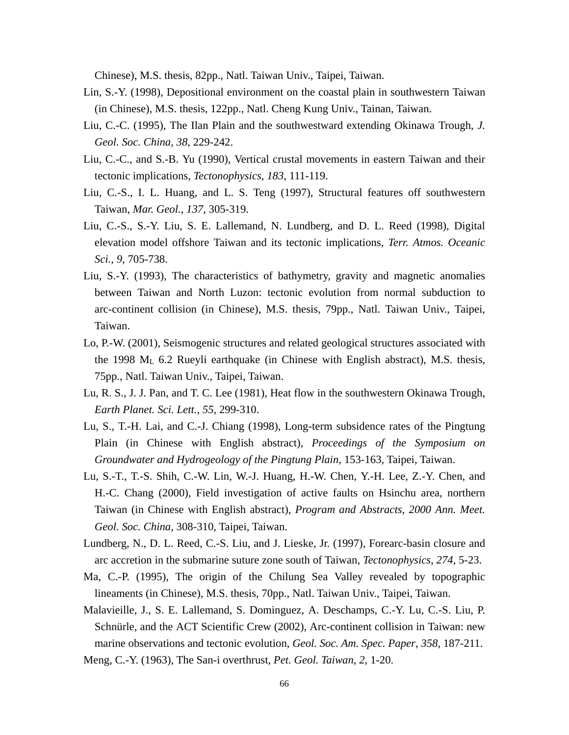Chinese), M.S. thesis, 82pp., Natl. Taiwan Univ., Taipei, Taiwan.

Lin, S.-Y. (1998), Depositional environment on the coastal plain in southwestern Taiwan (in Chinese), M.S. thesis, 122pp., Natl. Cheng Kung Univ., Tainan, Taiwan.

Liu, C.-C. (1995), The Ilan Plain and the southwestward extending Okinawa Trough, *J. Geol. Soc. China*, *38*, 229-242.

Liu, C.-C., and S.-B. Yu (1990), Vertical crustal movements in eastern Taiwan and their tectonic implications, *Tectonophysics*, *183*, 111-119.

Liu, C.-S., I. L. Huang, and L. S. Teng (1997), Structural features off southwestern Taiwan, *Mar. Geol.*, *137*, 305-319.

Liu, C.-S., S.-Y. Liu, S. E. Lallemand, N. Lundberg, and D. L. Reed (1998), Digital elevation model offshore Taiwan and its tectonic implications, *Terr. Atmos. Oceanic Sci.*, *9*, 705-738.

Liu, S.-Y. (1993), The characteristics of bathymetry, gravity and magnetic anomalies between Taiwan and North Luzon: tectonic evolution from normal subduction to arc-continent collision (in Chinese), M.S. thesis, 79pp., Natl. Taiwan Univ., Taipei, Taiwan.

Lo, P.-W. (2001), Seismogenic structures and related geological structures associated with the 1998 $M_L$ 6.2 Rueyli earthquake (in Chinese with English abstract), M.S. thesis, 75pp., Natl. Taiwan Univ., Taipei, Taiwan.

Lu, R. S., J. J. Pan, and T. C. Lee (1981), Heat flow in the southwestern Okinawa Trough, *Earth Planet. Sci. Lett.*, *55*, 299-310.

Lu, S., T.-H. Lai, and C.-J. Chiang (1998), Long-term subsidence rates of the Pingtung Plain (in Chinese with English abstract), *Proceedings of the Symposium on Groundwater and Hydrogeology of the Pingtung Plain*, 153-163, Taipei, Taiwan.

Lu, S.-T., T.-S. Shih, C.-W. Lin, W.-J. Huang, H.-W. Chen, Y.-H. Lee, Z.-Y. Chen, and H.-C. Chang (2000), Field investigation of active faults on Hsinchu area, northern Taiwan (in Chinese with English abstract), *Program and Abstracts, 2000 Ann. Meet. Geol. Soc. China*, 308-310, Taipei, Taiwan.

Lundberg, N., D. L. Reed, C.-S. Liu, and J. Lieske, Jr. (1997), Forearc-basin closure and arc accretion in the submarine suture zone south of Taiwan, *Tectonophysics*, *274*, 5-23.

Ma, C.-P. (1995), The origin of the Chilung Sea Valley revealed by topographic lineaments (in Chinese), M.S. thesis, 70pp., Natl. Taiwan Univ., Taipei, Taiwan.

Malavieille, J., S. E. Lallemand, S. Dominguez, A. Deschamps, C.-Y. Lu, C.-S. Liu, P. Schnürle, and the ACT Scientific Crew (2002), Arc-continent collision in Taiwan: new marine observations and tectonic evolution, *Geol. Soc. Am. Spec. Paper*, *358*, 187-211.

Meng, C.-Y. (1963), The San-i overthrust, *Pet. Geol. Taiwan*, *2*, 1-20.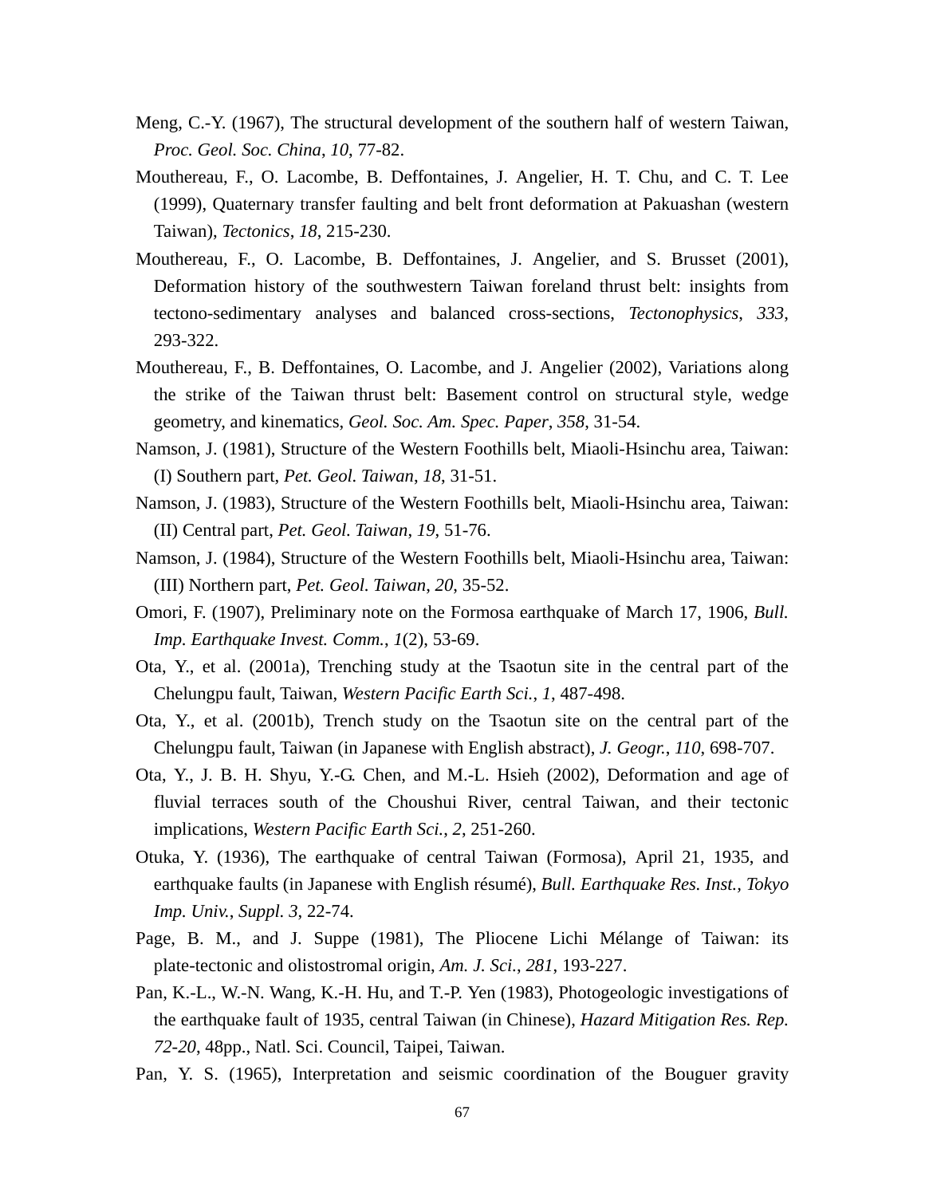Meng, C.-Y. (1967), The structural development of the southern half of western Taiwan, *Proc. Geol. Soc. China*, *10*, 77-82.

Mouthereau, F., O. Lacombe, B. Deffontaines, J. Angelier, H. T. Chu, and C. T. Lee (1999), Quaternary transfer faulting and belt front deformation at Pakuashan (western Taiwan), *Tectonics*, *18*, 215-230.

Mouthereau, F., O. Lacombe, B. Deffontaines, J. Angelier, and S. Brusset (2001), Deformation history of the southwestern Taiwan foreland thrust belt: insights from tectono-sedimentary analyses and balanced cross-sections, *Tectonophysics*, *333*, 293-322.

Mouthereau, F., B. Deffontaines, O. Lacombe, and J. Angelier (2002), Variations along the strike of the Taiwan thrust belt: Basement control on structural style, wedge geometry, and kinematics, *Geol. Soc. Am. Spec. Paper*, *358*, 31-54.

Namson, J. (1981), Structure of the Western Foothills belt, Miaoli-Hsinchu area, Taiwan: (I) Southern part, *Pet. Geol. Taiwan*, *18*, 31-51.

Namson, J. (1983), Structure of the Western Foothills belt, Miaoli-Hsinchu area, Taiwan: (II) Central part, *Pet. Geol. Taiwan*, *19*, 51-76.

Namson, J. (1984), Structure of the Western Foothills belt, Miaoli-Hsinchu area, Taiwan: (III) Northern part, *Pet. Geol. Taiwan*, *20*, 35-52.

Omori, F. (1907), Preliminary note on the Formosa earthquake of March 17, 1906, *Bull. Imp. Earthquake Invest. Comm.*, *1*(2), 53-69.

Ota, Y., et al. (2001a), Trenching study at the Tsaotun site in the central part of the Chelungpu fault, Taiwan, *Western Pacific Earth Sci.*, *1*, 487-498.

Ota, Y., et al. (2001b), Trench study on the Tsaotun site on the central part of the Chelungpu fault, Taiwan (in Japanese with English abstract), *J. Geogr.*, *110*, 698-707.

Ota, Y., J. B. H. Shyu, Y.-G. Chen, and M.-L. Hsieh (2002), Deformation and age of fluvial terraces south of the Choushui River, central Taiwan, and their tectonic implications, *Western Pacific Earth Sci.*, *2*, 251-260.

Otuka, Y. (1936), The earthquake of central Taiwan (Formosa), April 21, 1935, and earthquake faults (in Japanese with English résumé), *Bull. Earthquake Res. Inst., Tokyo Imp. Univ.*, *Suppl. 3*, 22-74.

Page, B. M., and J. Suppe (1981), The Pliocene Lichi Mélange of Taiwan: its plate-tectonic and olistostromal origin, *Am. J. Sci.*, *281*, 193-227.

Pan, K.-L., W.-N. Wang, K.-H. Hu, and T.-P. Yen (1983), Photogeologic investigations of the earthquake fault of 1935, central Taiwan (in Chinese), *Hazard Mitigation Res. Rep. 72-20*, 48pp., Natl. Sci. Council, Taipei, Taiwan.

Pan, Y. S. (1965), Interpretation and seismic coordination of the Bouguer gravity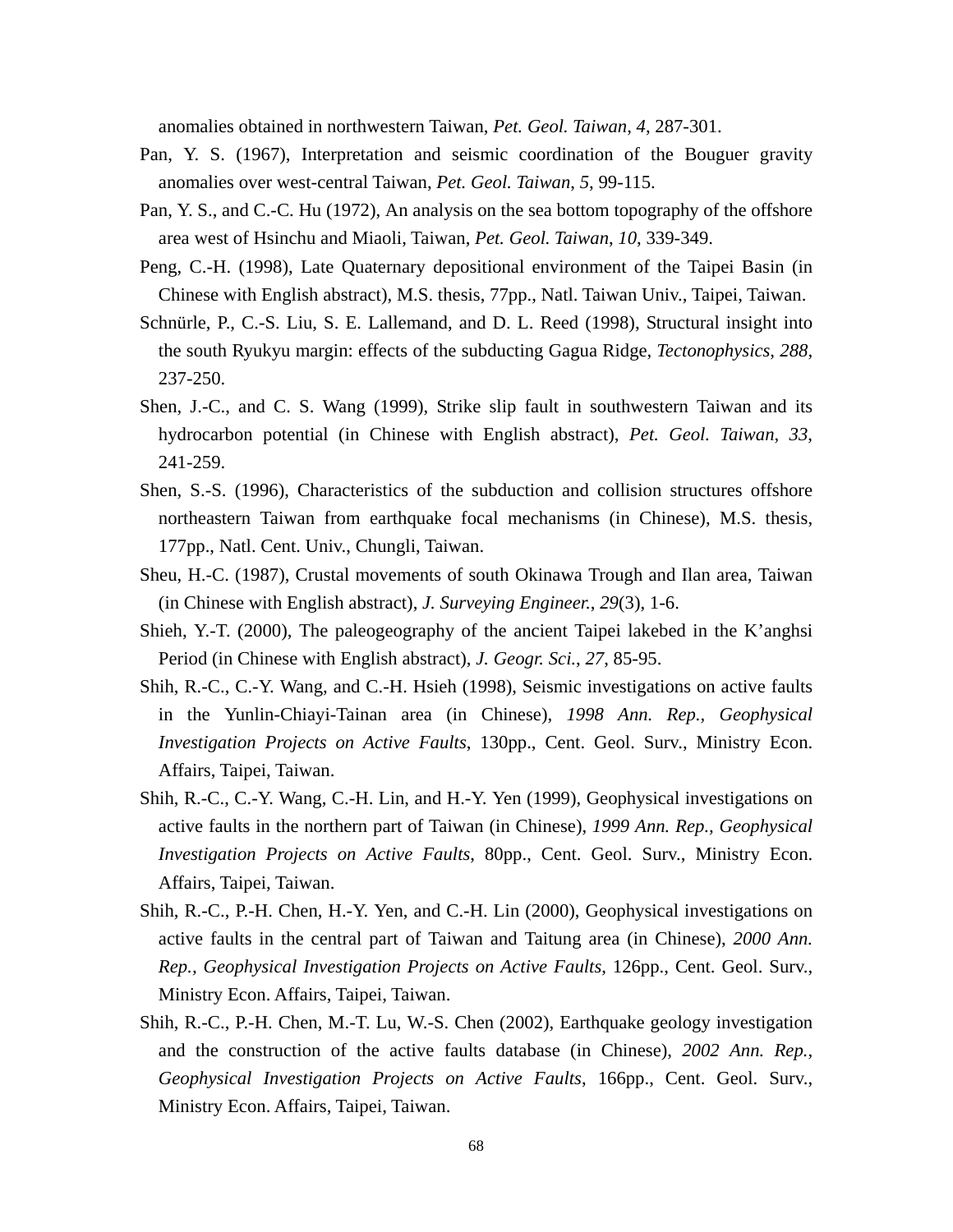anomalies obtained in northwestern Taiwan, *Pet. Geol. Taiwan*, *4*, 287-301.

Pan, Y. S. (1967), Interpretation and seismic coordination of the Bouguer gravity anomalies over west-central Taiwan, *Pet. Geol. Taiwan*, *5*, 99-115.

Pan, Y. S., and C.-C. Hu (1972), An analysis on the sea bottom topography of the offshore area west of Hsinchu and Miaoli, Taiwan, *Pet. Geol. Taiwan*, *10*, 339-349.

Peng, C.-H. (1998), Late Quaternary depositional environment of the Taipei Basin (in Chinese with English abstract), M.S. thesis, 77pp., Natl. Taiwan Univ., Taipei, Taiwan.

Schnürle, P., C.-S. Liu, S. E. Lallemand, and D. L. Reed (1998), Structural insight into the south Ryukyu margin: effects of the subducting Gagua Ridge, *Tectonophysics*, *288*, 237-250.

Shen, J.-C., and C. S. Wang (1999), Strike slip fault in southwestern Taiwan and its hydrocarbon potential (in Chinese with English abstract), *Pet. Geol. Taiwan*, *33*, 241-259.

Shen, S.-S. (1996), Characteristics of the subduction and collision structures offshore northeastern Taiwan from earthquake focal mechanisms (in Chinese), M.S. thesis, 177pp., Natl. Cent. Univ., Chungli, Taiwan.

Sheu, H.-C. (1987), Crustal movements of south Okinawa Trough and Ilan area, Taiwan (in Chinese with English abstract), *J. Surveying Engineer.*, *29*(3), 1-6.

Shieh, Y.-T. (2000), The paleogeography of the ancient Taipei lakebed in the K'anghsi Period (in Chinese with English abstract), *J. Geogr. Sci.*, *27*, 85-95.

Shih, R.-C., C.-Y. Wang, and C.-H. Hsieh (1998), Seismic investigations on active faults in the Yunlin-Chiayi-Tainan area (in Chinese), *1998 Ann. Rep.*, *Geophysical Investigation Projects on Active Faults*, 130pp., Cent. Geol. Surv., Ministry Econ. Affairs, Taipei, Taiwan.

Shih, R.-C., C.-Y. Wang, C.-H. Lin, and H.-Y. Yen (1999), Geophysical investigations on active faults in the northern part of Taiwan (in Chinese), *1999 Ann. Rep., Geophysical Investigation Projects on Active Faults*, 80pp., Cent. Geol. Surv., Ministry Econ. Affairs, Taipei, Taiwan.

Shih, R.-C., P.-H. Chen, H.-Y. Yen, and C.-H. Lin (2000), Geophysical investigations on active faults in the central part of Taiwan and Taitung area (in Chinese), *2000 Ann. Rep., Geophysical Investigation Projects on Active Faults*, 126pp., Cent. Geol. Surv., Ministry Econ. Affairs, Taipei, Taiwan.

Shih, R.-C., P.-H. Chen, M.-T. Lu, W.-S. Chen (2002), Earthquake geology investigation and the construction of the active faults database (in Chinese), *2002 Ann. Rep.*, *Geophysical Investigation Projects on Active Faults*, 166pp., Cent. Geol. Surv., Ministry Econ. Affairs, Taipei, Taiwan.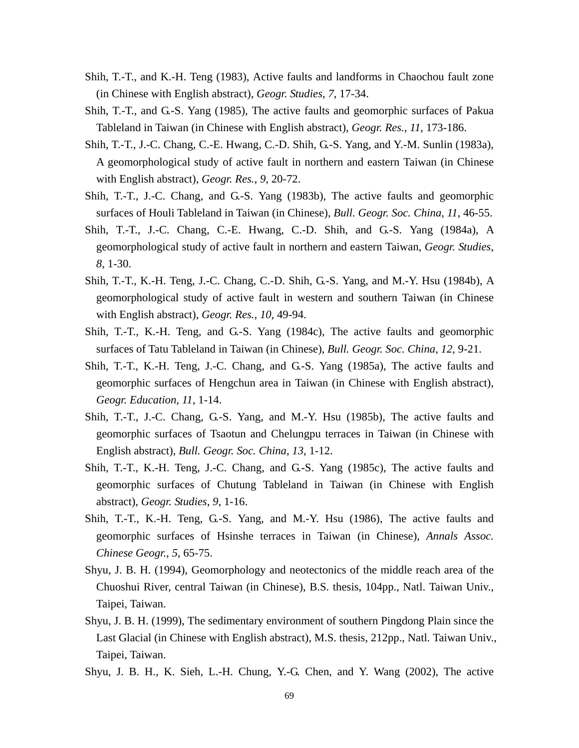Shih, T.-T., and K.-H. Teng (1983), Active faults and landforms in Chaochou fault zone (in Chinese with English abstract), *Geogr. Studies*, *7*, 17-34.

Shih, T.-T., and G.-S. Yang (1985), The active faults and geomorphic surfaces of Pakua Tableland in Taiwan (in Chinese with English abstract), *Geogr. Res.*, *11*, 173-186.

Shih, T.-T., J.-C. Chang, C.-E. Hwang, C.-D. Shih, G.-S. Yang, and Y.-M. Sunlin (1983a), A geomorphological study of active fault in northern and eastern Taiwan (in Chinese with English abstract), *Geogr. Res.*, *9*, 20-72.

Shih, T.-T., J.-C. Chang, and G.-S. Yang (1983b), The active faults and geomorphic surfaces of Houli Tableland in Taiwan (in Chinese), *Bull. Geogr. Soc. China*, *11*, 46-55.

Shih, T.-T., J.-C. Chang, C.-E. Hwang, C.-D. Shih, and G.-S. Yang (1984a), A geomorphological study of active fault in northern and eastern Taiwan, *Geogr. Studies*, *8*, 1-30.

Shih, T.-T., K.-H. Teng, J.-C. Chang, C.-D. Shih, G.-S. Yang, and M.-Y. Hsu (1984b), A geomorphological study of active fault in western and southern Taiwan (in Chinese with English abstract), *Geogr. Res.*, *10*, 49-94.

Shih, T.-T., K.-H. Teng, and G.-S. Yang (1984c), The active faults and geomorphic surfaces of Tatu Tableland in Taiwan (in Chinese), *Bull. Geogr. Soc. China*, *12*, 9-21.

Shih, T.-T., K.-H. Teng, J.-C. Chang, and G.-S. Yang (1985a), The active faults and geomorphic surfaces of Hengchun area in Taiwan (in Chinese with English abstract), *Geogr. Education*, *11*, 1-14.

Shih, T.-T., J.-C. Chang, G.-S. Yang, and M.-Y. Hsu (1985b), The active faults and geomorphic surfaces of Tsaotun and Chelungpu terraces in Taiwan (in Chinese with English abstract), *Bull. Geogr. Soc. China*, *13*, 1-12.

Shih, T.-T., K.-H. Teng, J.-C. Chang, and G.-S. Yang (1985c), The active faults and geomorphic surfaces of Chutung Tableland in Taiwan (in Chinese with English abstract), *Geogr. Studies*, *9*, 1-16.

Shih, T.-T., K.-H. Teng, G.-S. Yang, and M.-Y. Hsu (1986), The active faults and geomorphic surfaces of Hsinshe terraces in Taiwan (in Chinese), *Annals Assoc. Chinese Geogr.*, *5*, 65-75.

Shyu, J. B. H. (1994), Geomorphology and neotectonics of the middle reach area of the Chuoshui River, central Taiwan (in Chinese), B.S. thesis, 104pp., Natl. Taiwan Univ., Taipei, Taiwan.

Shyu, J. B. H. (1999), The sedimentary environment of southern Pingdong Plain since the Last Glacial (in Chinese with English abstract), M.S. thesis, 212pp., Natl. Taiwan Univ., Taipei, Taiwan.

Shyu, J. B. H., K. Sieh, L.-H. Chung, Y.-G. Chen, and Y. Wang (2002), The active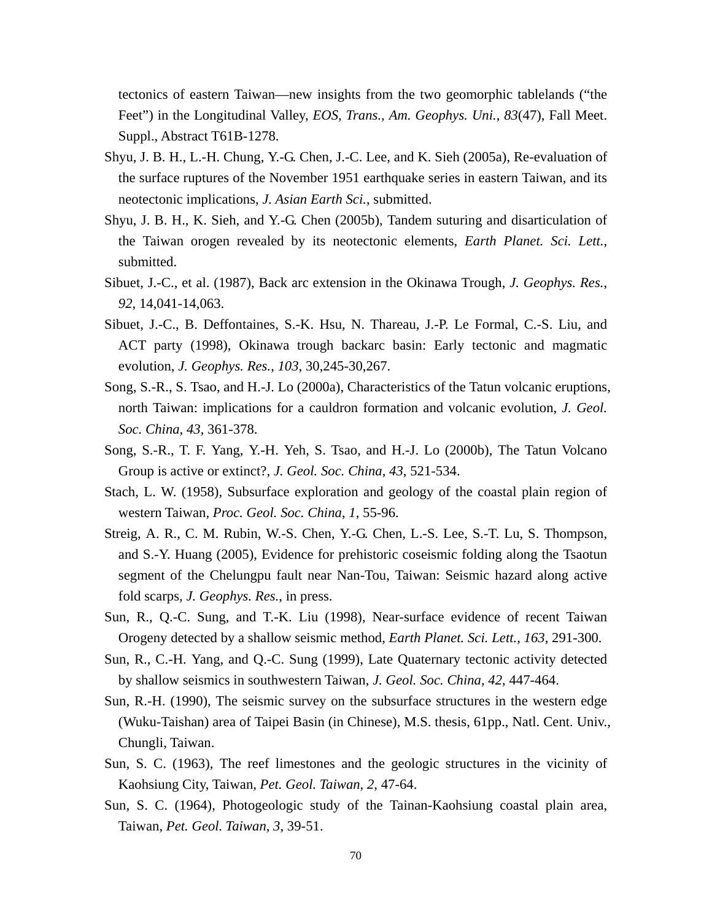tectonics of eastern Taiwan—new insights from the two geomorphic tablelands (“the Feet”) in the Longitudinal Valley, *EOS, Trans., Am. Geophys. Uni.*, *83*(47), Fall Meet. Suppl., Abstract T61B-1278.

Shyu, J. B. H., L.-H. Chung, Y.-G. Chen, J.-C. Lee, and K. Sieh (2005a), Re-evaluation of the surface ruptures of the November 1951 earthquake series in eastern Taiwan, and its neotectonic implications, *J. Asian Earth Sci.*, submitted.

Shyu, J. B. H., K. Sieh, and Y.-G. Chen (2005b), Tandem suturing and disarticulation of the Taiwan orogen revealed by its neotectonic elements, *Earth Planet. Sci. Lett.*, submitted.

Sibuet, J.-C., et al. (1987), Back arc extension in the Okinawa Trough, *J. Geophys. Res.*, *92*, 14,041-14,063.

Sibuet, J.-C., B. Deffontaines, S.-K. Hsu, N. Thareau, J.-P. Le Formal, C.-S. Liu, and ACT party (1998), Okinawa trough backarc basin: Early tectonic and magmatic evolution, *J. Geophys. Res.*, *103*, 30,245-30,267.

Song, S.-R., S. Tsao, and H.-J. Lo (2000a), Characteristics of the Tatun volcanic eruptions, north Taiwan: implications for a cauldron formation and volcanic evolution, *J. Geol. Soc. China*, *43*, 361-378.

Song, S.-R., T. F. Yang, Y.-H. Yeh, S. Tsao, and H.-J. Lo (2000b), The Tatun Volcano Group is active or extinct?, *J. Geol. Soc. China*, *43*, 521-534.

Stach, L. W. (1958), Subsurface exploration and geology of the coastal plain region of western Taiwan, *Proc. Geol. Soc. China*, *1*, 55-96.

Streig, A. R., C. M. Rubin, W.-S. Chen, Y.-G. Chen, L.-S. Lee, S.-T. Lu, S. Thompson, and S.-Y. Huang (2005), Evidence for prehistoric coseismic folding along the Tsaotun segment of the Chelungpu fault near Nan-Tou, Taiwan: Seismic hazard along active fold scarps, *J. Geophys. Res.*, in press.

Sun, R., Q.-C. Sung, and T.-K. Liu (1998), Near-surface evidence of recent Taiwan Orogeny detected by a shallow seismic method, *Earth Planet. Sci. Lett.*, *163*, 291-300.

Sun, R., C.-H. Yang, and Q.-C. Sung (1999), Late Quaternary tectonic activity detected by shallow seismics in southwestern Taiwan, *J. Geol. Soc. China*, *42*, 447-464.

Sun, R.-H. (1990), The seismic survey on the subsurface structures in the western edge (Wuku-Taishan) area of Taipei Basin (in Chinese), M.S. thesis, 61pp., Natl. Cent. Univ., Chungli, Taiwan.

Sun, S. C. (1963), The reef limestones and the geologic structures in the vicinity of Kaohsiung City, Taiwan, *Pet. Geol. Taiwan*, *2*, 47-64.

Sun, S. C. (1964), Photogeologic study of the Tainan-Kaohsiung coastal plain area, Taiwan, *Pet. Geol. Taiwan*, *3*, 39-51.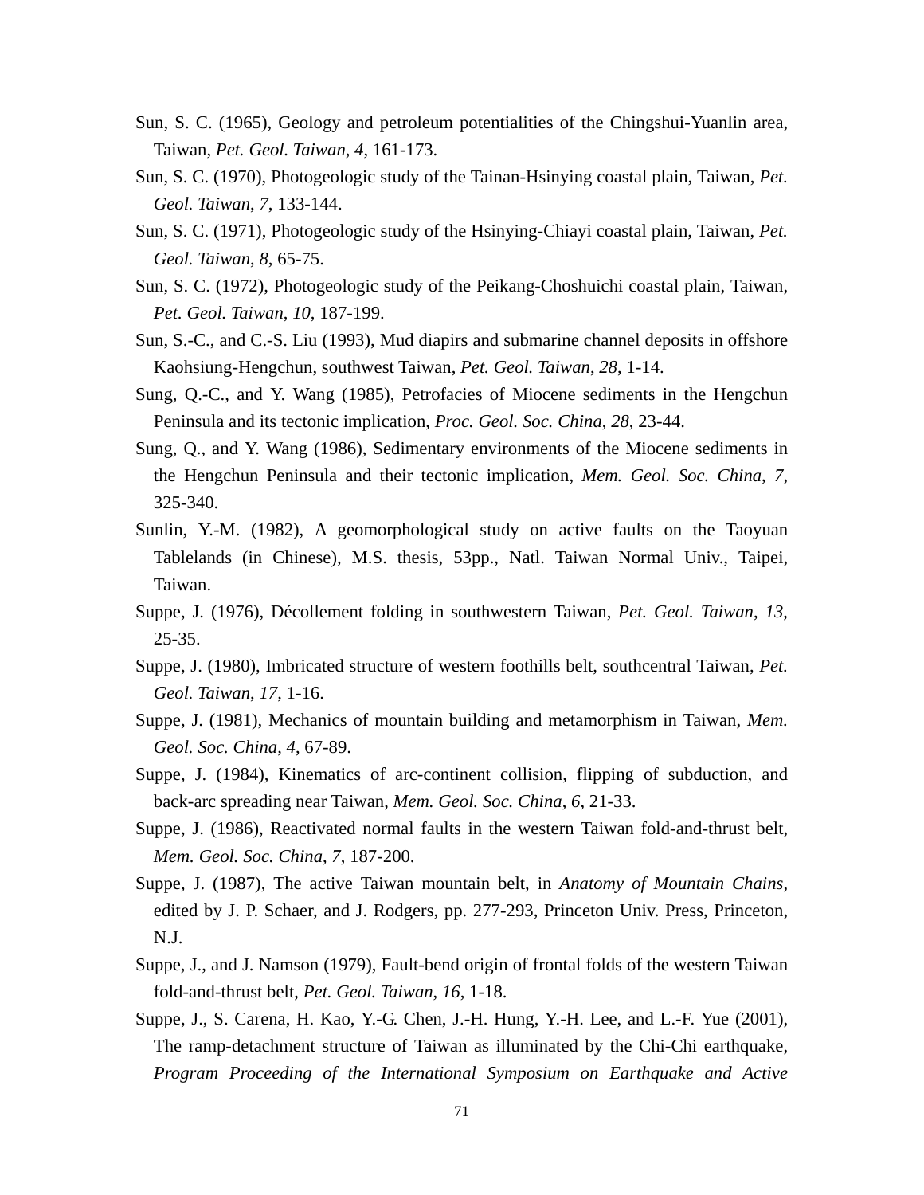Sun, S. C. (1965), Geology and petroleum potentialities of the Chingshui-Yuanlin area, Taiwan, *Pet. Geol. Taiwan*, *4*, 161-173.

Sun, S. C. (1970), Photogeologic study of the Tainan-Hsinying coastal plain, Taiwan, *Pet. Geol. Taiwan*, *7*, 133-144.

Sun, S. C. (1971), Photogeologic study of the Hsinying-Chiayi coastal plain, Taiwan, *Pet. Geol. Taiwan*, *8*, 65-75.

Sun, S. C. (1972), Photogeologic study of the Peikang-Choshuichi coastal plain, Taiwan, *Pet. Geol. Taiwan*, *10*, 187-199.

Sun, S.-C., and C.-S. Liu (1993), Mud diapirs and submarine channel deposits in offshore Kaohsiung-Hengchun, southwest Taiwan, *Pet. Geol. Taiwan*, *28*, 1-14.

Sung, Q.-C., and Y. Wang (1985), Petrofacies of Miocene sediments in the Hengchun Peninsula and its tectonic implication, *Proc. Geol. Soc. China*, *28*, 23-44.

Sung, Q., and Y. Wang (1986), Sedimentary environments of the Miocene sediments in the Hengchun Peninsula and their tectonic implication, *Mem. Geol. Soc. China*, *7*, 325-340.

Sunlin, Y.-M. (1982), A geomorphological study on active faults on the Taoyuan Tablelands (in Chinese), M.S. thesis, 53pp., Natl. Taiwan Normal Univ., Taipei, Taiwan.

Suppe, J. (1976), Décollement folding in southwestern Taiwan, *Pet. Geol. Taiwan*, *13*, 25-35.

Suppe, J. (1980), Imbricated structure of western foothills belt, southcentral Taiwan, *Pet. Geol. Taiwan*, *17*, 1-16.

Suppe, J. (1981), Mechanics of mountain building and metamorphism in Taiwan, *Mem. Geol. Soc. China*, *4*, 67-89.

Suppe, J. (1984), Kinematics of arc-continent collision, flipping of subduction, and back-arc spreading near Taiwan, *Mem. Geol. Soc. China*, *6*, 21-33.

Suppe, J. (1986), Reactivated normal faults in the western Taiwan fold-and-thrust belt, *Mem. Geol. Soc. China*, *7*, 187-200.

Suppe, J. (1987), The active Taiwan mountain belt, in *Anatomy of Mountain Chains*, edited by J. P. Schaer, and J. Rodgers, pp. 277-293, Princeton Univ. Press, Princeton, N.J.

Suppe, J., and J. Namson (1979), Fault-bend origin of frontal folds of the western Taiwan fold-and-thrust belt, *Pet. Geol. Taiwan*, *16*, 1-18.

Suppe, J., S. Carena, H. Kao, Y.-G. Chen, J.-H. Hung, Y.-H. Lee, and L.-F. Yue (2001), The ramp-detachment structure of Taiwan as illuminated by the Chi-Chi earthquake, *Program Proceeding of the International Symposium on Earthquake and Active*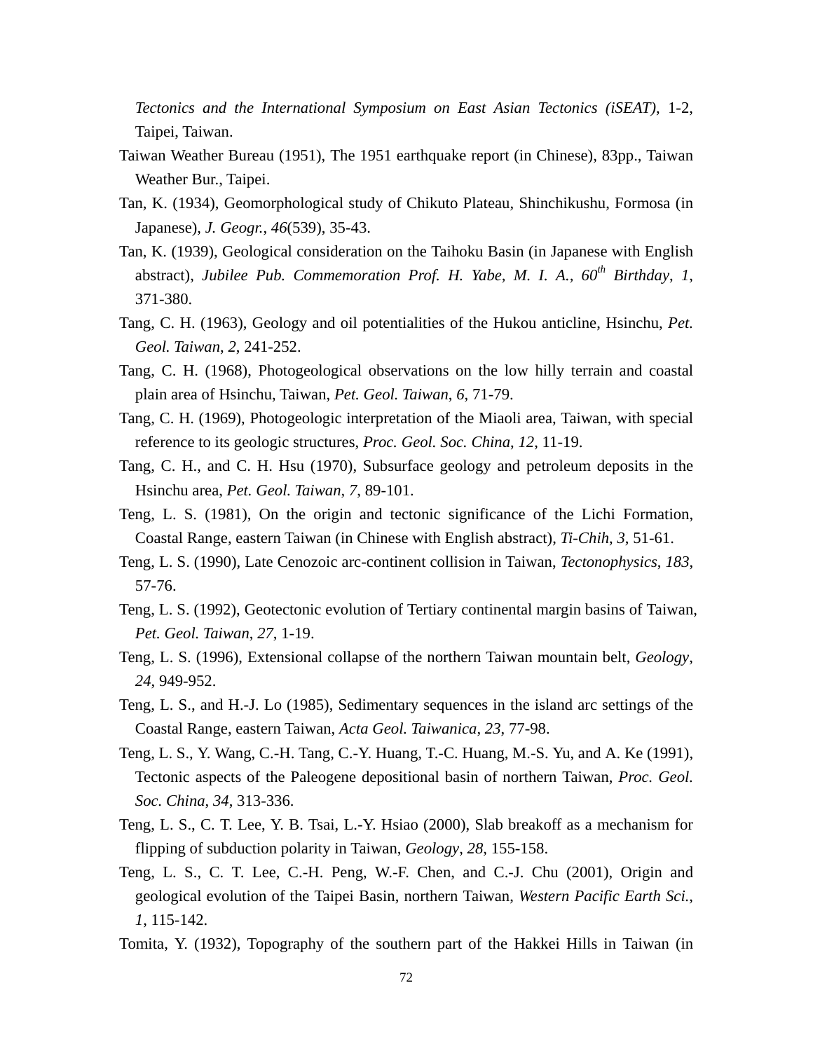*Tectonics and the International Symposium on East Asian Tectonics (iSEAT)*, 1-2, Taipei, Taiwan.

Taiwan Weather Bureau (1951), The 1951 earthquake report (in Chinese), 83pp., Taiwan Weather Bur., Taipei.

Tan, K. (1934), Geomorphological study of Chikuto Plateau, Shinchikushu, Formosa (in Japanese), *J. Geogr.*, *46*(539), 35-43.

Tan, K. (1939), Geological consideration on the Taihoku Basin (in Japanese with English abstract), *Jubilee Pub. Commemoration Prof. H. Yabe, M. I. A., 60th Birthday*, *1*, 371-380.

Tang, C. H. (1963), Geology and oil potentialities of the Hukou anticline, Hsinchu, *Pet. Geol. Taiwan*, *2*, 241-252.

Tang, C. H. (1968), Photogeological observations on the low hilly terrain and coastal plain area of Hsinchu, Taiwan, *Pet. Geol. Taiwan*, *6*, 71-79.

Tang, C. H. (1969), Photogeologic interpretation of the Miaoli area, Taiwan, with special reference to its geologic structures, *Proc. Geol. Soc. China*, *12*, 11-19.

Tang, C. H., and C. H. Hsu (1970), Subsurface geology and petroleum deposits in the Hsinchu area, *Pet. Geol. Taiwan*, *7*, 89-101.

Teng, L. S. (1981), On the origin and tectonic significance of the Lichi Formation, Coastal Range, eastern Taiwan (in Chinese with English abstract), *Ti-Chih*, *3*, 51-61.

Teng, L. S. (1990), Late Cenozoic arc-continent collision in Taiwan, *Tectonophysics*, *183*, 57-76.

Teng, L. S. (1992), Geotectonic evolution of Tertiary continental margin basins of Taiwan, *Pet. Geol. Taiwan*, *27*, 1-19.

Teng, L. S. (1996), Extensional collapse of the northern Taiwan mountain belt, *Geology*, *24*, 949-952.

Teng, L. S., and H.-J. Lo (1985), Sedimentary sequences in the island arc settings of the Coastal Range, eastern Taiwan, *Acta Geol. Taiwanica*, *23*, 77-98.

Teng, L. S., Y. Wang, C.-H. Tang, C.-Y. Huang, T.-C. Huang, M.-S. Yu, and A. Ke (1991), Tectonic aspects of the Paleogene depositional basin of northern Taiwan, *Proc. Geol. Soc. China*, *34*, 313-336.

Teng, L. S., C. T. Lee, Y. B. Tsai, L.-Y. Hsiao (2000), Slab breakoff as a mechanism for flipping of subduction polarity in Taiwan, *Geology*, *28*, 155-158.

Teng, L. S., C. T. Lee, C.-H. Peng, W.-F. Chen, and C.-J. Chu (2001), Origin and geological evolution of the Taipei Basin, northern Taiwan, *Western Pacific Earth Sci.*, *1*, 115-142.

Tomita, Y. (1932), Topography of the southern part of the Hakkei Hills in Taiwan (in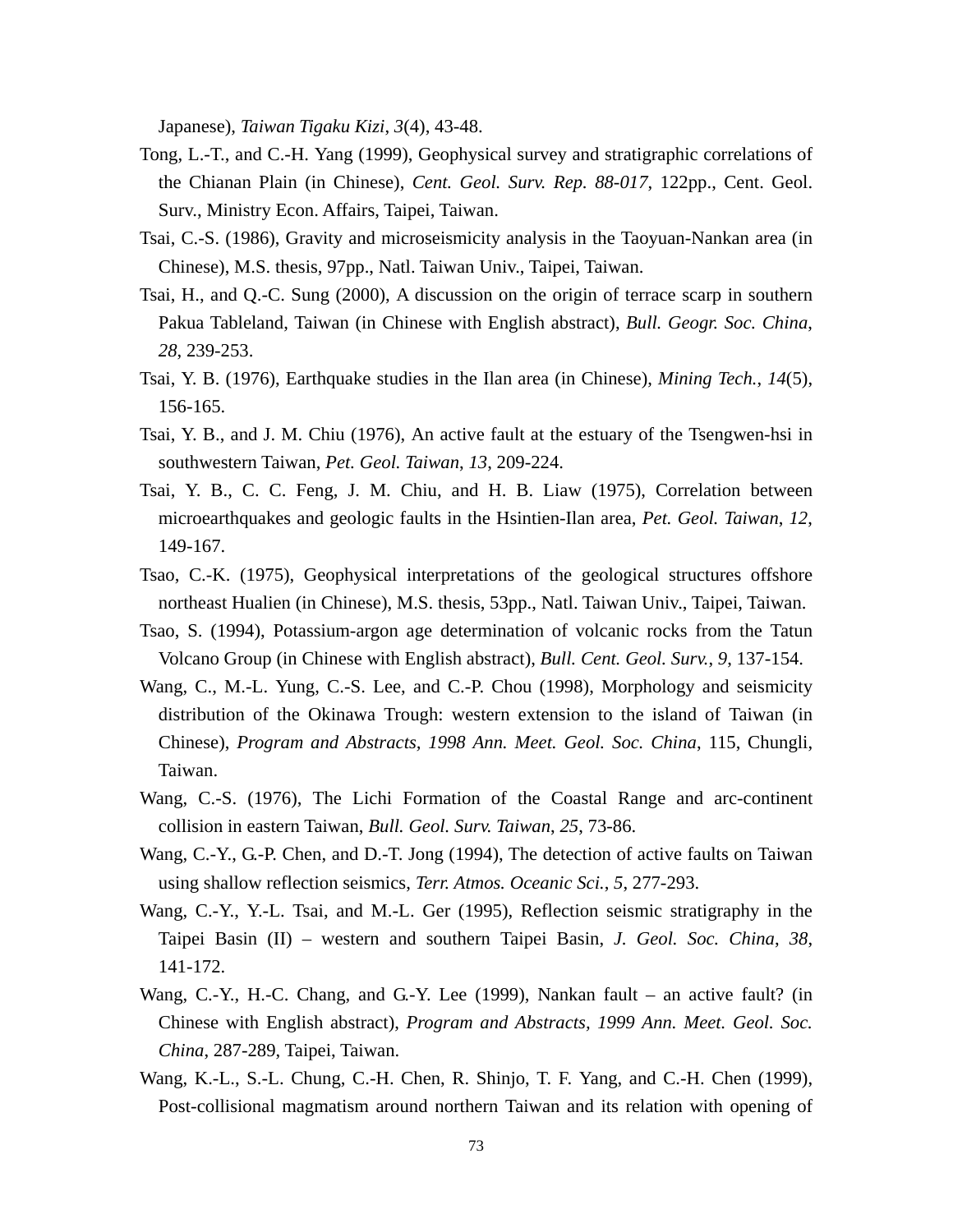Japanese), *Taiwan Tigaku Kizi*, *3*(4), 43-48.

Tong, L.-T., and C.-H. Yang (1999), Geophysical survey and stratigraphic correlations of the Chianan Plain (in Chinese), *Cent. Geol. Surv. Rep. 88-017*, 122pp., Cent. Geol. Surv., Ministry Econ. Affairs, Taipei, Taiwan.

Tsai, C.-S. (1986), Gravity and microseismicity analysis in the Taoyuan-Nankan area (in Chinese), M.S. thesis, 97pp., Natl. Taiwan Univ., Taipei, Taiwan.

Tsai, H., and Q.-C. Sung (2000), A discussion on the origin of terrace scarp in southern Pakua Tableland, Taiwan (in Chinese with English abstract), *Bull. Geogr. Soc. China*, *28*, 239-253.

Tsai, Y. B. (1976), Earthquake studies in the Ilan area (in Chinese), *Mining Tech.*, *14*(5), 156-165.

Tsai, Y. B., and J. M. Chiu (1976), An active fault at the estuary of the Tsengwen-hsi in southwestern Taiwan, *Pet. Geol. Taiwan*, *13*, 209-224.

Tsai, Y. B., C. C. Feng, J. M. Chiu, and H. B. Liaw (1975), Correlation between microearthquakes and geologic faults in the Hsintien-Ilan area, *Pet. Geol. Taiwan*, *12*, 149-167.

Tsao, C.-K. (1975), Geophysical interpretations of the geological structures offshore northeast Hualien (in Chinese), M.S. thesis, 53pp., Natl. Taiwan Univ., Taipei, Taiwan.

Tsao, S. (1994), Potassium-argon age determination of volcanic rocks from the Tatun Volcano Group (in Chinese with English abstract), *Bull. Cent. Geol. Surv.*, *9*, 137-154.

Wang, C., M.-L. Yung, C.-S. Lee, and C.-P. Chou (1998), Morphology and seismicity distribution of the Okinawa Trough: western extension to the island of Taiwan (in Chinese), *Program and Abstracts*, *1998 Ann. Meet. Geol. Soc. China*, 115, Chungli, Taiwan.

Wang, C.-S. (1976), The Lichi Formation of the Coastal Range and arc-continent collision in eastern Taiwan, *Bull. Geol. Surv. Taiwan*, *25*, 73-86.

Wang, C.-Y., G.-P. Chen, and D.-T. Jong (1994), The detection of active faults on Taiwan using shallow reflection seismics, *Terr. Atmos. Oceanic Sci.*, *5*, 277-293.

Wang, C.-Y., Y.-L. Tsai, and M.-L. Ger (1995), Reflection seismic stratigraphy in the Taipei Basin (II) – western and southern Taipei Basin, *J. Geol. Soc. China*, *38*, 141-172.

Wang, C.-Y., H.-C. Chang, and G.-Y. Lee (1999), Nankan fault – an active fault? (in Chinese with English abstract), *Program and Abstracts, 1999 Ann. Meet. Geol. Soc. China*, 287-289, Taipei, Taiwan.

Wang, K.-L., S.-L. Chung, C.-H. Chen, R. Shinjo, T. F. Yang, and C.-H. Chen (1999), Post-collisional magmatism around northern Taiwan and its relation with opening of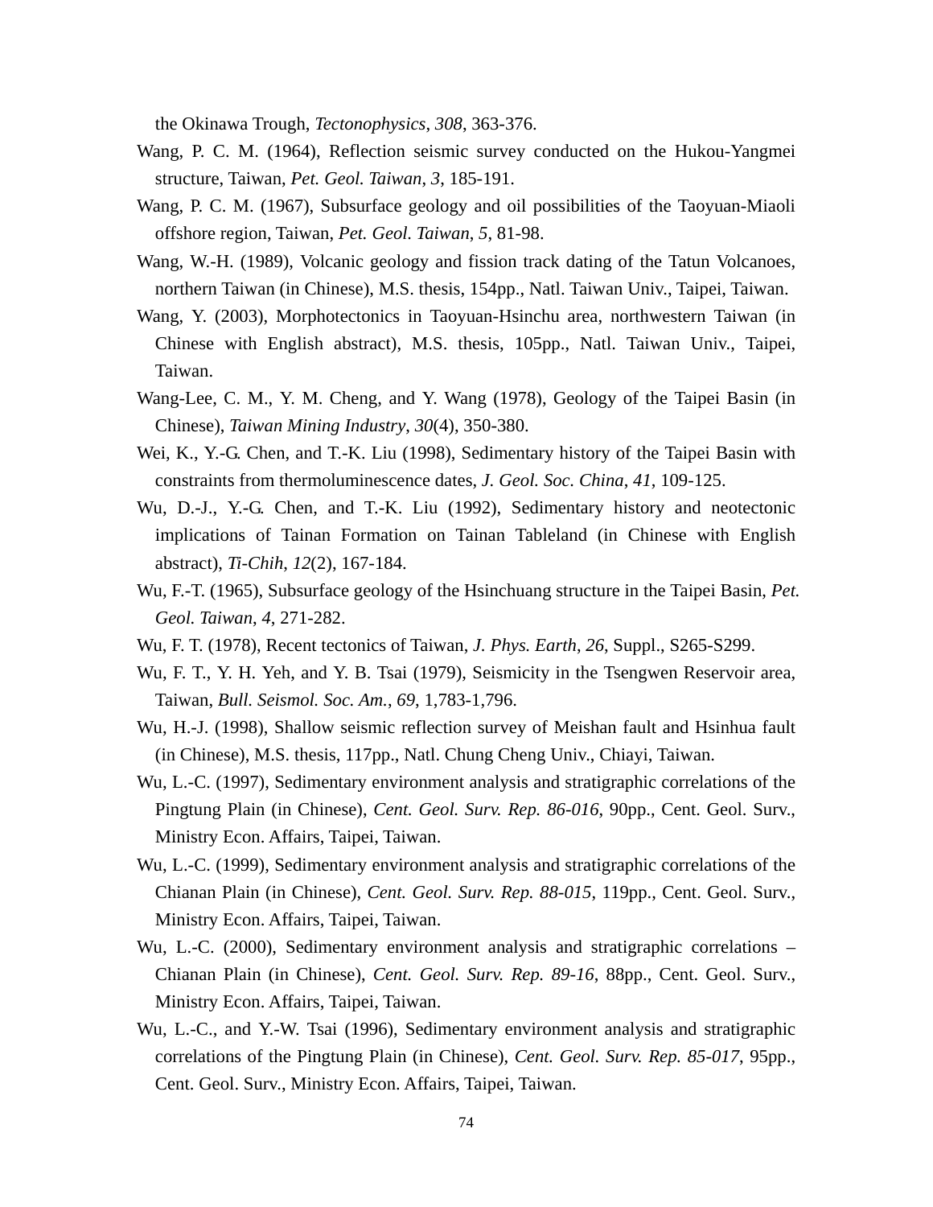the Okinawa Trough, *Tectonophysics*, *308*, 363-376.

Wang, P. C. M. (1964), Reflection seismic survey conducted on the Hukou-Yangmei structure, Taiwan, *Pet. Geol. Taiwan*, *3*, 185-191.

Wang, P. C. M. (1967), Subsurface geology and oil possibilities of the Taoyuan-Miaoli offshore region, Taiwan, *Pet. Geol. Taiwan*, *5*, 81-98.

Wang, W.-H. (1989), Volcanic geology and fission track dating of the Tatun Volcanoes, northern Taiwan (in Chinese), M.S. thesis, 154pp., Natl. Taiwan Univ., Taipei, Taiwan.

Wang, Y. (2003), Morphotectonics in Taoyuan-Hsinchu area, northwestern Taiwan (in Chinese with English abstract), M.S. thesis, 105pp., Natl. Taiwan Univ., Taipei, Taiwan.

Wang-Lee, C. M., Y. M. Cheng, and Y. Wang (1978), Geology of the Taipei Basin (in Chinese), *Taiwan Mining Industry*, *30*(4), 350-380.

Wei, K., Y.-G. Chen, and T.-K. Liu (1998), Sedimentary history of the Taipei Basin with constraints from thermoluminescence dates, *J. Geol. Soc. China*, *41*, 109-125.

Wu, D.-J., Y.-G. Chen, and T.-K. Liu (1992), Sedimentary history and neotectonic implications of Tainan Formation on Tainan Tableland (in Chinese with English abstract), *Ti-Chih*, *12*(2), 167-184.

Wu, F.-T. (1965), Subsurface geology of the Hsinchuang structure in the Taipei Basin, *Pet. Geol. Taiwan*, *4*, 271-282.

Wu, F. T. (1978), Recent tectonics of Taiwan, *J. Phys. Earth*, *26*, Suppl., S265-S299.

Wu, F. T., Y. H. Yeh, and Y. B. Tsai (1979), Seismicity in the Tsengwen Reservoir area, Taiwan, *Bull. Seismol. Soc. Am.*, *69*, 1,783-1,796.

Wu, H.-J. (1998), Shallow seismic reflection survey of Meishan fault and Hsinhua fault (in Chinese), M.S. thesis, 117pp., Natl. Chung Cheng Univ., Chiayi, Taiwan.

Wu, L.-C. (1997), Sedimentary environment analysis and stratigraphic correlations of the Pingtung Plain (in Chinese), *Cent. Geol. Surv. Rep. 86-016*, 90pp., Cent. Geol. Surv., Ministry Econ. Affairs, Taipei, Taiwan.

Wu, L.-C. (1999), Sedimentary environment analysis and stratigraphic correlations of the Chianan Plain (in Chinese), *Cent. Geol. Surv. Rep. 88-015*, 119pp., Cent. Geol. Surv., Ministry Econ. Affairs, Taipei, Taiwan.

Wu, L.-C. (2000), Sedimentary environment analysis and stratigraphic correlations – Chianan Plain (in Chinese), *Cent. Geol. Surv. Rep. 89-16*, 88pp., Cent. Geol. Surv., Ministry Econ. Affairs, Taipei, Taiwan.

Wu, L.-C., and Y.-W. Tsai (1996), Sedimentary environment analysis and stratigraphic correlations of the Pingtung Plain (in Chinese), *Cent. Geol. Surv. Rep. 85-017*, 95pp., Cent. Geol. Surv., Ministry Econ. Affairs, Taipei, Taiwan.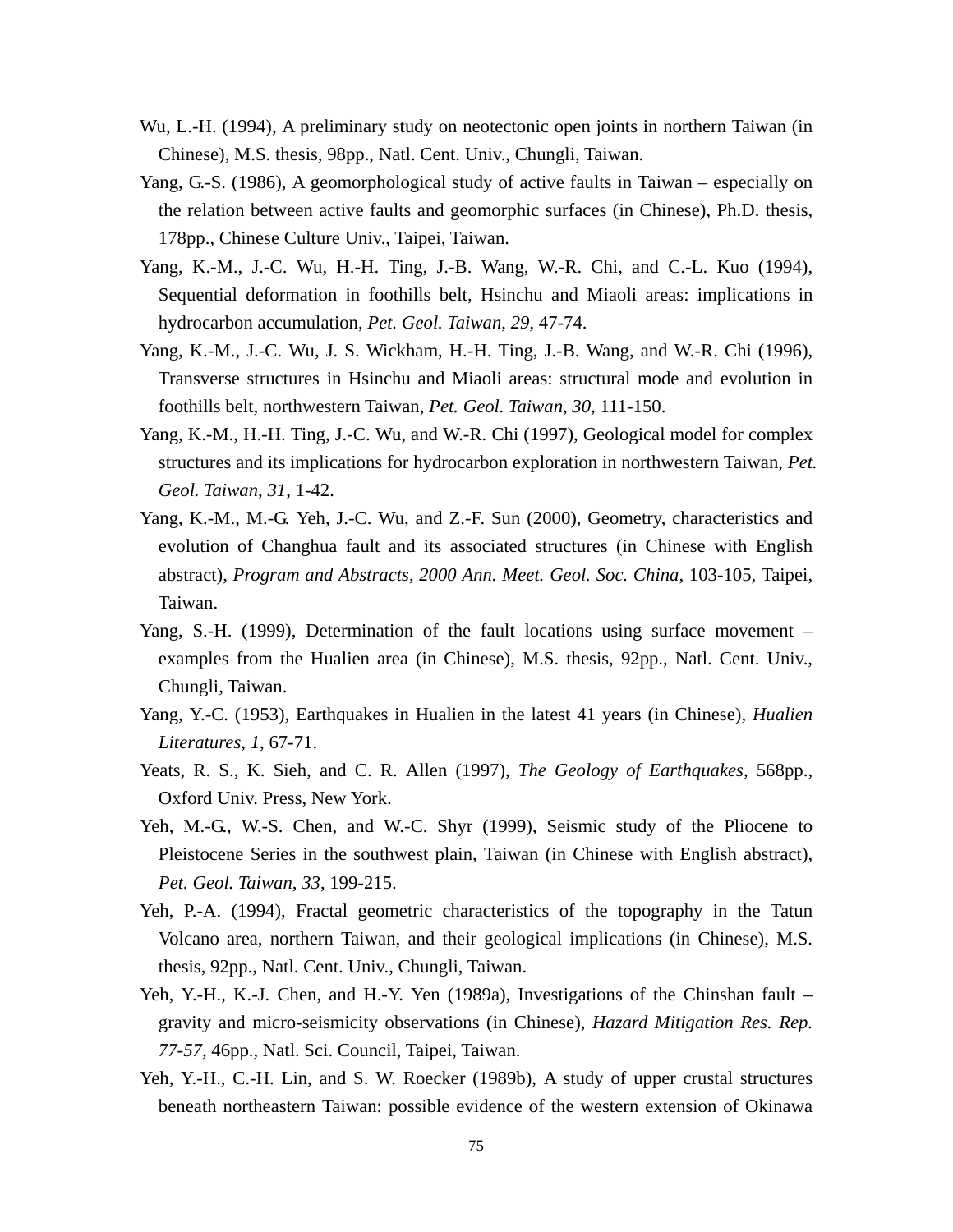Wu, L.-H. (1994), A preliminary study on neotectonic open joints in northern Taiwan (in Chinese), M.S. thesis, 98pp., Natl. Cent. Univ., Chungli, Taiwan.

Yang, G.-S. (1986), A geomorphological study of active faults in Taiwan – especially on the relation between active faults and geomorphic surfaces (in Chinese), Ph.D. thesis, 178pp., Chinese Culture Univ., Taipei, Taiwan.

Yang, K.-M., J.-C. Wu, H.-H. Ting, J.-B. Wang, W.-R. Chi, and C.-L. Kuo (1994), Sequential deformation in foothills belt, Hsinchu and Miaoli areas: implications in hydrocarbon accumulation, *Pet. Geol. Taiwan*, *29*, 47-74.

Yang, K.-M., J.-C. Wu, J. S. Wickham, H.-H. Ting, J.-B. Wang, and W.-R. Chi (1996), Transverse structures in Hsinchu and Miaoli areas: structural mode and evolution in foothills belt, northwestern Taiwan, *Pet. Geol. Taiwan*, *30*, 111-150.

Yang, K.-M., H.-H. Ting, J.-C. Wu, and W.-R. Chi (1997), Geological model for complex structures and its implications for hydrocarbon exploration in northwestern Taiwan, *Pet. Geol. Taiwan*, *31*, 1-42.

Yang, K.-M., M.-G. Yeh, J.-C. Wu, and Z.-F. Sun (2000), Geometry, characteristics and evolution of Changhua fault and its associated structures (in Chinese with English abstract), *Program and Abstracts*, *2000 Ann. Meet. Geol. Soc. China*, 103-105, Taipei, Taiwan.

Yang, S.-H. (1999), Determination of the fault locations using surface movement – examples from the Hualien area (in Chinese), M.S. thesis, 92pp., Natl. Cent. Univ., Chungli, Taiwan.

Yang, Y.-C. (1953), Earthquakes in Hualien in the latest 41 years (in Chinese), *Hualien Literatures*, *1*, 67-71.

Yeats, R. S., K. Sieh, and C. R. Allen (1997), *The Geology of Earthquakes*, 568pp., Oxford Univ. Press, New York.

Yeh, M.-G., W.-S. Chen, and W.-C. Shyr (1999), Seismic study of the Pliocene to Pleistocene Series in the southwest plain, Taiwan (in Chinese with English abstract), *Pet. Geol. Taiwan*, *33*, 199-215.

Yeh, P.-A. (1994), Fractal geometric characteristics of the topography in the Tatun Volcano area, northern Taiwan, and their geological implications (in Chinese), M.S. thesis, 92pp., Natl. Cent. Univ., Chungli, Taiwan.

Yeh, Y.-H., K.-J. Chen, and H.-Y. Yen (1989a), Investigations of the Chinshan fault – gravity and micro-seismicity observations (in Chinese), *Hazard Mitigation Res. Rep. 77-57*, 46pp., Natl. Sci. Council, Taipei, Taiwan.

Yeh, Y.-H., C.-H. Lin, and S. W. Roecker (1989b), A study of upper crustal structures beneath northeastern Taiwan: possible evidence of the western extension of Okinawa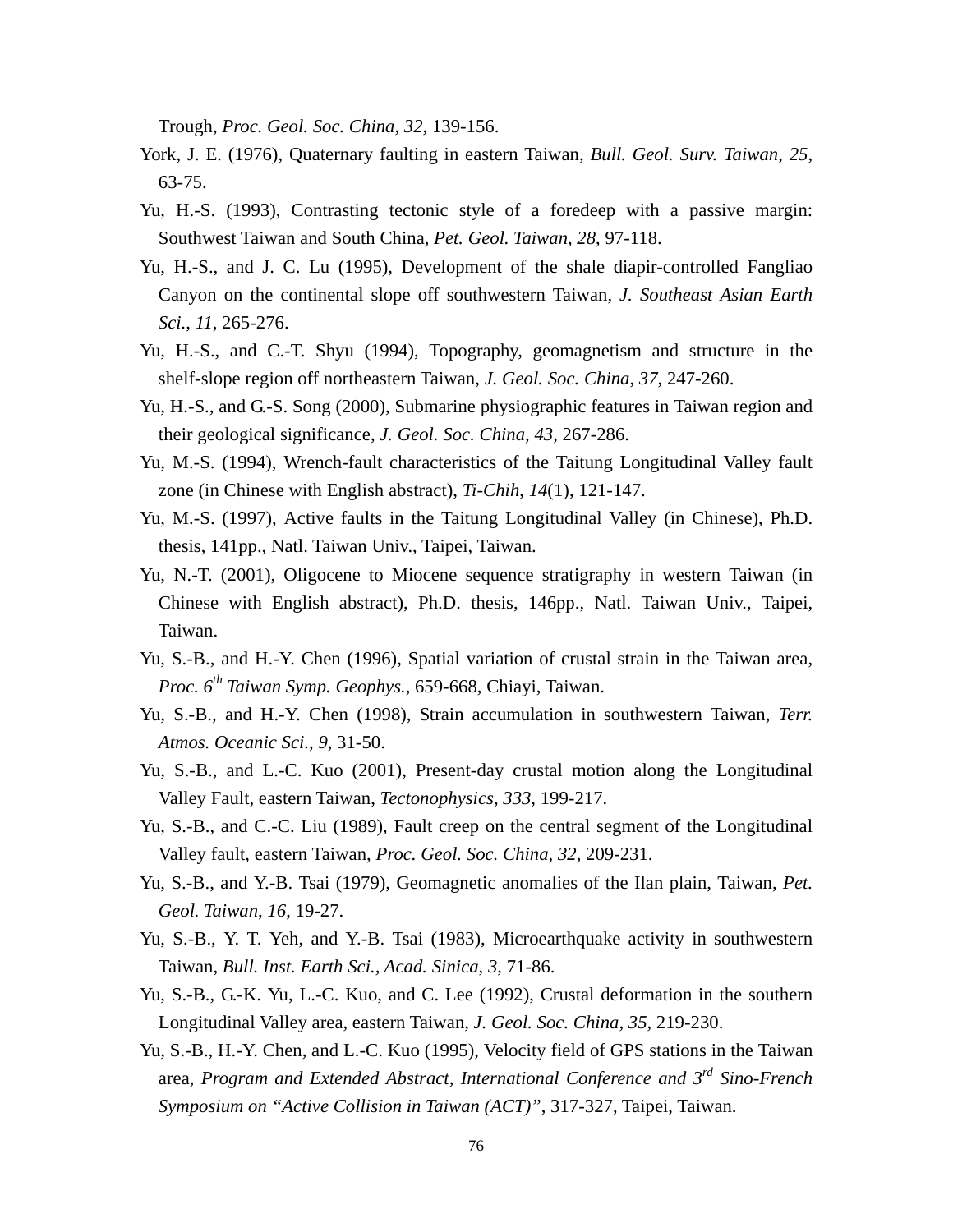Trough, *Proc. Geol. Soc. China*, *32*, 139-156.

York, J. E. (1976), Quaternary faulting in eastern Taiwan, *Bull. Geol. Surv. Taiwan*, *25*, 63-75.

Yu, H.-S. (1993), Contrasting tectonic style of a foredeep with a passive margin: Southwest Taiwan and South China, *Pet. Geol. Taiwan*, *28*, 97-118.

Yu, H.-S., and J. C. Lu (1995), Development of the shale diapir-controlled Fangliao Canyon on the continental slope off southwestern Taiwan, *J. Southeast Asian Earth Sci.*, *11*, 265-276.

Yu, H.-S., and C.-T. Shyu (1994), Topography, geomagnetism and structure in the shelf-slope region off northeastern Taiwan, *J. Geol. Soc. China*, *37*, 247-260.

Yu, H.-S., and G.-S. Song (2000), Submarine physiographic features in Taiwan region and their geological significance, *J. Geol. Soc. China*, *43*, 267-286.

Yu, M.-S. (1994), Wrench-fault characteristics of the Taitung Longitudinal Valley fault zone (in Chinese with English abstract), *Ti-Chih*, *14*(1), 121-147.

Yu, M.-S. (1997), Active faults in the Taitung Longitudinal Valley (in Chinese), Ph.D. thesis, 141pp., Natl. Taiwan Univ., Taipei, Taiwan.

Yu, N.-T. (2001), Oligocene to Miocene sequence stratigraphy in western Taiwan (in Chinese with English abstract), Ph.D. thesis, 146pp., Natl. Taiwan Univ., Taipei, Taiwan.

Yu, S.-B., and H.-Y. Chen (1996), Spatial variation of crustal strain in the Taiwan area, *Proc. 6th Taiwan Symp. Geophys.*, 659-668, Chiayi, Taiwan.

Yu, S.-B., and H.-Y. Chen (1998), Strain accumulation in southwestern Taiwan, *Terr. Atmos. Oceanic Sci.*, *9*, 31-50.

Yu, S.-B., and L.-C. Kuo (2001), Present-day crustal motion along the Longitudinal Valley Fault, eastern Taiwan, *Tectonophysics*, *333*, 199-217.

Yu, S.-B., and C.-C. Liu (1989), Fault creep on the central segment of the Longitudinal Valley fault, eastern Taiwan, *Proc. Geol. Soc. China*, *32*, 209-231.

Yu, S.-B., and Y.-B. Tsai (1979), Geomagnetic anomalies of the Ilan plain, Taiwan, *Pet. Geol. Taiwan*, *16*, 19-27.

Yu, S.-B., Y. T. Yeh, and Y.-B. Tsai (1983), Microearthquake activity in southwestern Taiwan, *Bull. Inst. Earth Sci., Acad. Sinica*, *3*, 71-86.

Yu, S.-B., G.-K. Yu, L.-C. Kuo, and C. Lee (1992), Crustal deformation in the southern Longitudinal Valley area, eastern Taiwan, *J. Geol. Soc. China*, *35*, 219-230.

Yu, S.-B., H.-Y. Chen, and L.-C. Kuo (1995), Velocity field of GPS stations in the Taiwan area, *Program and Extended Abstract, International Conference and 3rd Sino-French Symposium on "Active Collision in Taiwan (ACT)"*, 317-327, Taipei, Taiwan.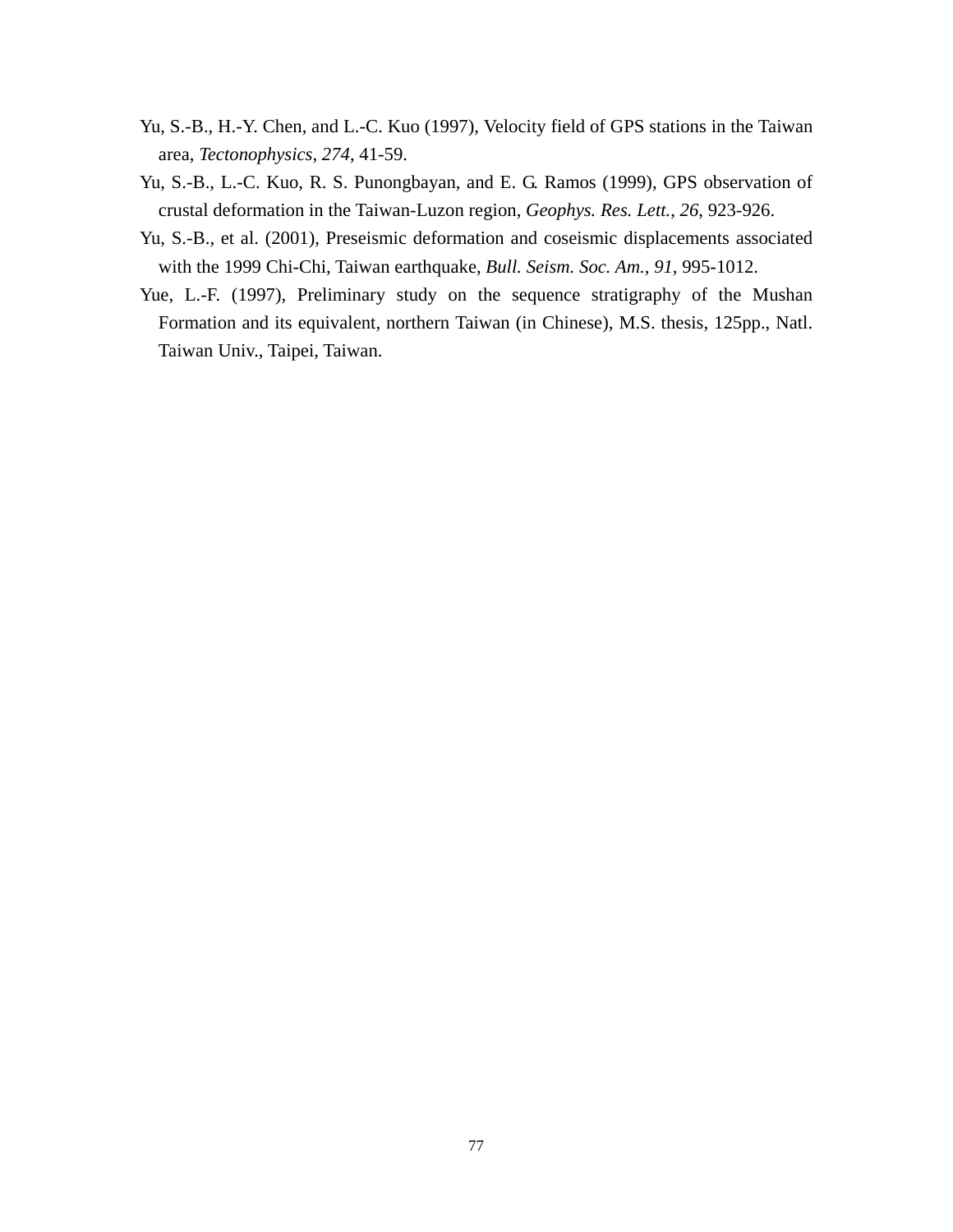Yu, S.-B., H.-Y. Chen, and L.-C. Kuo (1997), Velocity field of GPS stations in the Taiwan area, *Tectonophysics*, *274*, 41-59.

Yu, S.-B., L.-C. Kuo, R. S. Punongbayan, and E. G. Ramos (1999), GPS observation of crustal deformation in the Taiwan-Luzon region, *Geophys. Res. Lett.*, *26*, 923-926.

Yu, S.-B., et al. (2001), Preseismic deformation and coseismic displacements associated with the 1999 Chi-Chi, Taiwan earthquake, *Bull. Seism. Soc. Am.*, *91*, 995-1012.

Yue, L.-F. (1997), Preliminary study on the sequence stratigraphy of the Mushan Formation and its equivalent, northern Taiwan (in Chinese), M.S. thesis, 125pp., Natl. Taiwan Univ., Taipei, Taiwan.